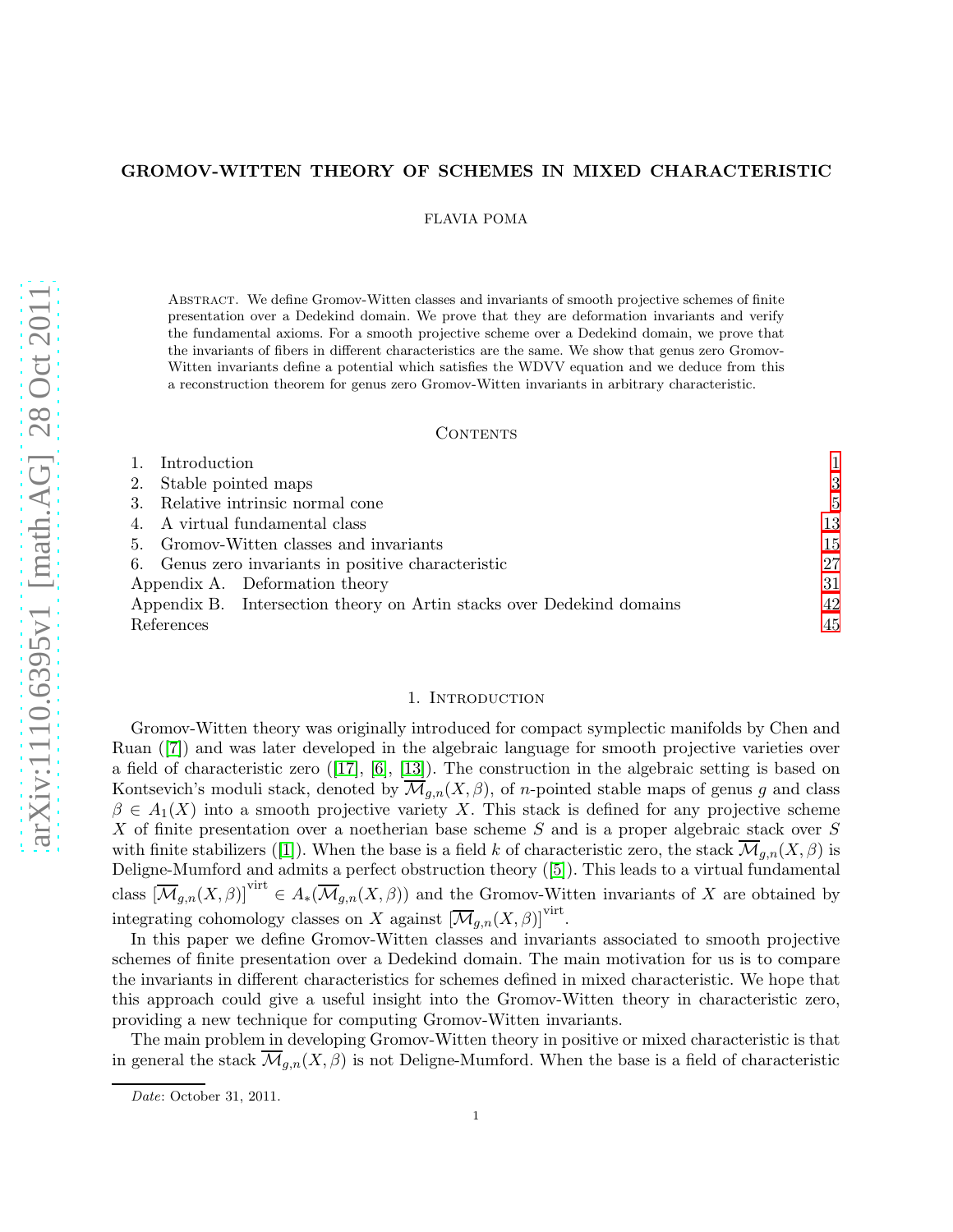# GROMOV-WITTEN THEORY OF SCHEMES IN MIXED CHARACTERISTIC

FLAVIA POMA

Abstract. We define Gromov-Witten classes and invariants of smooth projective schemes of finite presentation over a Dedekind domain. We prove that they are deformation invariants and verify the fundamental axioms. For a smooth projective scheme over a Dedekind domain, we prove that the invariants of fibers in different characteristics are the same. We show that genus zero Gromov-Witten invariants define a potential which satisfies the WDVV equation and we deduce from this a reconstruction theorem for genus zero Gromov-Witten invariants in arbitrary characteristic.

## Contents

1. Introduction 1
2. Stable pointed maps 3
3. Relative intrinsic normal cone 5
4. A virtual fundamental class 13
5. Gromov-Witten classes and invariants 15
6. Genus zero invariants in positive characteristic 27

Appendix A. Deformation theory 31

Appendix B. Intersection theory on Artin stacks over Dedekind domains 42

References 45

## 1. Introduction

Gromov-Witten theory was originally introduced for compact symplectic manifolds by Chen and Ruan ([7]) and was later developed in the algebraic language for smooth projective varieties over a field of characteristic zero ([17], [6], [13]). The construction in the algebraic setting is based on Kontsevich's moduli stack, denoted by $\overline{\mathcal{M}}_{g,n}(X,\beta)$, of $n$-pointed stable maps of genus $g$ and class $\beta \in A_1(X)$ into a smooth projective variety $X$. This stack is defined for any projective scheme $X$ of finite presentation over a noetherian base scheme $S$ and is a proper algebraic stack over $S$ with finite stabilizers ([1]). When the base is a field $k$ of characteristic zero, the stack $\overline{\mathcal{M}}_{g,n}(X,\beta)$ is Deligne-Mumford and admits a perfect obstruction theory ([5]). This leads to a virtual fundamental class $[\overline{\mathcal{M}}_{g,n}(X,\beta)]^{\mathrm{virt}} \in A_*(\overline{\mathcal{M}}_{g,n}(X,\beta))$ and the Gromov-Witten invariants of $X$ are obtained by integrating cohomology classes on $X$ against $[\overline{\mathcal{M}}_{g,n}(X,\beta)]^{\mathrm{virt}}$.

In this paper we define Gromov-Witten classes and invariants associated to smooth projective schemes of finite presentation over a Dedekind domain. The main motivation for us is to compare the invariants in different characteristics for schemes defined in mixed characteristic. We hope that this approach could give a useful insight into the Gromov-Witten theory in characteristic zero, providing a new technique for computing Gromov-Witten invariants.

The main problem in developing Gromov-Witten theory in positive or mixed characteristic is that in general the stack $\overline{\mathcal{M}}_{g,n}(X,\beta)$ is not Deligne-Mumford. When the base is a field of characteristic

*Date*: October 31, 2011.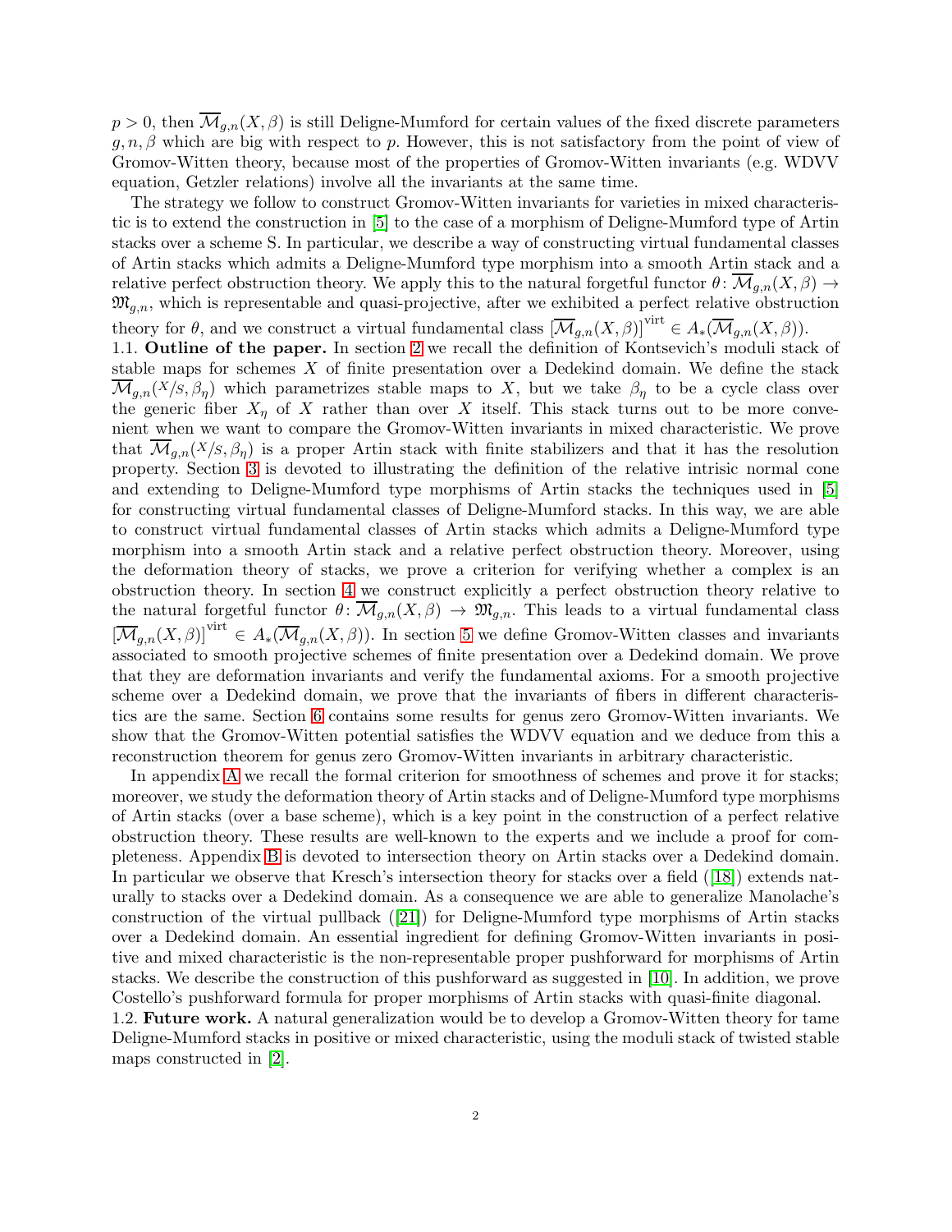$p > 0$, then $\overline{\mathcal{M}}_{g,n}(X, \beta)$ is still Deligne-Mumford for certain values of the fixed discrete parameters $g, n, \beta$ which are big with respect to $p$. However, this is not satisfactory from the point of view of Gromov-Witten theory, because most of the properties of Gromov-Witten invariants (e.g. WDVV equation, Getzler relations) involve all the invariants at the same time.

The strategy we follow to construct Gromov-Witten invariants for varieties in mixed characteristic is to extend the construction in [5] to the case of a morphism of Deligne-Mumford type of Artin stacks over a scheme S. In particular, we describe a way of constructing virtual fundamental classes of Artin stacks which admits a Deligne-Mumford type morphism into a smooth Artin stack and a relative perfect obstruction theory. We apply this to the natural forgetful functor $\theta \colon \overline{\mathcal{M}}_{g,n}(X, \beta) \to \mathfrak{M}_{g,n}$, which is representable and quasi-projective, after we exhibited a perfect relative obstruction theory for $\theta$, and we construct a virtual fundamental class $[\overline{\mathcal{M}}_{g,n}(X, \beta)]^{\text{virt}} \in A_*(\overline{\mathcal{M}}_{g,n}(X, \beta))$.

1.1. **Outline of the paper.** In section 2 we recall the definition of Kontsevich's moduli stack of stable maps for schemes $X$ of finite presentation over a Dedekind domain. We define the stack $\overline{\mathcal{M}}_{g,n}({}^{X}\!/\!{}_{S}, \beta_\eta)$ which parametrizes stable maps to $X$, but we take $\beta_\eta$ to be a cycle class over the generic fiber $X_\eta$ of $X$ rather than over $X$ itself. This stack turns out to be more convenient when we want to compare the Gromov-Witten invariants in mixed characteristic. We prove that $\overline{\mathcal{M}}_{g,n}({}^{X}\!/\!{}_{S}, \beta_\eta)$ is a proper Artin stack with finite stabilizers and that it has the resolution property. Section 3 is devoted to illustrating the definition of the relative intrisic normal cone and extending to Deligne-Mumford type morphisms of Artin stacks the techniques used in [5] for constructing virtual fundamental classes of Deligne-Mumford stacks. In this way, we are able to construct virtual fundamental classes of Artin stacks which admits a Deligne-Mumford type morphism into a smooth Artin stack and a relative perfect obstruction theory. Moreover, using the deformation theory of stacks, we prove a criterion for verifying whether a complex is an obstruction theory. In section 4 we construct explicitly a perfect obstruction theory relative to the natural forgetful functor $\theta \colon \overline{\mathcal{M}}_{g,n}(X, \beta) \to \mathfrak{M}_{g,n}$. This leads to a virtual fundamental class $[\overline{\mathcal{M}}_{g,n}(X, \beta)]^{\text{virt}} \in A_*(\overline{\mathcal{M}}_{g,n}(X, \beta))$. In section 5 we define Gromov-Witten classes and invariants associated to smooth projective schemes of finite presentation over a Dedekind domain. We prove that they are deformation invariants and verify the fundamental axioms. For a smooth projective scheme over a Dedekind domain, we prove that the invariants of fibers in different characteristics are the same. Section 6 contains some results for genus zero Gromov-Witten invariants. We show that the Gromov-Witten potential satisfies the WDVV equation and we deduce from this a reconstruction theorem for genus zero Gromov-Witten invariants in arbitrary characteristic.

In appendix A we recall the formal criterion for smoothness of schemes and prove it for stacks; moreover, we study the deformation theory of Artin stacks and of Deligne-Mumford type morphisms of Artin stacks (over a base scheme), which is a key point in the construction of a perfect relative obstruction theory. These results are well-known to the experts and we include a proof for completeness. Appendix B is devoted to intersection theory on Artin stacks over a Dedekind domain. In particular we observe that Kresch's intersection theory for stacks over a field ([18]) extends naturally to stacks over a Dedekind domain. As a consequence we are able to generalize Manolache's construction of the virtual pullback ([21]) for Deligne-Mumford type morphisms of Artin stacks over a Dedekind domain. An essential ingredient for defining Gromov-Witten invariants in positive and mixed characteristic is the non-representable proper pushforward for morphisms of Artin stacks. We describe the construction of this pushforward as suggested in [10]. In addition, we prove Costello's pushforward formula for proper morphisms of Artin stacks with quasi-finite diagonal.

1.2. **Future work.** A natural generalization would be to develop a Gromov-Witten theory for tame Deligne-Mumford stacks in positive or mixed characteristic, using the moduli stack of twisted stable maps constructed in [2].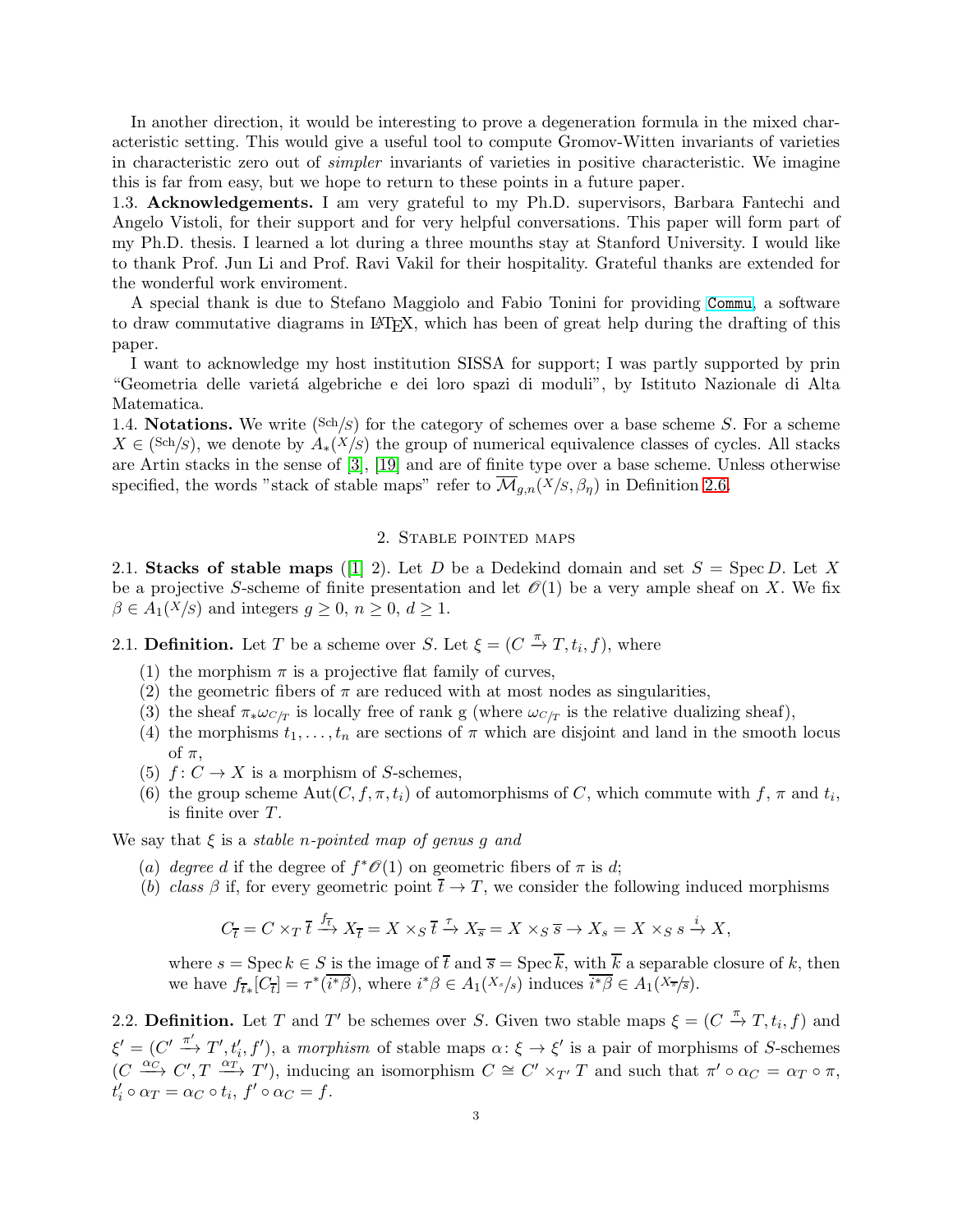In another direction, it would be interesting to prove a degeneration formula in the mixed characteristic setting. This would give a useful tool to compute Gromov-Witten invariants of varieties in characteristic zero out of *simpler* invariants of varieties in positive characteristic. We imagine this is far from easy, but we hope to return to these points in a future paper.

1.3. **Acknowledgements.** I am very grateful to my Ph.D. supervisors, Barbara Fantechi and Angelo Vistoli, for their support and for very helpful conversations. This paper will form part of my Ph.D. thesis. I learned a lot during a three mounths stay at Stanford University. I would like to thank Prof. Jun Li and Prof. Ravi Vakil for their hospitality. Grateful thanks are extended for the wonderful work enviroment.

A special thank is due to Stefano Maggiolo and Fabio Tonini for providing Commu, a software to draw commutative diagrams in LaTeX, which has been of great help during the drafting of this paper.

I want to acknowledge my host institution SISSA for support; I was partly supported by prin "Geometria delle varietá algebriche e dei loro spazi di moduli", by Istituto Nazionale di Alta Matematica.

1.4. **Notations.** We write $({}^{\mathrm{Sch}}/_{S})$ for the category of schemes over a base scheme $S$. For a scheme $X \in ({}^{\mathrm{Sch}}/_{S})$, we denote by $A_*({}^{X}/_{S})$ the group of numerical equivalence classes of cycles. All stacks are Artin stacks in the sense of [3], [19] and are of finite type over a base scheme. Unless otherwise specified, the words "stack of stable maps" refer to $\overline{\mathcal{M}}_{g,n}({}^{X}/_{S}, \beta_\eta)$ in Definition 2.6.

## 2. Stable pointed maps

2.1. **Stacks of stable maps** ([1] 2). Let $D$ be a Dedekind domain and set $S = \operatorname{Spec} D$. Let $X$ be a projective $S$-scheme of finite presentation and let $\mathscr{O}(1)$ be a very ample sheaf on $X$. We fix $\beta \in A_1({}^{X}/_{S})$ and integers $g \geq 0$, $n \geq 0$, $d \geq 1$.

2.1. **Definition.** Let $T$ be a scheme over $S$. Let $\xi = (C \xrightarrow{\pi} T, t_i, f)$, where

1. the morphism $\pi$ is a projective flat family of curves,
2. the geometric fibers of $\pi$ are reduced with at most nodes as singularities,
3. the sheaf $\pi_*\omega_{C/T}$ is locally free of rank g (where $\omega_{C/T}$ is the relative dualizing sheaf),
4. the morphisms $t_1, \ldots, t_n$ are sections of $\pi$ which are disjoint and land in the smooth locus of $\pi$,
5. $f\colon C \to X$ is a morphism of $S$-schemes,
6. the group scheme $\operatorname{Aut}(C, f, \pi, t_i)$ of automorphisms of $C$, which commute with $f$, $\pi$ and $t_i$, is finite over $T$.

We say that $\xi$ is a *stable n-pointed map of genus g and*

(a) *degree d* if the degree of $f^*\mathscr{O}(1)$ on geometric fibers of $\pi$ is $d$;
(b) *class* $\beta$ if, for every geometric point $\overline{t} \to T$, we consider the following induced morphisms

$$C_{\overline{t}} = C \times_T \overline{t} \xrightarrow{f_{\overline{t}}} X_{\overline{t}} = X \times_S \overline{t} \xrightarrow{\tau} X_{\overline{s}} = X \times_S \overline{s} \to X_s = X \times_S s \xrightarrow{i} X,$$

where $s = \operatorname{Spec} k \in S$ is the image of $\overline{t}$ and $\overline{s} = \operatorname{Spec} \overline{k}$, with $\overline{k}$ a separable closure of $k$, then we have $f_{\overline{t}*}[C_{\overline{t}}] = \tau^*(\overline{i^*\beta})$, where $i^*\beta \in A_1({}^{X_s}/_{s})$ induces $\overline{i^*\beta} \in A_1({}^{X_{\overline{s}}}/_{\overline{s}})$.

2.2. **Definition.** Let $T$ and $T'$ be schemes over $S$. Given two stable maps $\xi = (C \xrightarrow{\pi} T, t_i, f)$ and $\xi' = (C' \xrightarrow{\pi'} T', t_i', f')$, a *morphism* of stable maps $\alpha\colon \xi \to \xi'$ is a pair of morphisms of $S$-schemes $(C \xrightarrow{\alpha_C} C', T \xrightarrow{\alpha_T} T')$, inducing an isomorphism $C \cong C' \times_{T'} T$ and such that $\pi' \circ \alpha_C = \alpha_T \circ \pi$, $t_i' \circ \alpha_T = \alpha_C \circ t_i$, $f' \circ \alpha_C = f$.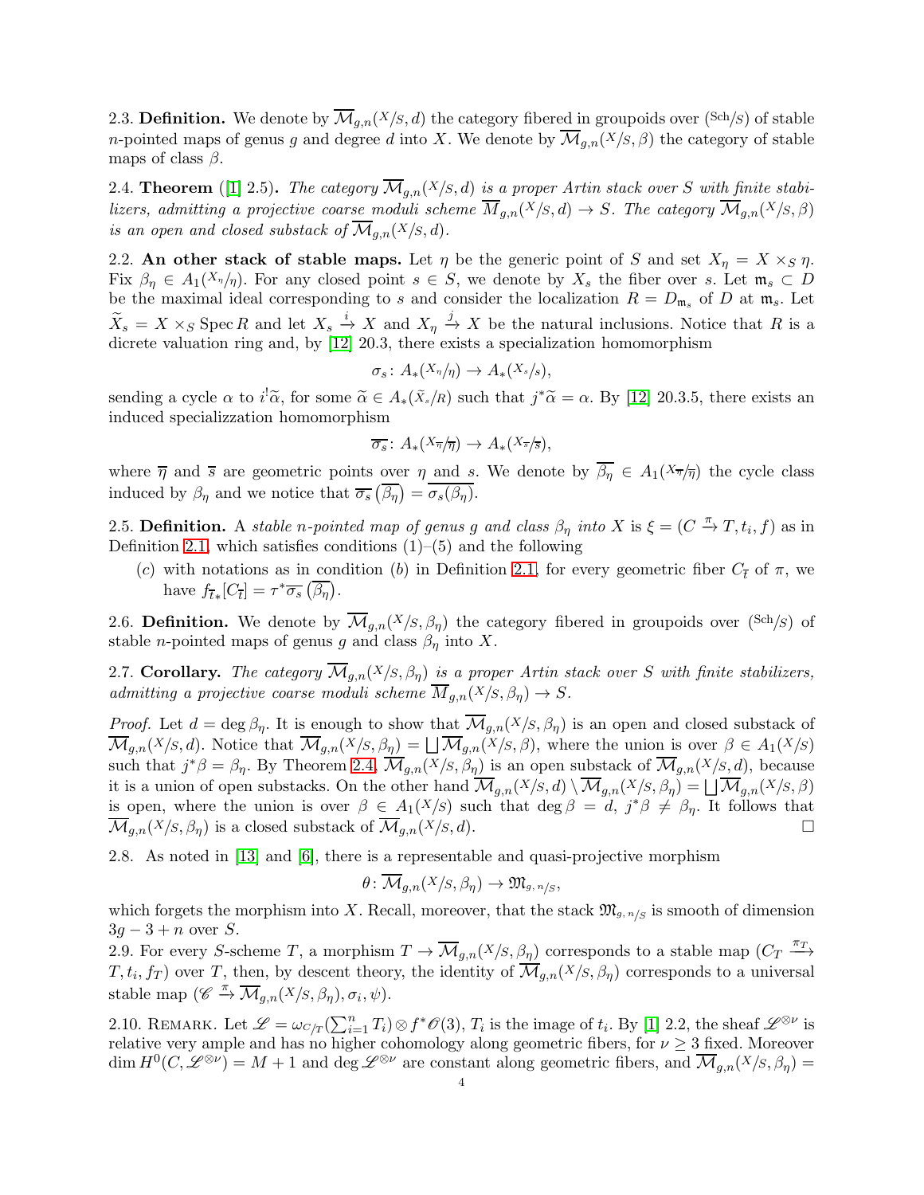2.3. **Definition.** We denote by $\overline{\mathcal{M}}_{g,n}(X/S, d)$ the category fibered in groupoids over $(\mathrm{Sch}/S)$ of stable $n$-pointed maps of genus $g$ and degree $d$ into $X$. We denote by $\overline{\mathcal{M}}_{g,n}(X/S, \beta)$ the category of stable maps of class $\beta$.

2.4. **Theorem** ([1] 2.5). *The category $\overline{\mathcal{M}}_{g,n}(X/S, d)$ is a proper Artin stack over $S$ with finite stabilizers, admitting a projective coarse moduli scheme $\overline{M}_{g,n}(X/S, d) \to S$. The category $\overline{\mathcal{M}}_{g,n}(X/S, \beta)$ is an open and closed substack of $\overline{\mathcal{M}}_{g,n}(X/S, d)$.*

2.2. **An other stack of stable maps.** Let $\eta$ be the generic point of $S$ and set $X_\eta = X \times_S \eta$. Fix $\beta_\eta \in A_1(X_\eta/\eta)$. For any closed point $s \in S$, we denote by $X_s$ the fiber over $s$. Let $\mathfrak{m}_s \subset D$ be the maximal ideal corresponding to $s$ and consider the localization $R = D_{\mathfrak{m}_s}$ of $D$ at $\mathfrak{m}_s$. Let $\widetilde{X}_s = X \times_S \operatorname{Spec} R$ and let $X_s \xrightarrow{i} X$ and $X_\eta \xrightarrow{j} X$ be the natural inclusions. Notice that $R$ is a dicrete valuation ring and, by [12] 20.3, there exists a specialization homomorphism

$$\sigma_s \colon A_*(X_\eta/\eta) \to A_*(X_s/s),$$

sending a cycle $\alpha$ to $i^!\widetilde{\alpha}$, for some $\widetilde{\alpha} \in A_*(\tilde{X}_s/R)$ such that $j^*\widetilde{\alpha} = \alpha$. By [12] 20.3.5, there exists an induced specializzation homomorphism

$$\overline{\sigma_s} \colon A_*(X_{\overline{\eta}}/\overline{\eta}) \to A_*(X_{\overline{s}}/\overline{s}),$$

where $\overline{\eta}$ and $\overline{s}$ are geometric points over $\eta$ and $s$. We denote by $\overline{\beta_\eta} \in A_1(X_{\overline{\eta}}/\overline{\eta})$ the cycle class induced by $\beta_\eta$ and we notice that $\overline{\sigma_s}\left(\overline{\beta_\eta}\right) = \overline{\sigma_s(\beta_\eta)}$.

2.5. **Definition.** A *stable $n$-pointed map of genus $g$ and class $\beta_\eta$ into $X$* is $\xi = (C \xrightarrow{\pi} T, t_i, f)$ as in Definition 2.1, which satisfies conditions (1)–(5) and the following

- ($c$) with notations as in condition ($b$) in Definition 2.1, for every geometric fiber $C_{\overline{t}}$ of $\pi$, we have $f_{\overline{t}*}[C_{\overline{t}}] = \tau^*\overline{\sigma_s}\left(\overline{\beta_\eta}\right)$.

2.6. **Definition.** We denote by $\overline{\mathcal{M}}_{g,n}(X/S, \beta_\eta)$ the category fibered in groupoids over $(\mathrm{Sch}/S)$ of stable $n$-pointed maps of genus $g$ and class $\beta_\eta$ into $X$.

2.7. **Corollary.** *The category $\overline{\mathcal{M}}_{g,n}(X/S, \beta_\eta)$ is a proper Artin stack over $S$ with finite stabilizers, admitting a projective coarse moduli scheme $\overline{M}_{g,n}(X/S, \beta_\eta) \to S$.*

*Proof.* Let $d = \deg \beta_\eta$. It is enough to show that $\overline{\mathcal{M}}_{g,n}(X/S, \beta_\eta)$ is an open and closed substack of $\overline{\mathcal{M}}_{g,n}(X/S, d)$. Notice that $\overline{\mathcal{M}}_{g,n}(X/S, \beta_\eta) = \bigsqcup \overline{\mathcal{M}}_{g,n}(X/S, \beta)$, where the union is over $\beta \in A_1(X/S)$ such that $j^*\beta = \beta_\eta$. By Theorem 2.4, $\overline{\mathcal{M}}_{g,n}(X/S, \beta_\eta)$ is an open substack of $\overline{\mathcal{M}}_{g,n}(X/S, d)$, because it is a union of open substacks. On the other hand $\overline{\mathcal{M}}_{g,n}(X/S, d) \setminus \overline{\mathcal{M}}_{g,n}(X/S, \beta_\eta) = \bigsqcup \overline{\mathcal{M}}_{g,n}(X/S, \beta)$ is open, where the union is over $\beta \in A_1(X/S)$ such that $\deg \beta = d$, $j^*\beta \neq \beta_\eta$. It follows that $\overline{\mathcal{M}}_{g,n}(X/S, \beta_\eta)$ is a closed substack of $\overline{\mathcal{M}}_{g,n}(X/S, d)$. $\square$

2.8. As noted in [13] and [6], there is a representable and quasi-projective morphism

$$\theta \colon \overline{\mathcal{M}}_{g,n}(X/S, \beta_\eta) \to \mathfrak{M}_{g,\,n/S},$$

which forgets the morphism into $X$. Recall, moreover, that the stack $\mathfrak{M}_{g,\,n/S}$ is smooth of dimension $3g - 3 + n$ over $S$.

2.9. For every $S$-scheme $T$, a morphism $T \to \overline{\mathcal{M}}_{g,n}(X/S, \beta_\eta)$ corresponds to a stable map $(C_T \xrightarrow{\pi_T} T, t_i, f_T)$ over $T$, then, by descent theory, the identity of $\overline{\mathcal{M}}_{g,n}(X/S, \beta_\eta)$ corresponds to a universal stable map $(\mathscr{C} \xrightarrow{\pi} \overline{\mathcal{M}}_{g,n}(X/S, \beta_\eta), \sigma_i, \psi)$.

2.10. Remark. Let $\mathscr{L} = \omega_{C/T}(\sum_{i=1}^n T_i) \otimes f^*\mathscr{O}(3)$, $T_i$ is the image of $t_i$. By [1] 2.2, the sheaf $\mathscr{L}^{\otimes\nu}$ is relative very ample and has no higher cohomology along geometric fibers, for $\nu \geq 3$ fixed. Moreover $\dim H^0(C, \mathscr{L}^{\otimes\nu}) = M + 1$ and $\deg \mathscr{L}^{\otimes\nu}$ are constant along geometric fibers, and $\overline{\mathcal{M}}_{g,n}(X/S, \beta_\eta) =$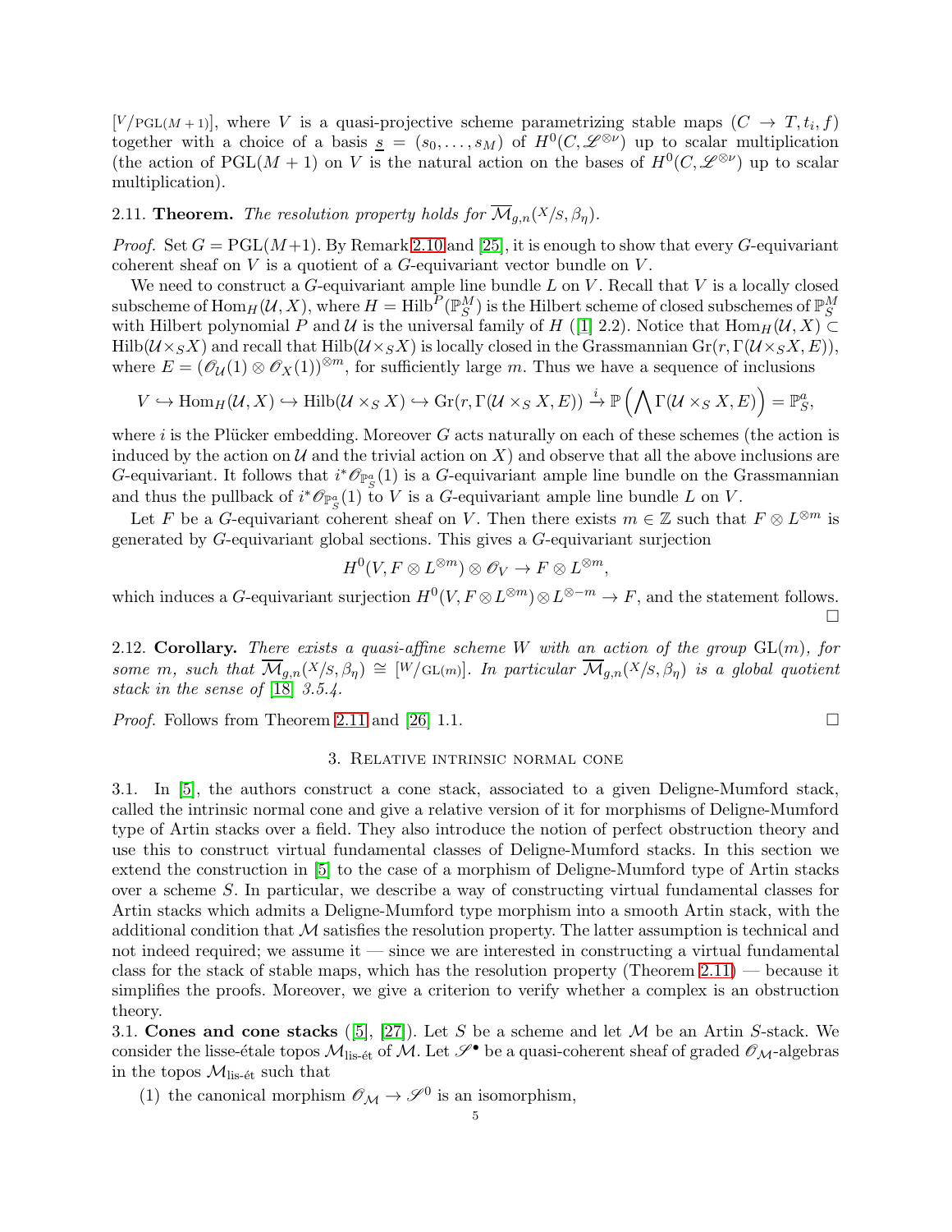$[V/\mathrm{PGL}(M+1)]$, where $V$ is a quasi-projective scheme parametrizing stable maps $(C \to T, t_i, f)$ together with a choice of a basis $\underline{s} = (s_0, \dots, s_M)$ of $H^0(C, \mathscr{L}^{\otimes \nu})$ up to scalar multiplication (the action of $\mathrm{PGL}(M+1)$ on $V$ is the natural action on the bases of $H^0(C, \mathscr{L}^{\otimes \nu})$ up to scalar multiplication).

2.11. **Theorem.** *The resolution property holds for $\overline{\mathcal{M}}_{g,n}(X/S, \beta_\eta)$.*

*Proof.* Set $G = \mathrm{PGL}(M+1)$. By Remark 2.10 and [25], it is enough to show that every $G$-equivariant coherent sheaf on $V$ is a quotient of a $G$-equivariant vector bundle on $V$.

We need to construct a $G$-equivariant ample line bundle $L$ on $V$. Recall that $V$ is a locally closed subscheme of $\mathrm{Hom}_H(\mathcal{U}, X)$, where $H = \mathrm{Hilb}^P(\mathbb{P}^M_S)$ is the Hilbert scheme of closed subschemes of $\mathbb{P}^M_S$ with Hilbert polynomial $P$ and $\mathcal{U}$ is the universal family of $H$ ([1] 2.2). Notice that $\mathrm{Hom}_H(\mathcal{U}, X) \subset \mathrm{Hilb}(\mathcal{U} \times_S X)$ and recall that $\mathrm{Hilb}(\mathcal{U} \times_S X)$ is locally closed in the Grassmannian $\mathrm{Gr}(r, \Gamma(\mathcal{U} \times_S X, E))$, where $E = (\mathscr{O}_{\mathcal{U}}(1) \otimes \mathscr{O}_X(1))^{\otimes m}$, for sufficiently large $m$. Thus we have a sequence of inclusions

$$V \hookrightarrow \mathrm{Hom}_H(\mathcal{U}, X) \hookrightarrow \mathrm{Hilb}(\mathcal{U} \times_S X) \hookrightarrow \mathrm{Gr}(r, \Gamma(\mathcal{U} \times_S X, E)) \xrightarrow{i} \mathbb{P}\left(\bigwedge \Gamma(\mathcal{U} \times_S X, E)\right) = \mathbb{P}^a_S,$$

where $i$ is the Plücker embedding. Moreover $G$ acts naturally on each of these schemes (the action is induced by the action on $\mathcal{U}$ and the trivial action on $X$) and observe that all the above inclusions are $G$-equivariant. It follows that $i^*\mathscr{O}_{\mathbb{P}^a_S}(1)$ is a $G$-equivariant ample line bundle on the Grassmannian and thus the pullback of $i^*\mathscr{O}_{\mathbb{P}^a_S}(1)$ to $V$ is a $G$-equivariant ample line bundle $L$ on $V$.

Let $F$ be a $G$-equivariant coherent sheaf on $V$. Then there exists $m \in \mathbb{Z}$ such that $F \otimes L^{\otimes m}$ is generated by $G$-equivariant global sections. This gives a $G$-equivariant surjection

$$H^0(V, F \otimes L^{\otimes m}) \otimes \mathscr{O}_V \to F \otimes L^{\otimes m},$$

which induces a $G$-equivariant surjection $H^0(V, F \otimes L^{\otimes m}) \otimes L^{\otimes -m} \to F$, and the statement follows. $\square$

2.12. **Corollary.** *There exists a quasi-affine scheme $W$ with an action of the group $\mathrm{GL}(m)$, for some $m$, such that $\overline{\mathcal{M}}_{g,n}(X/S, \beta_\eta) \cong [W/\mathrm{GL}(m)]$. In particular $\overline{\mathcal{M}}_{g,n}(X/S, \beta_\eta)$ is a global quotient stack in the sense of* [18] *3.5.4.*

*Proof.* Follows from Theorem 2.11 and [26] 1.1. $\square$

## 3. Relative intrinsic normal cone

3.1. In [5], the authors construct a cone stack, associated to a given Deligne-Mumford stack, called the intrinsic normal cone and give a relative version of it for morphisms of Deligne-Mumford type of Artin stacks over a field. They also introduce the notion of perfect obstruction theory and use this to construct virtual fundamental classes of Deligne-Mumford stacks. In this section we extend the construction in [5] to the case of a morphism of Deligne-Mumford type of Artin stacks over a scheme $S$. In particular, we describe a way of constructing virtual fundamental classes for Artin stacks which admits a Deligne-Mumford type morphism into a smooth Artin stack, with the additional condition that $\mathcal{M}$ satisfies the resolution property. The latter assumption is technical and not indeed required; we assume it — since we are interested in constructing a virtual fundamental class for the stack of stable maps, which has the resolution property (Theorem 2.11) — because it simplifies the proofs. Moreover, we give a criterion to verify whether a complex is an obstruction theory.

3.1. **Cones and cone stacks** ([5], [27]). Let $S$ be a scheme and let $\mathcal{M}$ be an Artin $S$-stack. We consider the lisse-étale topos $\mathcal{M}_{\text{lis-ét}}$ of $\mathcal{M}$. Let $\mathscr{S}^\bullet$ be a quasi-coherent sheaf of graded $\mathscr{O}_{\mathcal{M}}$-algebras in the topos $\mathcal{M}_{\text{lis-ét}}$ such that

(1) the canonical morphism $\mathscr{O}_{\mathcal{M}} \to \mathscr{S}^0$ is an isomorphism,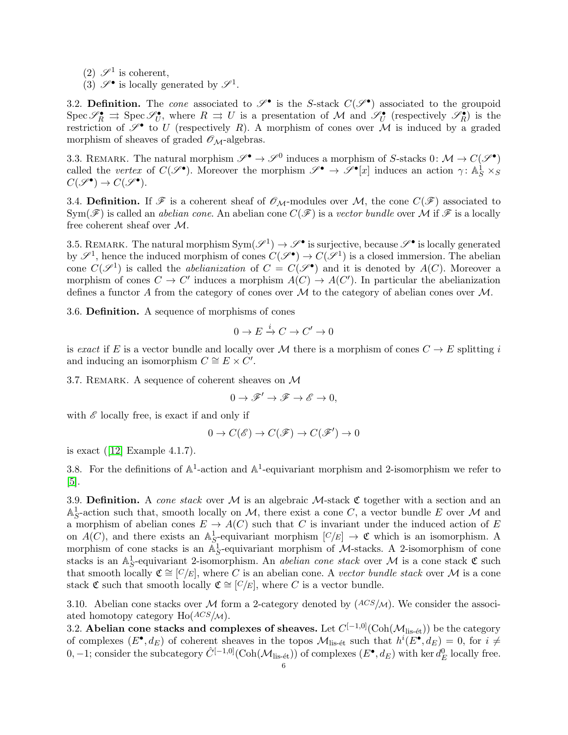(2) $\mathscr{S}^1$ is coherent,

(3) $\mathscr{S}^\bullet$ is locally generated by $\mathscr{S}^1$.

3.2. **Definition.** The *cone* associated to $\mathscr{S}^\bullet$ is the $S$-stack $C(\mathscr{S}^\bullet)$ associated to the groupoid $\operatorname{Spec}\mathscr{S}^\bullet_R \rightrightarrows \operatorname{Spec}\mathscr{S}^\bullet_U$, where $R \rightrightarrows U$ is a presentation of $\mathcal{M}$ and $\mathscr{S}^\bullet_U$ (respectively $\mathscr{S}^\bullet_R$) is the restriction of $\mathscr{S}^\bullet$ to $U$ (respectively $R$). A morphism of cones over $\mathcal{M}$ is induced by a graded morphism of sheaves of graded $\mathscr{O}_\mathcal{M}$-algebras.

3.3. Remark. The natural morphism $\mathscr{S}^\bullet \to \mathscr{S}^0$ induces a morphism of $S$-stacks $0\colon \mathcal{M} \to C(\mathscr{S}^\bullet)$ called the *vertex* of $C(\mathscr{S}^\bullet)$. Moreover the morphism $\mathscr{S}^\bullet \to \mathscr{S}^\bullet[x]$ induces an action $\gamma\colon \mathbb{A}^1_S \times_S C(\mathscr{S}^\bullet) \to C(\mathscr{S}^\bullet)$.

3.4. **Definition.** If $\mathscr{F}$ is a coherent sheaf of $\mathscr{O}_\mathcal{M}$-modules over $\mathcal{M}$, the cone $C(\mathscr{F})$ associated to $\operatorname{Sym}(\mathscr{F})$ is called an *abelian cone*. An abelian cone $C(\mathscr{F})$ is a *vector bundle* over $\mathcal{M}$ if $\mathscr{F}$ is a locally free coherent sheaf over $\mathcal{M}$.

3.5. Remark. The natural morphism $\operatorname{Sym}(\mathscr{S}^1) \to \mathscr{S}^\bullet$ is surjective, because $\mathscr{S}^\bullet$ is locally generated by $\mathscr{S}^1$, hence the induced morphism of cones $C(\mathscr{S}^\bullet) \to C(\mathscr{S}^1)$ is a closed immersion. The abelian cone $C(\mathscr{S}^1)$ is called the *abelianization* of $C = C(\mathscr{S}^\bullet)$ and it is denoted by $A(C)$. Moreover a morphism of cones $C \to C'$ induces a morphism $A(C) \to A(C')$. In particular the abelianization defines a functor $A$ from the category of cones over $\mathcal{M}$ to the category of abelian cones over $\mathcal{M}$.

3.6. **Definition.** A sequence of morphisms of cones

$$0 \to E \xrightarrow{i} C \to C' \to 0$$

is *exact* if $E$ is a vector bundle and locally over $\mathcal{M}$ there is a morphism of cones $C \to E$ splitting $i$ and inducing an isomorphism $C \cong E \times C'$.

3.7. Remark. A sequence of coherent sheaves on $\mathcal{M}$

$$0 \to \mathscr{F}' \to \mathscr{F} \to \mathscr{E} \to 0,$$

with $\mathscr{E}$ locally free, is exact if and only if

$$0 \to C(\mathscr{E}) \to C(\mathscr{F}) \to C(\mathscr{F}') \to 0$$

is exact ([12] Example 4.1.7).

3.8. For the definitions of $\mathbb{A}^1$-action and $\mathbb{A}^1$-equivariant morphism and 2-isomorphism we refer to [5].

3.9. **Definition.** A *cone stack* over $\mathcal{M}$ is an algebraic $\mathcal{M}$-stack $\mathfrak{C}$ together with a section and an $\mathbb{A}^1_S$-action such that, smooth locally on $\mathcal{M}$, there exist a cone $C$, a vector bundle $E$ over $\mathcal{M}$ and a morphism of abelian cones $E \to A(C)$ such that $C$ is invariant under the induced action of $E$ on $A(C)$, and there exists an $\mathbb{A}^1_S$-equivariant morphism $[C/E] \to \mathfrak{C}$ which is an isomorphism. A morphism of cone stacks is an $\mathbb{A}^1_S$-equivariant morphism of $\mathcal{M}$-stacks. A 2-isomorphism of cone stacks is an $\mathbb{A}^1_S$-equivariant 2-isomorphism. An *abelian cone stack* over $\mathcal{M}$ is a cone stack $\mathfrak{C}$ such that smooth locally $\mathfrak{C} \cong [C/E]$, where $C$ is an abelian cone. A *vector bundle stack* over $\mathcal{M}$ is a cone stack $\mathfrak{C}$ such that smooth locally $\mathfrak{C} \cong [C/E]$, where $C$ is a vector bundle.

3.10. Abelian cone stacks over $\mathcal{M}$ form a 2-category denoted by $(ACS/\mathcal{M})$. We consider the associated homotopy category $\operatorname{Ho}(ACS/\mathcal{M})$.

**3.2. Abelian cone stacks and complexes of sheaves.** Let $C^{[-1,0]}(\operatorname{Coh}(\mathcal{M}_{\text{lis-ét}}))$ be the category of complexes $(E^\bullet, d_E)$ of coherent sheaves in the topos $\mathcal{M}_{\text{lis-ét}}$ such that $h^i(E^\bullet, d_E) = 0$, for $i \neq 0, -1$; consider the subcategory $\hat{C}^{[-1,0]}(\operatorname{Coh}(\mathcal{M}_{\text{lis-ét}}))$ of complexes $(E^\bullet, d_E)$ with $\ker d^0_E$ locally free.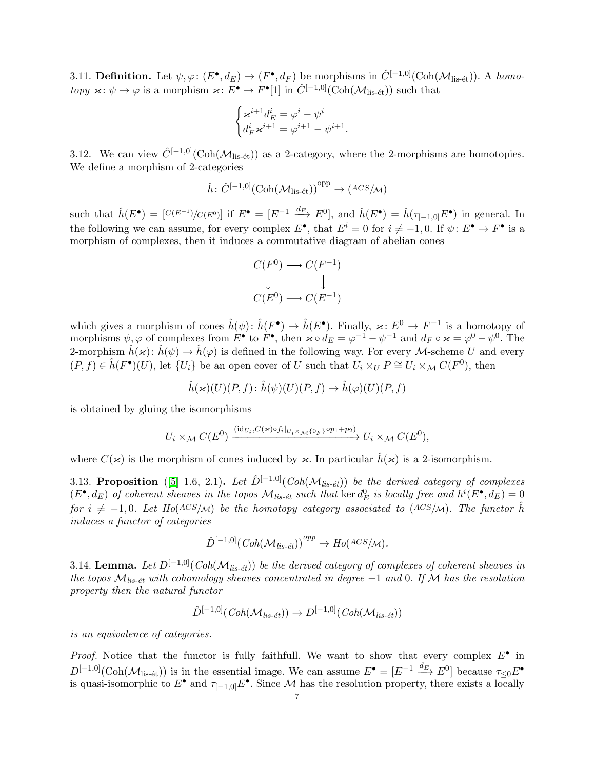3.11. **Definition.** Let $\psi, \varphi \colon (E^\bullet, d_E) \to (F^\bullet, d_F)$ be morphisms in $\hat{C}^{[-1,0]}(\mathrm{Coh}(\mathcal{M}_{\text{lis-ét}}))$. A *homotopy* $\varkappa \colon \psi \to \varphi$ is a morphism $\varkappa \colon E^\bullet \to F^\bullet[1]$ in $\hat{C}^{[-1,0]}(\mathrm{Coh}(\mathcal{M}_{\text{lis-ét}}))$ such that

$$\begin{cases} \varkappa^{i+1} d_E^i = \varphi^i - \psi^i \\ d_F^i \varkappa^{i+1} = \varphi^{i+1} - \psi^{i+1}. \end{cases}$$

3.12. We can view $\hat{C}^{[-1,0]}(\mathrm{Coh}(\mathcal{M}_{\text{lis-ét}}))$ as a 2-category, where the 2-morphisms are homotopies. We define a morphism of 2-categories

$$\hat{h} \colon \hat{C}^{[-1,0]}(\mathrm{Coh}(\mathcal{M}_{\text{lis-ét}}))^{\text{opp}} \to ({}^{ACS}/\mathcal{M})$$

such that $\hat{h}(E^\bullet) = [{}^{C(E^{-1})}/{}_{C(E^0)}]$ if $E^\bullet = [E^{-1} \xrightarrow{d_E} E^0]$, and $\hat{h}(E^\bullet) = \hat{h}(\tau_{[-1,0]} E^\bullet)$ in general. In the following we can assume, for every complex $E^\bullet$, that $E^i = 0$ for $i \neq -1, 0$. If $\psi \colon E^\bullet \to F^\bullet$ is a morphism of complexes, then it induces a commutative diagram of abelian cones

$$\begin{array}{ccc} C(F^0) & \longrightarrow & C(F^{-1}) \\ \downarrow & & \downarrow \\ C(E^0) & \longrightarrow & C(E^{-1}) \end{array}$$

which gives a morphism of cones $\hat{h}(\psi) \colon \hat{h}(F^\bullet) \to \hat{h}(E^\bullet)$. Finally, $\varkappa \colon E^0 \to F^{-1}$ is a homotopy of morphisms $\psi, \varphi$ of complexes from $E^\bullet$ to $F^\bullet$, then $\varkappa \circ d_E = \varphi^{-1} - \psi^{-1}$ and $d_F \circ \varkappa = \varphi^0 - \psi^0$. The 2-morphism $\hat{h}(\varkappa) \colon \hat{h}(\psi) \to \hat{h}(\varphi)$ is defined in the following way. For every $\mathcal{M}$-scheme $U$ and every $(P, f) \in \hat{h}(F^\bullet)(U)$, let $\{U_i\}$ be an open cover of $U$ such that $U_i \times_U P \cong U_i \times_{\mathcal{M}} C(F^0)$, then

$$\hat{h}(\varkappa)(U)(P,f) \colon \hat{h}(\psi)(U)(P,f) \to \hat{h}(\varphi)(U)(P,f)$$

is obtained by gluing the isomorphisms

$$U_i \times_{\mathcal{M}} C(E^0) \xrightarrow{(\mathrm{id}_{U_i}, C(\varkappa) \circ f_i|_{U_i \times_{\mathcal{M}} \{0_F\}} \circ p_1 + p_2)} U_i \times_{\mathcal{M}} C(E^0),$$

where $C(\varkappa)$ is the morphism of cones induced by $\varkappa$. In particular $\hat{h}(\varkappa)$ is a 2-isomorphism.

3.13. **Proposition** ([5] 1.6, 2.1)**.** *Let $\hat{D}^{[-1,0]}(Coh(\mathcal{M}_{lis\text{-}\acute{e}t}))$ be the derived category of complexes $(E^\bullet, d_E)$ of coherent sheaves in the topos $\mathcal{M}_{lis\text{-}\acute{e}t}$ such that $\ker d_E^0$ is locally free and $h^i(E^\bullet, d_E) = 0$ for $i \neq -1, 0$. Let $Ho({}^{ACS}/\mathcal{M})$ be the homotopy category associated to $({}^{ACS}/\mathcal{M})$. The functor $\hat{h}$ induces a functor of categories*

$$\hat{D}^{[-1,0]}(Coh(\mathcal{M}_{lis\text{-}\acute{e}t}))^{opp} \to Ho({}^{ACS}/\mathcal{M}).$$

3.14. **Lemma.** *Let $D^{[-1,0]}(Coh(\mathcal{M}_{lis\text{-}\acute{e}t}))$ be the derived category of complexes of coherent sheaves in the topos $\mathcal{M}_{lis\text{-}\acute{e}t}$ with cohomology sheaves concentrated in degree $-1$ and $0$. If $\mathcal{M}$ has the resolution property then the natural functor*

$$\hat{D}^{[-1,0]}(Coh(\mathcal{M}_{lis\text{-}\acute{e}t})) \to D^{[-1,0]}(Coh(\mathcal{M}_{lis\text{-}\acute{e}t}))$$

*is an equivalence of categories.*

*Proof.* Notice that the functor is fully faithfull. We want to show that every complex $E^\bullet$ in $D^{[-1,0]}(\mathrm{Coh}(\mathcal{M}_{\text{lis-ét}}))$ is in the essential image. We can assume $E^\bullet = [E^{-1} \xrightarrow{d_E} E^0]$ because $\tau_{\leq 0} E^\bullet$ is quasi-isomorphic to $E^\bullet$ and $\tau_{[-1,0]} E^\bullet$. Since $\mathcal{M}$ has the resolution property, there exists a locally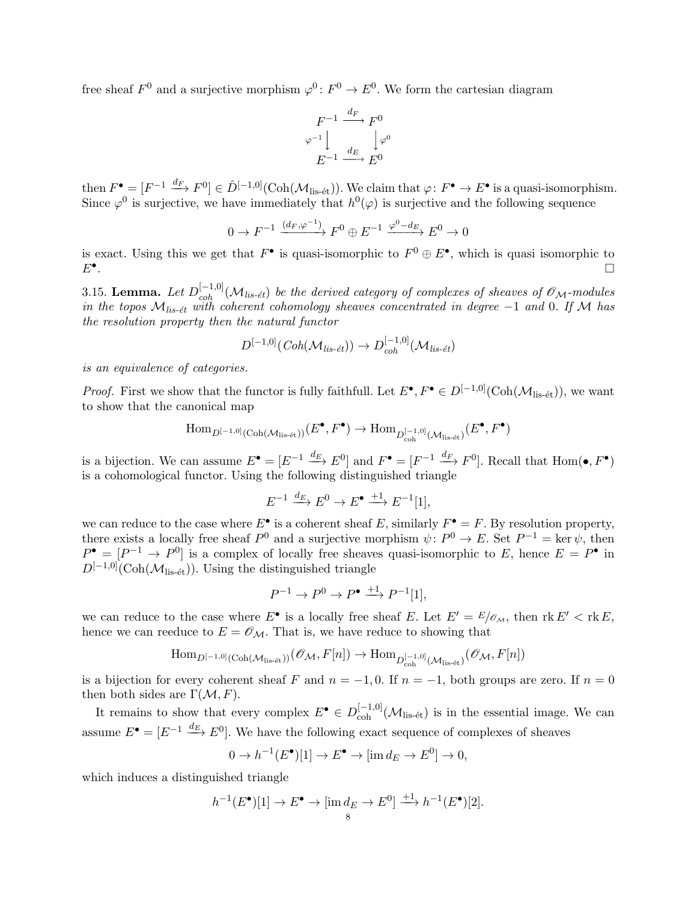free sheaf $F^0$ and a surjective morphism $\varphi^0\colon F^0 \to E^0$. We form the cartesian diagram

$$\begin{array}{ccc} F^{-1} & \xrightarrow{d_F} & F^0 \\ {\scriptstyle \varphi^{-1}}\downarrow & & \downarrow{\scriptstyle \varphi^0} \\ E^{-1} & \xrightarrow{d_E} & E^0 \end{array}$$

then $F^\bullet = [F^{-1} \xrightarrow{d_F} F^0] \in \hat{D}^{[-1,0]}(\mathrm{Coh}(\mathcal{M}_{\text{lis-ét}}))$. We claim that $\varphi\colon F^\bullet \to E^\bullet$ is a quasi-isomorphism. Since $\varphi^0$ is surjective, we have immediately that $h^0(\varphi)$ is surjective and the following sequence

$$0 \to F^{-1} \xrightarrow{(d_F, \varphi^{-1})} F^0 \oplus E^{-1} \xrightarrow{\varphi^0 - d_E} E^0 \to 0$$

is exact. Using this we get that $F^\bullet$ is quasi-isomorphic to $F^0 \oplus E^\bullet$, which is quasi isomorphic to $E^\bullet$. □

3.15. **Lemma.** *Let $D^{[-1,0]}_{coh}(\mathcal{M}_{lis\text{-}\acute{e}t})$ be the derived category of complexes of sheaves of $\mathscr{O}_{\mathcal{M}}$-modules in the topos $\mathcal{M}_{lis\text{-}\acute{e}t}$ with coherent cohomology sheaves concentrated in degree $-1$ and $0$. If $\mathcal{M}$ has the resolution property then the natural functor*

$$D^{[-1,0]}(\mathit{Coh}(\mathcal{M}_{lis\text{-}\acute{e}t})) \to D^{[-1,0]}_{coh}(\mathcal{M}_{lis\text{-}\acute{e}t})$$

*is an equivalence of categories.*

*Proof.* First we show that the functor is fully faithfull. Let $E^\bullet, F^\bullet \in D^{[-1,0]}(\mathrm{Coh}(\mathcal{M}_{\text{lis-ét}}))$, we want to show that the canonical map

$$\mathrm{Hom}_{D^{[-1,0]}(\mathrm{Coh}(\mathcal{M}_{\text{lis-ét}}))}(E^\bullet, F^\bullet) \to \mathrm{Hom}_{D^{[-1,0]}_{\text{coh}}(\mathcal{M}_{\text{lis-ét}})}(E^\bullet, F^\bullet)$$

is a bijection. We can assume $E^\bullet = [E^{-1} \xrightarrow{d_E} E^0]$ and $F^\bullet = [F^{-1} \xrightarrow{d_F} F^0]$. Recall that $\mathrm{Hom}(\bullet, F^\bullet)$ is a cohomological functor. Using the following distinguished triangle

$$E^{-1} \xrightarrow{d_E} E^0 \to E^\bullet \xrightarrow{+1} E^{-1}[1],$$

we can reduce to the case where $E^\bullet$ is a coherent sheaf $E$, similarly $F^\bullet = F$. By resolution property, there exists a locally free sheaf $P^0$ and a surjective morphism $\psi\colon P^0 \to E$. Set $P^{-1} = \ker \psi$, then $P^\bullet = [P^{-1} \to P^0]$ is a complex of locally free sheaves quasi-isomorphic to $E$, hence $E = P^\bullet$ in $D^{[-1,0]}(\mathrm{Coh}(\mathcal{M}_{\text{lis-ét}}))$. Using the distinguished triangle

$$P^{-1} \to P^0 \to P^\bullet \xrightarrow{+1} P^{-1}[1],$$

we can reduce to the case where $E^\bullet$ is a locally free sheaf $E$. Let $E' = {}^{E}\!/_{\mathscr{O}_{\mathcal{M}}}$, then $\mathrm{rk}\, E' < \mathrm{rk}\, E$, hence we can reeduce to $E = \mathscr{O}_{\mathcal{M}}$. That is, we have reduce to showing that

$$\mathrm{Hom}_{D^{[-1,0]}(\mathrm{Coh}(\mathcal{M}_{\text{lis-ét}}))}(\mathscr{O}_{\mathcal{M}}, F[n]) \to \mathrm{Hom}_{D^{[-1,0]}_{\text{coh}}(\mathcal{M}_{\text{lis-ét}})}(\mathscr{O}_{\mathcal{M}}, F[n])$$

is a bijection for every coherent sheaf $F$ and $n = -1, 0$. If $n = -1$, both groups are zero. If $n = 0$ then both sides are $\Gamma(\mathcal{M}, F)$.

It remains to show that every complex $E^\bullet \in D^{[-1,0]}_{\text{coh}}(\mathcal{M}_{\text{lis-ét}})$ is in the essential image. We can assume $E^\bullet = [E^{-1} \xrightarrow{d_E} E^0]$. We have the following exact sequence of complexes of sheaves

$$0 \to h^{-1}(E^\bullet)[1] \to E^\bullet \to [\mathrm{im}\, d_E \to E^0] \to 0,$$

which induces a distinguished triangle

$$h^{-1}(E^\bullet)[1] \to E^\bullet \to [\mathrm{im}\, d_E \to E^0] \xrightarrow{+1} h^{-1}(E^\bullet)[2].$$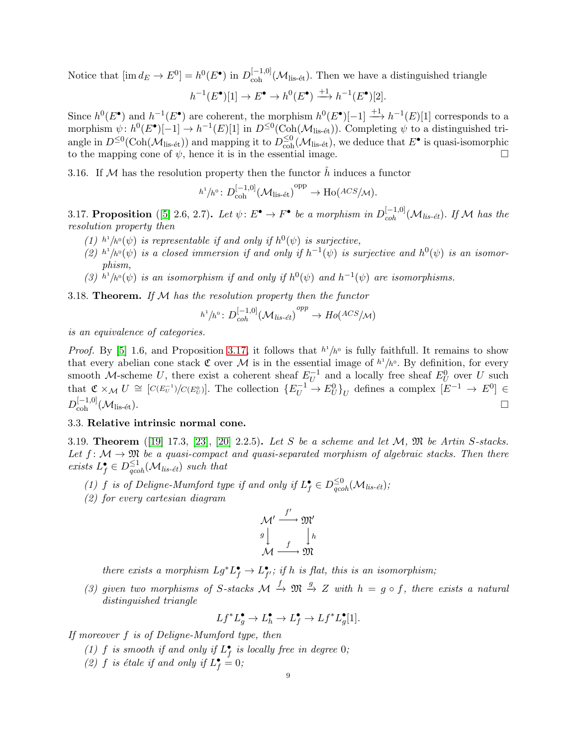Notice that $[\operatorname{im} d_E \to E^0] = h^0(E^\bullet)$ in $D^{[-1,0]}_{\mathrm{coh}}(\mathcal{M}_{\text{lis-ét}})$. Then we have a distinguished triangle

$$h^{-1}(E^\bullet)[1] \to E^\bullet \to h^0(E^\bullet) \xrightarrow{+1} h^{-1}(E^\bullet)[2].$$

Since $h^0(E^\bullet)$ and $h^{-1}(E^\bullet)$ are coherent, the morphism $h^0(E^\bullet)[-1] \xrightarrow{+1} h^{-1}(E)[1]$ corresponds to a morphism $\psi\colon h^0(E^\bullet)[-1] \to h^{-1}(E)[1]$ in $D^{\leq 0}(\mathrm{Coh}(\mathcal{M}_{\text{lis-ét}}))$. Completing $\psi$ to a distinguished triangle in $D^{\leq 0}(\mathrm{Coh}(\mathcal{M}_{\text{lis-ét}}))$ and mapping it to $D^{\leq 0}_{\mathrm{coh}}(\mathcal{M}_{\text{lis-ét}})$, we deduce that $E^\bullet$ is quasi-isomorphic to the mapping cone of $\psi$, hence it is in the essential image. □

3.16. If $\mathcal{M}$ has the resolution property then the functor $\hat{h}$ induces a functor

$$h^1/h^0\colon D^{[-1,0]}_{\mathrm{coh}}(\mathcal{M}_{\text{lis-ét}})^{\mathrm{opp}} \to \mathrm{Ho}(ACS/\mathcal{M}).$$

3.17. **Proposition** ([5] 2.6, 2.7)**.** *Let $\psi\colon E^\bullet \to F^\bullet$ be a morphism in $D^{[-1,0]}_{coh}(\mathcal{M}_{lis\text{-}ét})$. If $\mathcal{M}$ has the resolution property then*

*(1) $h^1/h^0(\psi)$ is representable if and only if $h^0(\psi)$ is surjective,*
*(2) $h^1/h^0(\psi)$ is a closed immersion if and only if $h^{-1}(\psi)$ is surjective and $h^0(\psi)$ is an isomorphism,*
*(3) $h^1/h^0(\psi)$ is an isomorphism if and only if $h^0(\psi)$ and $h^{-1}(\psi)$ are isomorphisms.*

3.18. **Theorem.** *If $\mathcal{M}$ has the resolution property then the functor*

$$h^1/h^0\colon D^{[-1,0]}_{coh}(\mathcal{M}_{lis\text{-}ét})^{opp} \to Ho(ACS/\mathcal{M})$$

*is an equivalence of categories.*

*Proof.* By [5] 1.6, and Proposition 3.17, it follows that $h^1/h^0$ is fully faithfull. It remains to show that every abelian cone stack $\mathfrak{C}$ over $\mathcal{M}$ is in the essential image of $h^1/h^0$. By definition, for every smooth $\mathcal{M}$-scheme $U$, there exist a coherent sheaf $E^{-1}_U$ and a locally free sheaf $E^0_U$ over $U$ such that $\mathfrak{C} \times_{\mathcal{M}} U \cong [C(E^{-1}_U)/C(E^0_U)]$. The collection $\{E^{-1}_U \to E^0_U\}_U$ defines a complex $[E^{-1} \to E^0] \in D^{[-1,0]}_{\mathrm{coh}}(\mathcal{M}_{\text{lis-ét}})$. □

### 3.3. Relative intrinsic normal cone.

3.19. **Theorem** ([19] 17.3, [23], [20] 2.2.5)**.** *Let $S$ be a scheme and let $\mathcal{M}$, $\mathfrak{M}$ be Artin $S$-stacks. Let $f\colon \mathcal{M} \to \mathfrak{M}$ be a quasi-compact and quasi-separated morphism of algebraic stacks. Then there exists $L^\bullet_f \in D^{\leq 1}_{qcoh}(\mathcal{M}_{lis\text{-}ét})$ such that*

*(1) $f$ is of Deligne-Mumford type if and only if $L^\bullet_f \in D^{\leq 0}_{qcoh}(\mathcal{M}_{lis\text{-}ét})$;*
*(2) for every cartesian diagram*

$$\begin{array}{ccc} \mathcal{M}' & \xrightarrow{f'} & \mathfrak{M}' \\ {\scriptstyle g}\downarrow & & \downarrow{\scriptstyle h} \\ \mathcal{M} & \xrightarrow{f} & \mathfrak{M} \end{array}$$

*there exists a morphism $Lg^*L^\bullet_f \to L^\bullet_{f'}$; if $h$ is flat, this is an isomorphism;*

*(3) given two morphisms of $S$-stacks $\mathcal{M} \xrightarrow{f} \mathfrak{M} \xrightarrow{g} Z$ with $h = g \circ f$, there exists a natural distinguished triangle*

$$Lf^*L^\bullet_g \to L^\bullet_h \to L^\bullet_f \to Lf^*L^\bullet_g[1].$$

*If moreover $f$ is of Deligne-Mumford type, then*

*(1) $f$ is smooth if and only if $L^\bullet_f$ is locally free in degree $0$;*
*(2) $f$ is étale if and only if $L^\bullet_f = 0$;*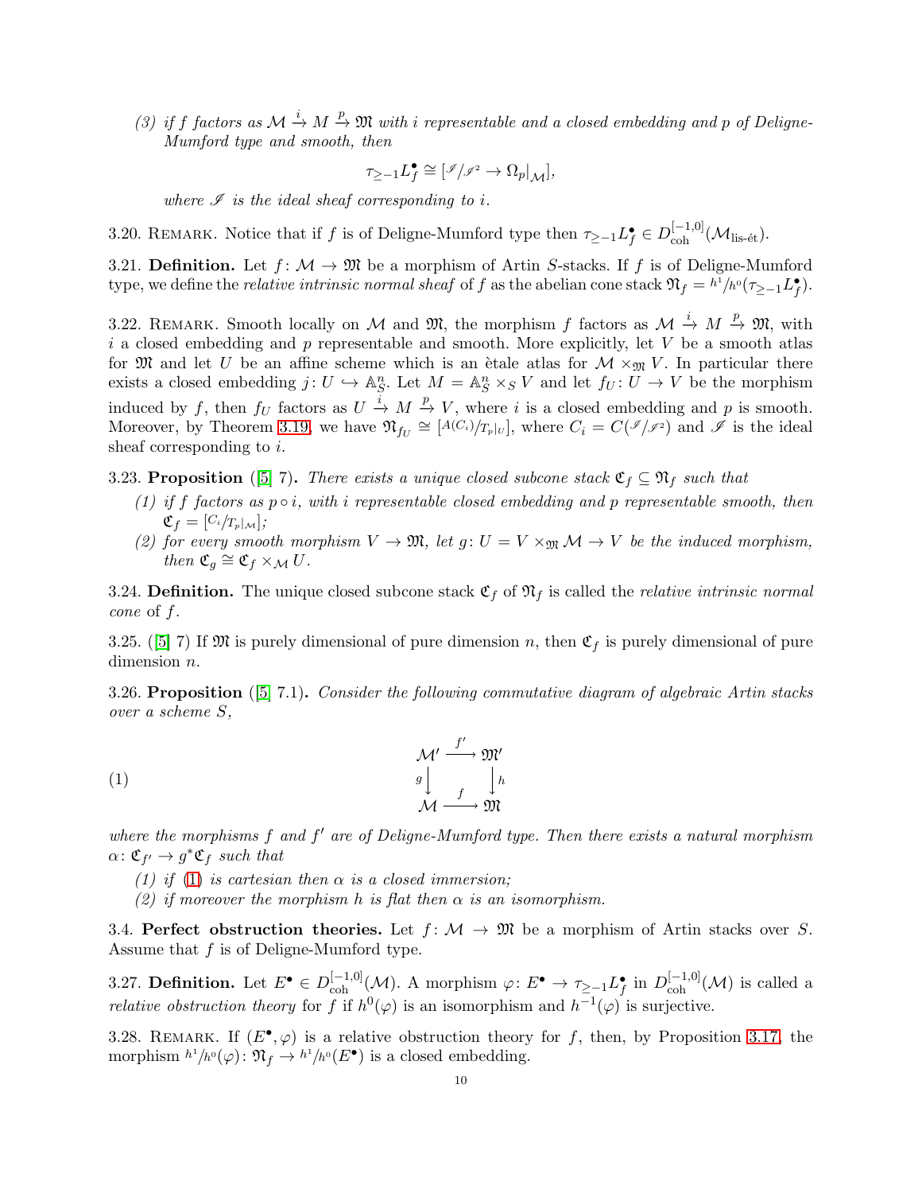*(3) if $f$ factors as $\mathcal{M} \xrightarrow{i} M \xrightarrow{p} \mathfrak{M}$ with $i$ representable and a closed embedding and $p$ of Deligne-Mumford type and smooth, then*

$$\tau_{\geq -1} L_f^\bullet \cong [\mathscr{I}/\mathscr{I}^2 \to \Omega_p|_{\mathcal{M}}],$$

*where $\mathscr{I}$ is the ideal sheaf corresponding to $i$.*

3.20. Remark. Notice that if $f$ is of Deligne-Mumford type then $\tau_{\geq -1} L_f^\bullet \in D^{[-1,0]}_{\mathrm{coh}}(\mathcal{M}_{\text{lis-ét}})$.

3.21. **Definition.** Let $f\colon \mathcal{M} \to \mathfrak{M}$ be a morphism of Artin $S$-stacks. If $f$ is of Deligne-Mumford type, we define the *relative intrinsic normal sheaf* of $f$ as the abelian cone stack $\mathfrak{N}_f = {}^{h^1}\!/\!{}_{h^0}(\tau_{\geq -1} L_f^\bullet)$.

3.22. Remark. Smooth locally on $\mathcal{M}$ and $\mathfrak{M}$, the morphism $f$ factors as $\mathcal{M} \xrightarrow{i} M \xrightarrow{p} \mathfrak{M}$, with $i$ a closed embedding and $p$ representable and smooth. More explicitly, let $V$ be a smooth atlas for $\mathfrak{M}$ and let $U$ be an affine scheme which is an ètale atlas for $\mathcal{M} \times_{\mathfrak{M}} V$. In particular there exists a closed embedding $j\colon U \hookrightarrow \mathbb{A}^n_S$. Let $M = \mathbb{A}^n_S \times_S V$ and let $f_U\colon U \to V$ be the morphism induced by $f$, then $f_U$ factors as $U \xrightarrow{i} M \xrightarrow{p} V$, where $i$ is a closed embedding and $p$ is smooth. Moreover, by Theorem 3.19, we have $\mathfrak{N}_{f_U} \cong [{}^{A(C_i)}\!/\!{}_{T_p|_U}]$, where $C_i = C({}^{\mathscr{I}}\!/\!{}_{\mathscr{I}^2})$ and $\mathscr{I}$ is the ideal sheaf corresponding to $i$.

3.23. **Proposition** ([5] 7)**.** *There exists a unique closed subcone stack $\mathfrak{C}_f \subseteq \mathfrak{N}_f$ such that*

*(1) if $f$ factors as $p \circ i$, with $i$ representable closed embedding and $p$ representable smooth, then $\mathfrak{C}_f = [{}^{C_i}\!/\!{}_{T_p|_{\mathcal{M}}}]$;*

*(2) for every smooth morphism $V \to \mathfrak{M}$, let $g\colon U = V \times_{\mathfrak{M}} \mathcal{M} \to V$ be the induced morphism, then $\mathfrak{C}_g \cong \mathfrak{C}_f \times_{\mathcal{M}} U$.*

3.24. **Definition.** The unique closed subcone stack $\mathfrak{C}_f$ of $\mathfrak{N}_f$ is called the *relative intrinsic normal cone* of $f$.

3.25. ([5] 7) If $\mathfrak{M}$ is purely dimensional of pure dimension $n$, then $\mathfrak{C}_f$ is purely dimensional of pure dimension $n$.

3.26. **Proposition** ([5] 7.1)**.** *Consider the following commutative diagram of algebraic Artin stacks over a scheme $S$,*

$$\begin{array}{ccc} \mathcal{M}' & \xrightarrow{f'} & \mathfrak{M}' \\ {\scriptstyle g}\downarrow & & \downarrow{\scriptstyle h} \\ \mathcal{M} & \xrightarrow{f} & \mathfrak{M} \end{array} \tag{1}$$

*where the morphisms $f$ and $f'$ are of Deligne-Mumford type. Then there exists a natural morphism $\alpha\colon \mathfrak{C}_{f'} \to g^*\mathfrak{C}_f$ such that*

*(1) if (1) is cartesian then $\alpha$ is a closed immersion;*

*(2) if moreover the morphism $h$ is flat then $\alpha$ is an isomorphism.*

3.4. **Perfect obstruction theories.** Let $f\colon \mathcal{M} \to \mathfrak{M}$ be a morphism of Artin stacks over $S$. Assume that $f$ is of Deligne-Mumford type.

3.27. **Definition.** Let $E^\bullet \in D^{[-1,0]}_{\mathrm{coh}}(\mathcal{M})$. A morphism $\varphi\colon E^\bullet \to \tau_{\geq -1} L_f^\bullet$ in $D^{[-1,0]}_{\mathrm{coh}}(\mathcal{M})$ is called a *relative obstruction theory* for $f$ if $h^0(\varphi)$ is an isomorphism and $h^{-1}(\varphi)$ is surjective.

3.28. Remark. If $(E^\bullet, \varphi)$ is a relative obstruction theory for $f$, then, by Proposition 3.17, the morphism ${}^{h^1}\!/\!{}_{h^0}(\varphi)\colon \mathfrak{N}_f \to {}^{h^1}\!/\!{}_{h^0}(E^\bullet)$ is a closed embedding.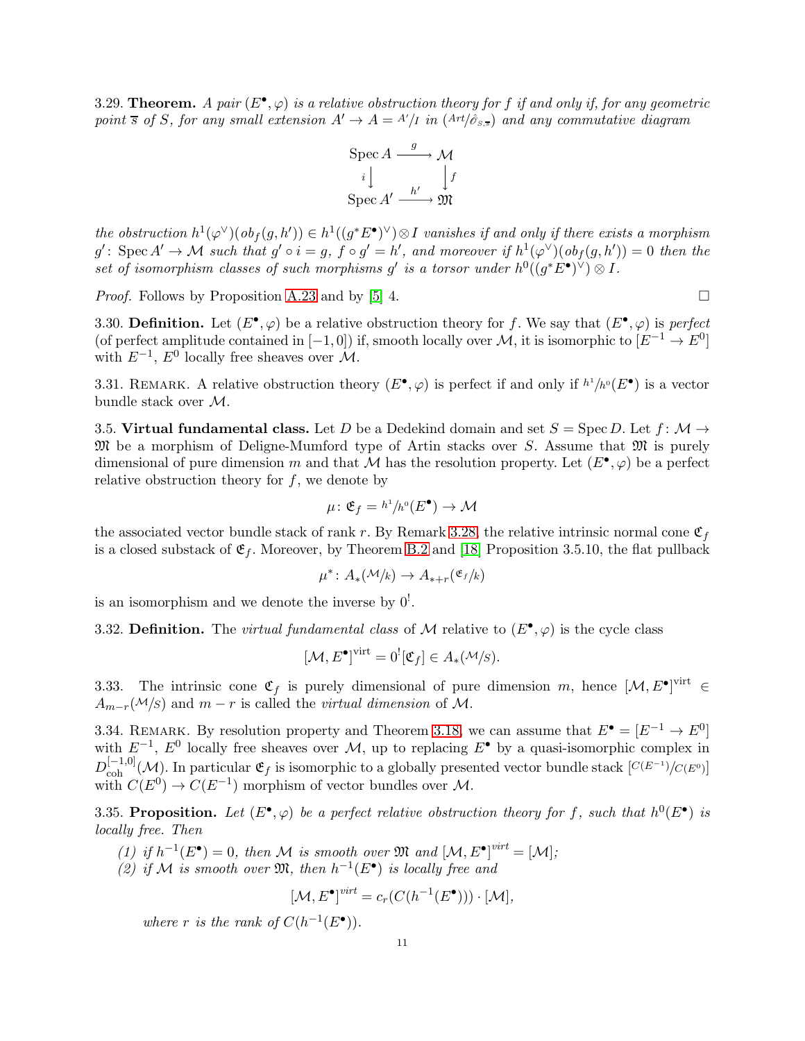3.29. **Theorem.** *A pair $(E^\bullet, \varphi)$ is a relative obstruction theory for $f$ if and only if, for any geometric point $\overline{s}$ of $S$, for any small extension $A' \to A = {}^{A'}\!/\!{}_{I}$ in $({}^{Art}\!/\!{}_{\hat{\mathcal{O}}_{S,\overline{s}}})$ and any commutative diagram*

$$\begin{array}{ccc} \operatorname{Spec} A & \xrightarrow{g} & \mathcal{M} \\ {\scriptstyle i}\downarrow & & \downarrow{\scriptstyle f} \\ \operatorname{Spec} A' & \xrightarrow{h'} & \mathfrak{M} \end{array}$$

*the obstruction $h^1(\varphi^\vee)(ob_f(g,h')) \in h^1((g^*E^\bullet)^\vee) \otimes I$ vanishes if and only if there exists a morphism $g' \colon \operatorname{Spec} A' \to \mathcal{M}$ such that $g' \circ i = g$, $f \circ g' = h'$, and moreover if $h^1(\varphi^\vee)(ob_f(g,h')) = 0$ then the set of isomorphism classes of such morphisms $g'$ is a torsor under $h^0((g^*E^\bullet)^\vee) \otimes I$.*

*Proof.* Follows by Proposition A.23 and by [5] 4. □

3.30. **Definition.** Let $(E^\bullet, \varphi)$ be a relative obstruction theory for $f$. We say that $(E^\bullet, \varphi)$ is *perfect* (of perfect amplitude contained in $[-1, 0]$) if, smooth locally over $\mathcal{M}$, it is isomorphic to $[E^{-1} \to E^0]$ with $E^{-1}$, $E^0$ locally free sheaves over $\mathcal{M}$.

3.31. Remark. A relative obstruction theory $(E^\bullet, \varphi)$ is perfect if and only if ${}^{h^1}\!/\!{}_{h^0}(E^\bullet)$ is a vector bundle stack over $\mathcal{M}$.

3.5. **Virtual fundamental class.** Let $D$ be a Dedekind domain and set $S = \operatorname{Spec} D$. Let $f \colon \mathcal{M} \to \mathfrak{M}$ be a morphism of Deligne-Mumford type of Artin stacks over $S$. Assume that $\mathfrak{M}$ is purely dimensional of pure dimension $m$ and that $\mathcal{M}$ has the resolution property. Let $(E^\bullet, \varphi)$ be a perfect relative obstruction theory for $f$, we denote by

$$\mu \colon \mathfrak{E}_f = {}^{h^1}\!/\!{}_{h^0}(E^\bullet) \to \mathcal{M}$$

the associated vector bundle stack of rank $r$. By Remark 3.28, the relative intrinsic normal cone $\mathfrak{C}_f$ is a closed substack of $\mathfrak{E}_f$. Moreover, by Theorem B.2 and [18] Proposition 3.5.10, the flat pullback

$$\mu^* \colon A_*({}^{\mathcal{M}}\!/\!{}_{k}) \to A_{*+r}({}^{\mathfrak{E}_f}\!/\!{}_{k})$$

is an isomorphism and we denote the inverse by $0^!$.

3.32. **Definition.** The *virtual fundamental class* of $\mathcal{M}$ relative to $(E^\bullet, \varphi)$ is the cycle class

$$[\mathcal{M}, E^\bullet]^{\text{virt}} = 0^![\mathfrak{C}_f] \in A_*({}^{\mathcal{M}}\!/\!{}_{S}).$$

3.33. The intrinsic cone $\mathfrak{C}_f$ is purely dimensional of pure dimension $m$, hence $[\mathcal{M}, E^\bullet]^{\text{virt}} \in A_{m-r}({}^{\mathcal{M}}\!/\!{}_{S})$ and $m - r$ is called the *virtual dimension* of $\mathcal{M}$.

3.34. Remark. By resolution property and Theorem 3.18, we can assume that $E^\bullet = [E^{-1} \to E^0]$ with $E^{-1}$, $E^0$ locally free sheaves over $\mathcal{M}$, up to replacing $E^\bullet$ by a quasi-isomorphic complex in $D^{[-1,0]}_{\text{coh}}(\mathcal{M})$. In particular $\mathfrak{E}_f$ is isomorphic to a globally presented vector bundle stack $[{}^{C(E^{-1})}\!/\!{}_{C(E^0)}]$ with $C(E^0) \to C(E^{-1})$ morphism of vector bundles over $\mathcal{M}$.

3.35. **Proposition.** *Let $(E^\bullet, \varphi)$ be a perfect relative obstruction theory for $f$, such that $h^0(E^\bullet)$ is locally free. Then*

*(1) if $h^{-1}(E^\bullet) = 0$, then $\mathcal{M}$ is smooth over $\mathfrak{M}$ and $[\mathcal{M}, E^\bullet]^{virt} = [\mathcal{M}]$;*
*(2) if $\mathcal{M}$ is smooth over $\mathfrak{M}$, then $h^{-1}(E^\bullet)$ is locally free and*

$$[\mathcal{M}, E^\bullet]^{virt} = c_r(C(h^{-1}(E^\bullet))) \cdot [\mathcal{M}],$$

*where $r$ is the rank of $C(h^{-1}(E^\bullet))$.*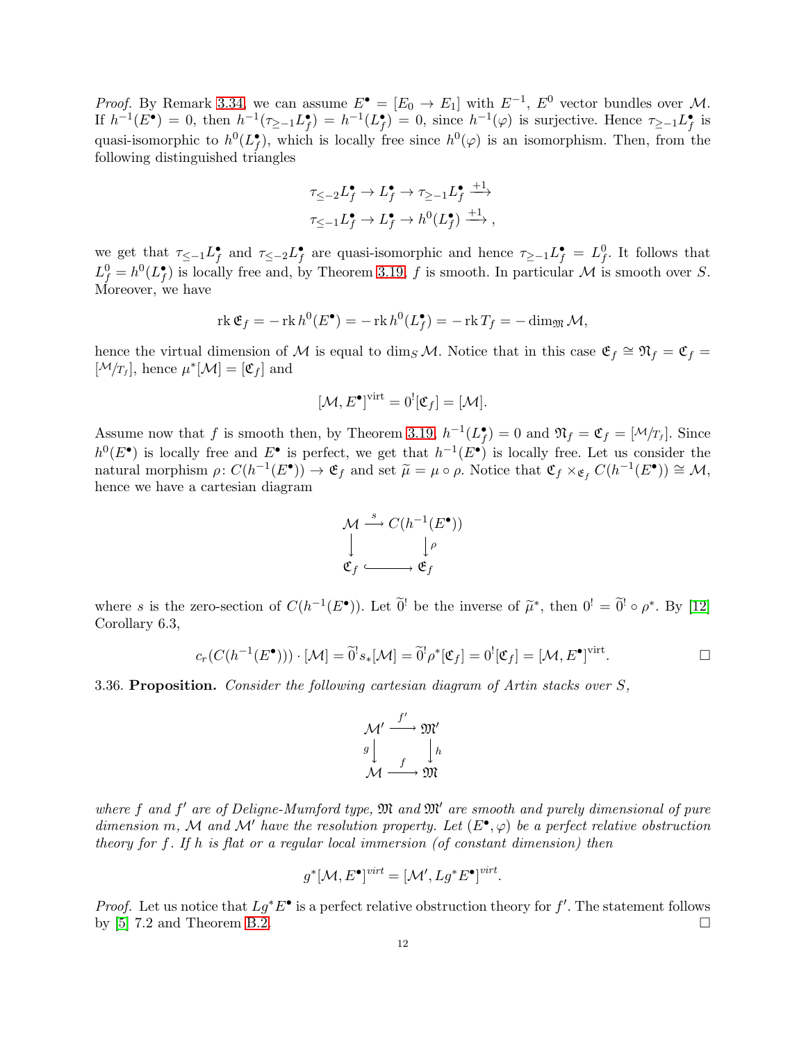*Proof.* By Remark 3.34, we can assume $E^\bullet = [E_0 \to E_1]$ with $E^{-1}$, $E^0$ vector bundles over $\mathcal{M}$. If $h^{-1}(E^\bullet) = 0$, then $h^{-1}(\tau_{\geq -1} L_f^\bullet) = h^{-1}(L_f^\bullet) = 0$, since $h^{-1}(\varphi)$ is surjective. Hence $\tau_{\geq -1} L_f^\bullet$ is quasi-isomorphic to $h^0(L_f^\bullet)$, which is locally free since $h^0(\varphi)$ is an isomorphism. Then, from the following distinguished triangles

$$\tau_{\leq -2} L_f^\bullet \to L_f^\bullet \to \tau_{\geq -1} L_f^\bullet \xrightarrow{+1}$$
$$\tau_{\leq -1} L_f^\bullet \to L_f^\bullet \to h^0(L_f^\bullet) \xrightarrow{+1},$$

we get that $\tau_{\leq -1} L_f^\bullet$ and $\tau_{\leq -2} L_f^\bullet$ are quasi-isomorphic and hence $\tau_{\geq -1} L_f^\bullet = L_f^0$. It follows that $L_f^0 = h^0(L_f^\bullet)$ is locally free and, by Theorem 3.19, $f$ is smooth. In particular $\mathcal{M}$ is smooth over $S$. Moreover, we have

$$\operatorname{rk} \mathfrak{E}_f = -\operatorname{rk} h^0(E^\bullet) = -\operatorname{rk} h^0(L_f^\bullet) = -\operatorname{rk} T_f = -\dim_{\mathfrak{M}} \mathcal{M},$$

hence the virtual dimension of $\mathcal{M}$ is equal to $\dim_S \mathcal{M}$. Notice that in this case $\mathfrak{E}_f \cong \mathfrak{N}_f = \mathfrak{C}_f = [\mathcal{M}/T_f]$, hence $\mu^*[\mathcal{M}] = [\mathfrak{C}_f]$ and

$$[\mathcal{M}, E^\bullet]^{\mathrm{virt}} = 0^![\mathfrak{C}_f] = [\mathcal{M}].$$

Assume now that $f$ is smooth then, by Theorem 3.19, $h^{-1}(L_f^\bullet) = 0$ and $\mathfrak{N}_f = \mathfrak{C}_f = [\mathcal{M}/T_f]$. Since $h^0(E^\bullet)$ is locally free and $E^\bullet$ is perfect, we get that $h^{-1}(E^\bullet)$ is locally free. Let us consider the natural morphism $\rho\colon C(h^{-1}(E^\bullet)) \to \mathfrak{E}_f$ and set $\widetilde{\mu} = \mu \circ \rho$. Notice that $\mathfrak{C}_f \times_{\mathfrak{E}_f} C(h^{-1}(E^\bullet)) \cong \mathcal{M}$, hence we have a cartesian diagram

$$\begin{array}{ccc}
\mathcal{M} & \xrightarrow{s} & C(h^{-1}(E^\bullet)) \\
\downarrow & & \downarrow \rho \\
\mathfrak{C}_f & \hookrightarrow & \mathfrak{E}_f
\end{array}$$

where $s$ is the zero-section of $C(h^{-1}(E^\bullet))$. Let $\widetilde{0}^!$ be the inverse of $\widetilde{\mu}^*$, then $0^! = \widetilde{0}^! \circ \rho^*$. By [12] Corollary 6.3,

$$c_r(C(h^{-1}(E^\bullet))) \cdot [\mathcal{M}] = \widetilde{0}^! s_*[\mathcal{M}] = \widetilde{0}^! \rho^*[\mathfrak{C}_f] = 0^![\mathfrak{C}_f] = [\mathcal{M}, E^\bullet]^{\mathrm{virt}}. \qquad \square$$

3.36. **Proposition.** *Consider the following cartesian diagram of Artin stacks over $S$,*

$$\begin{array}{ccc}
\mathcal{M}' & \xrightarrow{f'} & \mathfrak{M}' \\
g \downarrow & & \downarrow h \\
\mathcal{M} & \xrightarrow{f} & \mathfrak{M}
\end{array}$$

*where $f$ and $f'$ are of Deligne-Mumford type, $\mathfrak{M}$ and $\mathfrak{M}'$ are smooth and purely dimensional of pure dimension $m$, $\mathcal{M}$ and $\mathcal{M}'$ have the resolution property. Let $(E^\bullet, \varphi)$ be a perfect relative obstruction theory for $f$. If $h$ is flat or a regular local immersion (of constant dimension) then*

$$g^*[\mathcal{M}, E^\bullet]^{virt} = [\mathcal{M}', Lg^*E^\bullet]^{virt}.$$

*Proof.* Let us notice that $Lg^*E^\bullet$ is a perfect relative obstruction theory for $f'$. The statement follows by [5] 7.2 and Theorem B.2. $\square$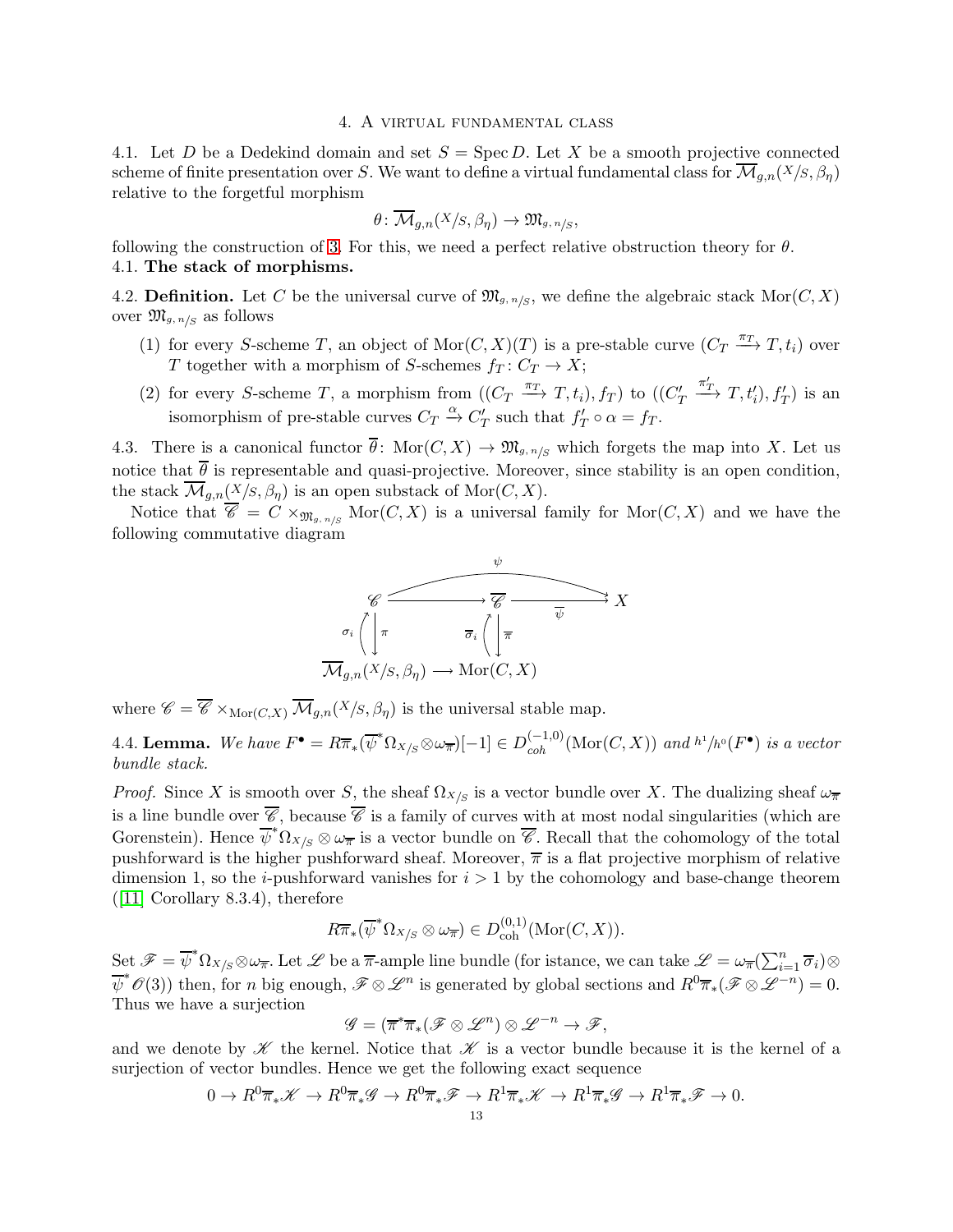# 4. A virtual fundamental class

4.1. Let $D$ be a Dedekind domain and set $S = \operatorname{Spec} D$. Let $X$ be a smooth projective connected scheme of finite presentation over $S$. We want to define a virtual fundamental class for $\overline{\mathcal{M}}_{g,n}(X/S, \beta_\eta)$ relative to the forgetful morphism

$$\theta \colon \overline{\mathcal{M}}_{g,n}(X/S, \beta_\eta) \to \mathfrak{M}_{g,\,n/S},$$

following the construction of 3. For this, we need a perfect relative obstruction theory for $\theta$.

## 4.1. The stack of morphisms.

4.2. **Definition.** Let $C$ be the universal curve of $\mathfrak{M}_{g,\,n/S}$, we define the algebraic stack $\operatorname{Mor}(C, X)$ over $\mathfrak{M}_{g,\,n/S}$ as follows

1. for every $S$-scheme $T$, an object of $\operatorname{Mor}(C, X)(T)$ is a pre-stable curve $(C_T \xrightarrow{\pi_T} T, t_i)$ over $T$ together with a morphism of $S$-schemes $f_T \colon C_T \to X$;
2. for every $S$-scheme $T$, a morphism from $((C_T \xrightarrow{\pi_T} T, t_i), f_T)$ to $((C'_T \xrightarrow{\pi'_T} T, t'_i), f'_T)$ is an isomorphism of pre-stable curves $C_T \xrightarrow{\alpha} C'_T$ such that $f'_T \circ \alpha = f_T$.

4.3. There is a canonical functor $\overline{\theta} \colon \operatorname{Mor}(C, X) \to \mathfrak{M}_{g,\,n/S}$ which forgets the map into $X$. Let us notice that $\overline{\theta}$ is representable and quasi-projective. Moreover, since stability is an open condition, the stack $\overline{\mathcal{M}}_{g,n}(X/S, \beta_\eta)$ is an open substack of $\operatorname{Mor}(C, X)$.

Notice that $\overline{\mathscr{C}} = C \times_{\mathfrak{M}_{g,\,n/S}} \operatorname{Mor}(C, X)$ is a universal family for $\operatorname{Mor}(C, X)$ and we have the following commutative diagram

$$\begin{array}{ccccc}
\mathscr{C} & \longrightarrow & \overline{\mathscr{C}} & \xrightarrow{\overline{\psi}} & X \\
\sigma_i \uparrow\downarrow \pi & & \overline{\sigma}_i \uparrow\downarrow \overline{\pi} & & \\
\overline{\mathcal{M}}_{g,n}(X/S, \beta_\eta) & \longrightarrow & \operatorname{Mor}(C, X) & &
\end{array}$$

(with $\psi \colon \mathscr{C} \to X$ the composite of the top row)

where $\mathscr{C} = \overline{\mathscr{C}} \times_{\operatorname{Mor}(C,X)} \overline{\mathcal{M}}_{g,n}(X/S, \beta_\eta)$ is the universal stable map.

4.4. **Lemma.** *We have $F^\bullet = R\overline{\pi}_*(\overline{\psi}^* \Omega_{X/S} \otimes \omega_{\overline{\pi}})[-1] \in D^{(-1,0)}_{coh}(\operatorname{Mor}(C, X))$ and $h^1/h^0(F^\bullet)$ is a vector bundle stack.*

*Proof.* Since $X$ is smooth over $S$, the sheaf $\Omega_{X/S}$ is a vector bundle over $X$. The dualizing sheaf $\omega_{\overline{\pi}}$ is a line bundle over $\overline{\mathscr{C}}$, because $\overline{\mathscr{C}}$ is a family of curves with at most nodal singularities (which are Gorenstein). Hence $\overline{\psi}^* \Omega_{X/S} \otimes \omega_{\overline{\pi}}$ is a vector bundle on $\overline{\mathscr{C}}$. Recall that the cohomology of the total pushforward is the higher pushforward sheaf. Moreover, $\overline{\pi}$ is a flat projective morphism of relative dimension 1, so the $i$-pushforward vanishes for $i > 1$ by the cohomology and base-change theorem ([11] Corollary 8.3.4), therefore

$$R\overline{\pi}_*(\overline{\psi}^* \Omega_{X/S} \otimes \omega_{\overline{\pi}}) \in D^{(0,1)}_{\text{coh}}(\operatorname{Mor}(C, X)).$$

Set $\mathscr{F} = \overline{\psi}^* \Omega_{X/S} \otimes \omega_{\overline{\pi}}$. Let $\mathscr{L}$ be a $\overline{\pi}$-ample line bundle (for istance, we can take $\mathscr{L} = \omega_{\overline{\pi}}(\sum_{i=1}^n \overline{\sigma}_i) \otimes \overline{\psi}^* \mathscr{O}(3)$) then, for $n$ big enough, $\mathscr{F} \otimes \mathscr{L}^n$ is generated by global sections and $R^0\overline{\pi}_*(\mathscr{F} \otimes \mathscr{L}^{-n}) = 0$. Thus we have a surjection

$$\mathscr{G} = (\overline{\pi}^* \overline{\pi}_*(\mathscr{F} \otimes \mathscr{L}^n) \otimes \mathscr{L}^{-n} \to \mathscr{F},$$

and we denote by $\mathscr{K}$ the kernel. Notice that $\mathscr{K}$ is a vector bundle because it is the kernel of a surjection of vector bundles. Hence we get the following exact sequence

$$0 \to R^0\overline{\pi}_*\mathscr{K} \to R^0\overline{\pi}_*\mathscr{G} \to R^0\overline{\pi}_*\mathscr{F} \to R^1\overline{\pi}_*\mathscr{K} \to R^1\overline{\pi}_*\mathscr{G} \to R^1\overline{\pi}_*\mathscr{F} \to 0.$$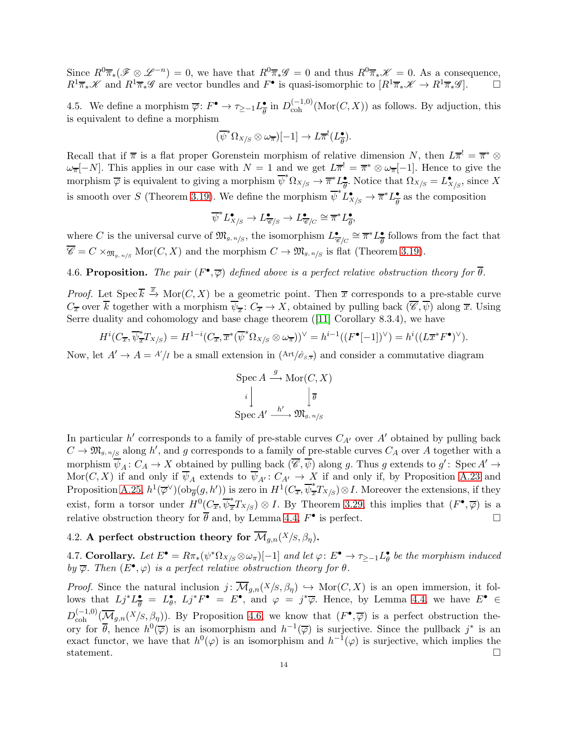Since $R^0\overline{\pi}_*(\mathscr{F}\otimes\mathscr{L}^{-n})=0$, we have that $R^0\overline{\pi}_*\mathscr{G}=0$ and thus $R^0\overline{\pi}_*\mathscr{K}=0$. As a consequence, $R^1\overline{\pi}_*\mathscr{K}$ and $R^1\overline{\pi}_*\mathscr{G}$ are vector bundles and $F^\bullet$ is quasi-isomorphic to $[R^1\overline{\pi}_*\mathscr{K}\to R^1\overline{\pi}_*\mathscr{G}]$. □

4.5. We define a morphism $\overline{\varphi}\colon F^\bullet\to\tau_{\geq -1}L^\bullet_{\overline{\theta}}$ in $D^{(-1,0)}_{\mathrm{coh}}(\mathrm{Mor}(C,X))$ as follows. By adjuction, this is equivalent to define a morphism

$$(\overline{\psi}^*\Omega_{X/S}\otimes\omega_{\overline{\pi}})[-1]\to L\overline{\pi}^!(L^\bullet_{\overline{\theta}}).$$

Recall that if $\overline{\pi}$ is a flat proper Gorenstein morphism of relative dimension $N$, then $L\overline{\pi}^!=\overline{\pi}^*\otimes\omega_{\overline{\pi}}[-N]$. This applies in our case with $N=1$ and we get $L\overline{\pi}^!=\overline{\pi}^*\otimes\omega_{\overline{\pi}}[-1]$. Hence to give the morphism $\overline{\varphi}$ is equivalent to giving a morphism $\overline{\psi}^*\Omega_{X/S}\to\overline{\pi}^*L^\bullet_{\overline{\theta}}$. Notice that $\Omega_{X/S}=L^\bullet_{X/S}$, since $X$ is smooth over $S$ (Theorem 3.19). We define the morphism $\overline{\psi}^*L^\bullet_{X/S}\to\overline{\pi}^*L^\bullet_{\overline{\theta}}$ as the composition

$$\overline{\psi}^*L^\bullet_{X/S}\to L^\bullet_{\overline{\mathscr{C}}/S}\to L^\bullet_{\overline{\mathscr{C}}/C}\cong\overline{\pi}^*L^\bullet_{\overline{\theta}},$$

where $C$ is the universal curve of $\mathfrak{M}_{g,\,n/S}$, the isomorphism $L^\bullet_{\overline{\mathscr{C}}/C}\cong\overline{\pi}^*L^\bullet_{\overline{\theta}}$ follows from the fact that $\overline{\mathscr{C}}=C\times_{\mathfrak{M}_{g,\,n/S}}\mathrm{Mor}(C,X)$ and the morphism $C\to\mathfrak{M}_{g,\,n/S}$ is flat (Theorem 3.19).

4.6. **Proposition.** *The pair $(F^\bullet,\overline{\varphi})$ defined above is a perfect relative obstruction theory for $\overline{\theta}$.*

*Proof.* Let $\operatorname{Spec}\overline{k}\xrightarrow{\overline{x}}\mathrm{Mor}(C,X)$ be a geometric point. Then $\overline{x}$ corresponds to a pre-stable curve $C_{\overline{x}}$ over $\overline{k}$ together with a morphism $\overline{\psi}_{\overline{x}}\colon C_{\overline{x}}\to X$, obtained by pulling back $(\overline{\mathscr{C}},\overline{\psi})$ along $\overline{x}$. Using Serre duality and cohomology and base chage theorem ([11] Corollary 8.3.4), we have

$$H^i(C_{\overline{x}},\overline{\psi}^*_{\overline{x}}T_{X/S})=H^{1-i}(C_{\overline{x}},\overline{x}^*(\overline{\psi}^*\Omega_{X/S}\otimes\omega_{\overline{\pi}}))^\vee=h^{i-1}((F^\bullet[-1])^\vee)=h^i((L\overline{x}^*F^\bullet)^\vee).$$

Now, let $A'\to A={}^{A'}/I$ be a small extension in $({}^{\mathrm{Art}}/\hat{\mathscr{O}}_{S,\overline{s}})$ and consider a commutative diagram

$$\begin{array}{ccc}\operatorname{Spec}A & \xrightarrow{g} & \mathrm{Mor}(C,X)\\ {\scriptstyle i}\big\downarrow & & \big\downarrow{\scriptstyle\overline{\theta}}\\ \operatorname{Spec}A' & \xrightarrow{h'} & \mathfrak{M}_{g,\,n/S}\end{array}$$

In particular $h'$ corresponds to a family of pre-stable curves $C_{A'}$ over $A'$ obtained by pulling back $C\to\mathfrak{M}_{g,\,n/S}$ along $h'$, and $g$ corresponds to a family of pre-stable curves $C_A$ over $A$ together with a morphism $\overline{\psi}_A\colon C_A\to X$ obtained by pulling back $(\overline{\mathscr{C}},\overline{\psi})$ along $g$. Thus $g$ extends to $g'\colon\operatorname{Spec}A'\to\mathrm{Mor}(C,X)$ if and only if $\overline{\psi}_A$ extends to $\overline{\psi}_{A'}\colon C_{A'}\to X$ if and only if, by Proposition A.23 and Proposition A.25, $h^1(\overline{\varphi}^\vee)(\mathrm{ob}_{\overline{\theta}}(g,h'))$ is zero in $H^1(C_{\overline{x}},\overline{\psi}^*_{\overline{x}}T_{X/S})\otimes I$. Moreover the extensions, if they exist, form a torsor under $H^0(C_{\overline{x}},\overline{\psi}^*_{\overline{x}}T_{X/S})\otimes I$. By Theorem 3.29, this implies that $(F^\bullet,\overline{\varphi})$ is a relative obstruction theory for $\overline{\theta}$ and, by Lemma 4.4, $F^\bullet$ is perfect. □

## 4.2. A perfect obstruction theory for $\overline{\mathcal{M}}_{g,n}({}^X/S,\beta_\eta)$.

4.7. **Corollary.** *Let $E^\bullet=R\pi_*(\psi^*\Omega_{X/S}\otimes\omega_\pi)[-1]$ and let $\varphi\colon E^\bullet\to\tau_{\geq-1}L^\bullet_\theta$ be the morphism induced by $\overline{\varphi}$. Then $(E^\bullet,\varphi)$ is a perfect relative obstruction theory for $\theta$.*

*Proof.* Since the natural inclusion $j\colon\overline{\mathcal{M}}_{g,n}({}^X/S,\beta_\eta)\hookrightarrow\mathrm{Mor}(C,X)$ is an open immersion, it follows that $Lj^*L^\bullet_{\overline{\theta}}=L^\bullet_\theta$, $Lj^*F^\bullet=E^\bullet$, and $\varphi=j^*\overline{\varphi}$. Hence, by Lemma 4.4, we have $E^\bullet\in D^{(-1,0)}_{\mathrm{coh}}(\overline{\mathcal{M}}_{g,n}({}^X/S,\beta_\eta))$. By Proposition 4.6, we know that $(F^\bullet,\overline{\varphi})$ is a perfect obstruction theory for $\overline{\theta}$, hence $h^0(\overline{\varphi})$ is an isomorphism and $h^{-1}(\overline{\varphi})$ is surjective. Since the pullback $j^*$ is an exact functor, we have that $h^0(\varphi)$ is an isomorphism and $h^{-1}(\varphi)$ is surjective, which implies the statement. □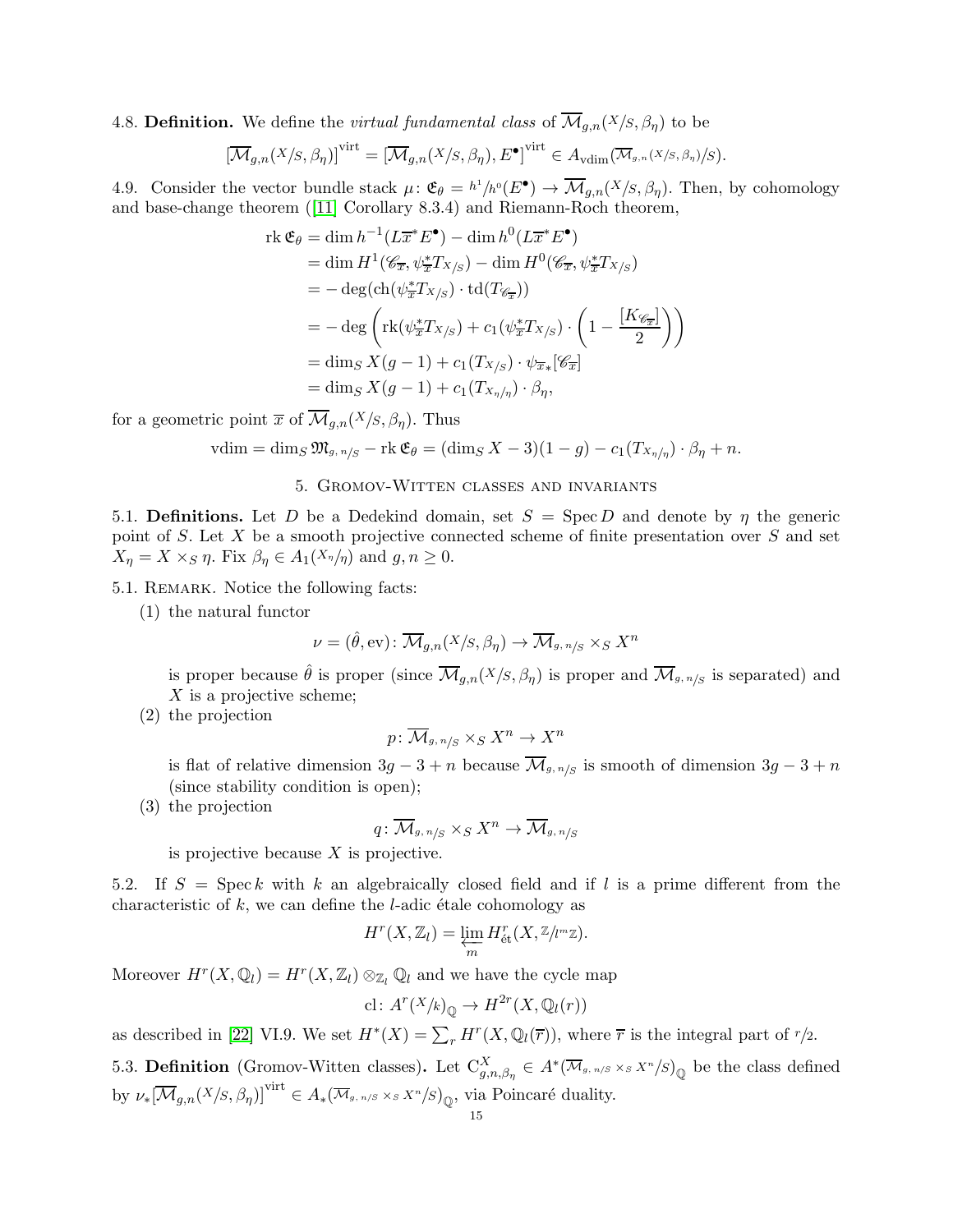4.8. **Definition.** We define the *virtual fundamental class* of $\overline{\mathcal{M}}_{g,n}({}^{X}\!/\!{}_{S},\beta_\eta)$ to be

$$[\overline{\mathcal{M}}_{g,n}({}^{X}\!/\!{}_{S},\beta_\eta)]^{\mathrm{virt}} = [\overline{\mathcal{M}}_{g,n}({}^{X}\!/\!{}_{S},\beta_\eta),E^\bullet]^{\mathrm{virt}} \in A_{\mathrm{vdim}}(\overline{\mathcal{M}}_{g,n}({}^{X}\!/\!{}_{S},\beta_\eta)/S).$$

4.9. Consider the vector bundle stack $\mu\colon \mathfrak{E}_\theta = {}^{h^1}\!/\!{}_{h^0}(E^\bullet) \to \overline{\mathcal{M}}_{g,n}({}^{X}\!/\!{}_{S},\beta_\eta)$. Then, by cohomology and base-change theorem ([11] Corollary 8.3.4) and Riemann-Roch theorem,

$$\begin{aligned}
\operatorname{rk}\mathfrak{E}_\theta &= \dim h^{-1}(L\overline{x}^*E^\bullet) - \dim h^0(L\overline{x}^*E^\bullet)\\
&= \dim H^1(\mathscr{C}_{\overline{x}},\psi_{\overline{x}}^*T_{X/S}) - \dim H^0(\mathscr{C}_{\overline{x}},\psi_{\overline{x}}^*T_{X/S})\\
&= -\deg(\operatorname{ch}(\psi_{\overline{x}}^*T_{X/S})\cdot \operatorname{td}(T_{\mathscr{C}_{\overline{x}}}))\\
&= -\deg\left(\operatorname{rk}(\psi_{\overline{x}}^*T_{X/S}) + c_1(\psi_{\overline{x}}^*T_{X/S})\cdot\left(1-\frac{[K_{\mathscr{C}_{\overline{x}}}]}{2}\right)\right)\\
&= \dim_S X(g-1) + c_1(T_{X/S})\cdot \psi_{\overline{x}*}[\mathscr{C}_{\overline{x}}]\\
&= \dim_S X(g-1) + c_1(T_{X_\eta/\eta})\cdot\beta_\eta,
\end{aligned}$$

for a geometric point $\overline{x}$ of $\overline{\mathcal{M}}_{g,n}({}^{X}\!/\!{}_{S},\beta_\eta)$. Thus

$$\mathrm{vdim} = \dim_S \mathfrak{M}_{g,\,n/S} - \operatorname{rk}\mathfrak{E}_\theta = (\dim_S X - 3)(1-g) - c_1(T_{X_\eta/\eta})\cdot\beta_\eta + n.$$

## 5. Gromov-Witten classes and invariants

5.1. **Definitions.** Let $D$ be a Dedekind domain, set $S = \operatorname{Spec} D$ and denote by $\eta$ the generic point of $S$. Let $X$ be a smooth projective connected scheme of finite presentation over $S$ and set $X_\eta = X\times_S \eta$. Fix $\beta_\eta \in A_1({}^{X_\eta}\!/\!{}_{\eta})$ and $g,n\geq 0$.

5.1. Remark. Notice the following facts:

(1) the natural functor

$$\nu = (\hat{\theta},\mathrm{ev})\colon \overline{\mathcal{M}}_{g,n}({}^{X}\!/\!{}_{S},\beta_\eta)\to \overline{\mathcal{M}}_{g,\,n/S}\times_S X^n$$

is proper because $\hat{\theta}$ is proper (since $\overline{\mathcal{M}}_{g,n}({}^{X}\!/\!{}_{S},\beta_\eta)$ is proper and $\overline{\mathcal{M}}_{g,\,n/S}$ is separated) and $X$ is a projective scheme;

(2) the projection

$$p\colon \overline{\mathcal{M}}_{g,\,n/S}\times_S X^n \to X^n$$

is flat of relative dimension $3g-3+n$ because $\overline{\mathcal{M}}_{g,\,n/S}$ is smooth of dimension $3g-3+n$ (since stability condition is open);

(3) the projection

$$q\colon \overline{\mathcal{M}}_{g,\,n/S}\times_S X^n\to \overline{\mathcal{M}}_{g,\,n/S}$$

is projective because $X$ is projective.

5.2. If $S = \operatorname{Spec} k$ with $k$ an algebraically closed field and if $l$ is a prime different from the characteristic of $k$, we can define the $l$-adic étale cohomology as

$$H^r(X,\mathbb{Z}_l) = \varprojlim_m H^r_{\text{ét}}(X,{}^{\mathbb{Z}}\!/\!{}_{l^m\mathbb{Z}}).$$

Moreover $H^r(X,\mathbb{Q}_l) = H^r(X,\mathbb{Z}_l)\otimes_{\mathbb{Z}_l}\mathbb{Q}_l$ and we have the cycle map

$$\mathrm{cl}\colon A^r({}^{X}\!/\!{}_{k})_{\mathbb{Q}}\to H^{2r}(X,\mathbb{Q}_l(r))$$

as described in [22] VI.9. We set $H^*(X) = \sum_r H^r(X,\mathbb{Q}_l(\overline{r}))$, where $\overline{r}$ is the integral part of ${}^{r}\!/\!{}_{2}$.

5.3. **Definition** (Gromov-Witten classes)**.** Let $\mathrm{C}^X_{g,n,\beta_\eta}\in A^*(\overline{\mathcal{M}}_{g,\,n/S}\times_S X^n/S)_{\mathbb{Q}}$ be the class defined by $\nu_*[\overline{\mathcal{M}}_{g,n}({}^{X}\!/\!{}_{S},\beta_\eta)]^{\mathrm{virt}}\in A_*(\overline{\mathcal{M}}_{g,\,n/S}\times_S X^n/S)_{\mathbb{Q}}$, via Poincaré duality.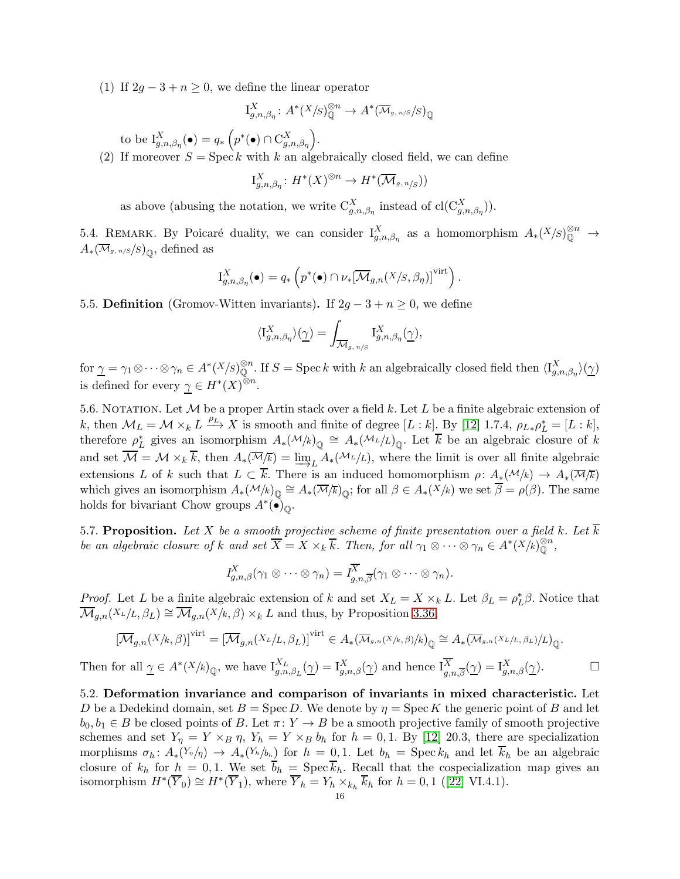(1) If $2g-3+n \geq 0$, we define the linear operator

$$\mathrm{I}^X_{g,n,\beta_\eta} \colon A^*({}^X\!/\!_S)^{\otimes n}_{\mathbb{Q}} \to A^*({}^{\overline{\mathcal{M}}_{g,\,n/S}}\!/\!_S)_{\mathbb{Q}}$$

to be $\mathrm{I}^X_{g,n,\beta_\eta}(\bullet) = q_*\left(p^*(\bullet) \cap \mathrm{C}^X_{g,n,\beta_\eta}\right)$.

(2) If moreover $S = \operatorname{Spec} k$ with $k$ an algebraically closed field, we can define

$$\mathrm{I}^X_{g,n,\beta_\eta} \colon H^*(X)^{\otimes n} \to H^*(\overline{\mathcal{M}}_{g,\,n/S}))$$

as above (abusing the notation, we write $\mathrm{C}^X_{g,n,\beta_\eta}$ instead of $\mathrm{cl}(\mathrm{C}^X_{g,n,\beta_\eta})$).

5.4. Remark. By Poicaré duality, we can consider $\mathrm{I}^X_{g,n,\beta_\eta}$ as a homomorphism $A_*({}^X\!/\!_S)^{\otimes n}_{\mathbb{Q}} \to A_*({}^{\overline{\mathcal{M}}_{g,\,n/S}}\!/\!_S)_{\mathbb{Q}}$, defined as

$$\mathrm{I}^X_{g,n,\beta_\eta}(\bullet) = q_*\left(p^*(\bullet) \cap \nu_*[\overline{\mathcal{M}}_{g,n}({}^X\!/\!_S, \beta_\eta)]^{\mathrm{virt}}\right).$$

5.5. **Definition** (Gromov-Witten invariants)**.** If $2g-3+n \geq 0$, we define

$$\langle \mathrm{I}^X_{g,n,\beta_\eta}\rangle(\underline{\gamma}) = \int_{\overline{\mathcal{M}}_{g,\,n/S}} \mathrm{I}^X_{g,n,\beta_\eta}(\underline{\gamma}),$$

for $\underline{\gamma} = \gamma_1 \otimes \cdots \otimes \gamma_n \in A^*({}^X\!/\!_S)^{\otimes n}_{\mathbb{Q}}$. If $S = \operatorname{Spec} k$ with $k$ an algebraically closed field then $\langle \mathrm{I}^X_{g,n,\beta_\eta}\rangle(\underline{\gamma})$ is defined for every $\underline{\gamma} \in H^*(X)^{\otimes n}$.

5.6. Notation. Let $\mathcal{M}$ be a proper Artin stack over a field $k$. Let $L$ be a finite algebraic extension of $k$, then $\mathcal{M}_L = \mathcal{M} \times_k L \xrightarrow{\rho_L} X$ is smooth and finite of degree $[L:k]$. By [12] 1.7.4, $\rho_{L*}\rho_L^* = [L:k]$, therefore $\rho_L^*$ gives an isomorphism $A_*({}^{\mathcal{M}}\!/\!_k)_{\mathbb{Q}} \cong A_*({}^{\mathcal{M}_L}\!/\!_L)_{\mathbb{Q}}$. Let $\overline{k}$ be an algebraic closure of $k$ and set $\overline{\mathcal{M}} = \mathcal{M} \times_k \overline{k}$, then $A_*({}^{\overline{\mathcal{M}}}\!/\!_{\overline{k}}) = \varinjlim_L A_*({}^{\mathcal{M}_L}\!/\!_L)$, where the limit is over all finite algebraic extensions $L$ of $k$ such that $L \subset \overline{k}$. There is an induced homomorphism $\rho \colon A_*({}^{\mathcal{M}}\!/\!_k) \to A_*({}^{\overline{\mathcal{M}}}\!/\!_{\overline{k}})$ which gives an isomorphism $A_*({}^{\mathcal{M}}\!/\!_k)_{\mathbb{Q}} \cong A_*({}^{\overline{\mathcal{M}}}\!/\!_{\overline{k}})_{\mathbb{Q}}$; for all $\beta \in A_*({}^X\!/\!_k)$ we set $\overline{\beta} = \rho(\beta)$. The same holds for bivariant Chow groups $A^*(\bullet)_{\mathbb{Q}}$.

5.7. **Proposition.** *Let $X$ be a smooth projective scheme of finite presentation over a field $k$. Let $\overline{k}$ be an algebraic closure of $k$ and set $\overline{X} = X \times_k \overline{k}$. Then, for all $\gamma_1 \otimes \cdots \otimes \gamma_n \in A^*({}^X\!/\!_k)^{\otimes n}_{\mathbb{Q}}$,*

$$I^X_{g,n,\beta}(\gamma_1 \otimes \cdots \otimes \gamma_n) = I^{\overline{X}}_{g,n,\overline{\beta}}(\gamma_1 \otimes \cdots \otimes \gamma_n).$$

*Proof.* Let $L$ be a finite algebraic extension of $k$ and set $X_L = X \times_k L$. Let $\beta_L = \rho_L^*\beta$. Notice that $\overline{\mathcal{M}}_{g,n}({}^{X_L}\!/\!_L, \beta_L) \cong \overline{\mathcal{M}}_{g,n}({}^X\!/\!_k, \beta) \times_k L$ and thus, by Proposition 3.36,

$$[\overline{\mathcal{M}}_{g,n}({}^X\!/\!_k, \beta)]^{\mathrm{virt}} = [\overline{\mathcal{M}}_{g,n}({}^{X_L}\!/\!_L, \beta_L)]^{\mathrm{virt}} \in A_*({}^{\overline{\mathcal{M}}_{g,n}(X/k,\beta)}\!/\!_k)_{\mathbb{Q}} \cong A_*({}^{\overline{\mathcal{M}}_{g,n}(X_L/L,\beta_L)}\!/\!_L)_{\mathbb{Q}}.$$

Then for all $\underline{\gamma} \in A^*({}^X\!/\!_k)_{\mathbb{Q}}$, we have $\mathrm{I}^{X_L}_{g,n,\beta_L}(\underline{\gamma}) = \mathrm{I}^X_{g,n,\beta}(\underline{\gamma})$ and hence $\mathrm{I}^{\overline{X}}_{g,n,\overline{\beta}}(\underline{\gamma}) = \mathrm{I}^X_{g,n,\beta}(\underline{\gamma})$. □

5.2. **Deformation invariance and comparison of invariants in mixed characteristic.** Let $D$ be a Dedekind domain, set $B = \operatorname{Spec} D$. We denote by $\eta = \operatorname{Spec} K$ the generic point of $B$ and let $b_0, b_1 \in B$ be closed points of $B$. Let $\pi \colon Y \to B$ be a smooth projective family of smooth projective schemes and set $Y_\eta = Y \times_B \eta$, $Y_h = Y \times_B b_h$ for $h = 0,1$. By [12] 20.3, there are specialization morphisms $\sigma_h \colon A_*({}^{Y_\eta}\!/\!_\eta) \to A_*({}^{Y_h}\!/\!_{b_h})$ for $h = 0,1$. Let $b_h = \operatorname{Spec} k_h$ and let $\overline{k}_h$ be an algebraic closure of $k_h$ for $h = 0,1$. We set $\overline{b}_h = \operatorname{Spec} \overline{k}_h$. Recall that the cospecialization map gives an isomorphism $H^*(\overline{Y}_0) \cong H^*(\overline{Y}_1)$, where $\overline{Y}_h = Y_h \times_{k_h} \overline{k}_h$ for $h = 0,1$ ([22] VI.4.1).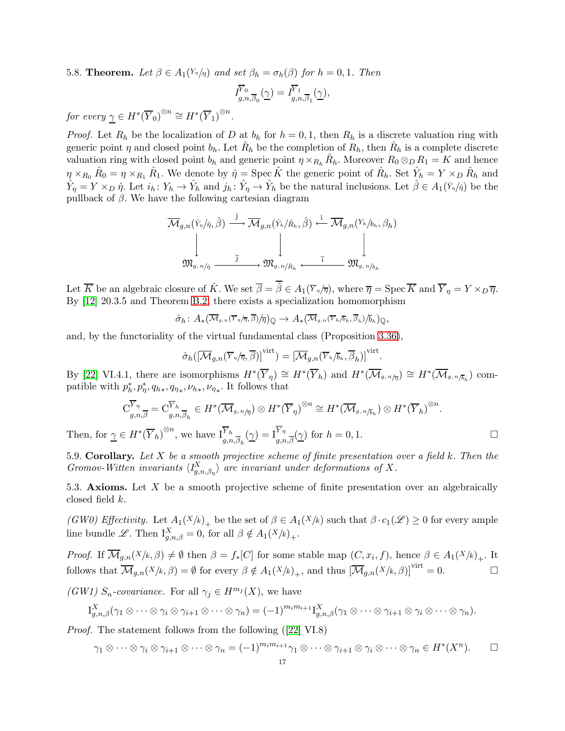5.8. **Theorem.** *Let $\beta \in A_1({}^{Y_\eta}\!/\!_\eta)$ and set $\beta_h = \sigma_h(\beta)$ for $h = 0, 1$. Then*

$$I^{\overline{Y}_0}_{g,n,\overline{\beta}_0}(\underline{\gamma}) = I^{\overline{Y}_1}_{g,n,\overline{\beta}_1}(\underline{\gamma}),$$

*for every $\underline{\gamma} \in H^*(\overline{Y}_0)^{\otimes n} \cong H^*(\overline{Y}_1)^{\otimes n}$.*

*Proof.* Let $R_h$ be the localization of $D$ at $b_h$ for $h = 0, 1$, then $R_h$ is a discrete valuation ring with generic point $\eta$ and closed point $b_h$. Let $\hat{R}_h$ be the completion of $R_h$, then $\hat{R}_h$ is a complete discrete valuation ring with closed point $b_h$ and generic point $\eta \times_{R_h} \hat{R}_h$. Moreover $R_0 \otimes_D R_1 = K$ and hence $\eta \times_{R_0} \hat{R}_0 = \eta \times_{R_1} \hat{R}_1$. We denote by $\hat{\eta} = \operatorname{Spec} \hat{K}$ the generic point of $\hat{R}_h$. Set $\hat{Y}_h = Y \times_D \hat{R}_h$ and $\hat{Y}_\eta = Y \times_D \hat{\eta}$. Let $i_h \colon Y_h \to \hat{Y}_h$ and $j_h \colon \hat{Y}_\eta \to \hat{Y}_h$ be the natural inclusions. Let $\hat{\beta} \in A_1({}^{\hat{Y}_\eta}\!/\!_{\hat{\eta}})$ be the pullback of $\beta$. We have the following cartesian diagram

$$\begin{array}{ccccc}
\overline{\mathcal{M}}_{g,n}({}^{\hat{Y}_\eta}\!/\!_{\hat{\eta}}, \hat{\beta}) & \xrightarrow{\hat{\jmath}} & \overline{\mathcal{M}}_{g,n}({}^{\hat{Y}_h}\!/\!_{\hat{R}_h}, \hat{\beta}) & \xleftarrow{\hat{\imath}} & \overline{\mathcal{M}}_{g,n}({}^{Y_h}\!/\!_{b_h}, \beta_h) \\
\downarrow & & \downarrow & & \downarrow \\
\mathfrak{M}_{g,\,n/\hat{\eta}} & \xrightarrow{\tilde{\jmath}} & \mathfrak{M}_{g,\,n/\hat{R}_h} & \xleftarrow{\tilde{\imath}} & \mathfrak{M}_{g,\,n/b_h}
\end{array}$$

Let $\overline{K}$ be an algebraic closure of $\hat{K}$. We set $\overline{\beta} = \overline{\hat{\beta}} \in A_1({}^{\overline{Y}_\eta}\!/\!_{\overline{\eta}})$, where $\overline{\eta} = \operatorname{Spec} \overline{K}$ and $\overline{Y}_\eta = Y \times_D \overline{\eta}$. By [12] 20.3.5 and Theorem B.2, there exists a specialization homomorphism

$$\hat{\sigma}_h \colon A_*(\overline{\mathcal{M}}_{g,n}({}^{\overline{Y}_\eta}\!/\!_{\overline{\eta}}, \overline{\beta})/\overline{\eta})_{\mathbb{Q}} \to A_*(\overline{\mathcal{M}}_{g,n}({}^{\overline{Y}_h}\!/\!_{\overline{b}_h}, \overline{\beta}_h)/\overline{b}_h)_{\mathbb{Q}},$$

and, by the functoriality of the virtual fundamental class (Proposition 3.36),

$$\hat{\sigma}_h([\overline{\mathcal{M}}_{g,n}({}^{\overline{Y}_\eta}\!/\!_{\overline{\eta}}, \overline{\beta})]^{\mathrm{virt}}) = [\overline{\mathcal{M}}_{g,n}({}^{\overline{Y}_h}\!/\!_{\overline{b}_h}, \overline{\beta}_h)]^{\mathrm{virt}}.$$

By [22] VI.4.1, there are isomorphisms $H^*(\overline{Y}_\eta) \cong H^*(\overline{Y}_h)$ and $H^*(\overline{\mathcal{M}}_{g,\,n/\overline{\eta}}) \cong H^*(\overline{\mathcal{M}}_{g,\,n/\overline{b}_h})$ compatible with $p_h^*, p_\eta^*, q_{h*}, q_{\eta*}, \nu_{h*}, \nu_{\eta*}$. It follows that

$$\mathrm{C}^{\overline{Y}_\eta}_{g,n,\overline{\beta}} = \mathrm{C}^{\overline{Y}_h}_{g,n,\overline{\beta}_h} \in H^*(\overline{\mathcal{M}}_{g,\,n/\overline{\eta}}) \otimes H^*(\overline{Y}_\eta)^{\otimes n} \cong H^*(\overline{\mathcal{M}}_{g,\,n/\overline{b}_h}) \otimes H^*(\overline{Y}_h)^{\otimes n}.$$

Then, for $\underline{\gamma} \in H^*(\overline{Y}_h)^{\otimes n}$, we have $\mathrm{I}^{\overline{Y}_h}_{g,n,\overline{\beta}_h}(\underline{\gamma}) = \mathrm{I}^{\overline{Y}_\eta}_{g,n,\overline{\beta}}(\underline{\gamma})$ for $h = 0, 1$. $\square$

5.9. **Corollary.** *Let $X$ be a smooth projective scheme of finite presentation over a field $k$. Then the Gromov-Witten invariants $\langle I^X_{g,n,\beta_\eta} \rangle$ are invariant under deformations of $X$.*

5.3. **Axioms.** Let $X$ be a smooth projective scheme of finite presentation over an algebraically closed field $k$.

*(GW0) Effectivity.* Let $A_1({}^X\!/\!_k)_+$ be the set of $\beta \in A_1({}^X\!/\!_k)$ such that $\beta \cdot c_1(\mathscr{L}) \geq 0$ for every ample line bundle $\mathscr{L}$. Then $\mathrm{I}^X_{g,n,\beta} = 0$, for all $\beta \notin A_1({}^X\!/\!_k)_+$.

*Proof.* If $\overline{\mathcal{M}}_{g,n}({}^X\!/\!_k, \beta) \neq \emptyset$ then $\beta = f_*[C]$ for some stable map $(C, x_i, f)$, hence $\beta \in A_1({}^X\!/\!_k)_+$. It follows that $\overline{\mathcal{M}}_{g,n}({}^X\!/\!_k, \beta) = \emptyset$ for every $\beta \notin A_1({}^X\!/\!_k)_+$, and thus $[\overline{\mathcal{M}}_{g,n}({}^X\!/\!_k, \beta)]^{\mathrm{virt}} = 0$. $\square$

*(GW1) $S_n$-covariance.* For all $\gamma_j \in H^{m_j}(X)$, we have

$$\mathrm{I}^X_{g,n,\beta}(\gamma_1 \otimes \cdots \otimes \gamma_i \otimes \gamma_{i+1} \otimes \cdots \otimes \gamma_n) = (-1)^{m_i m_{i+1}} \mathrm{I}^X_{g,n,\beta}(\gamma_1 \otimes \cdots \otimes \gamma_{i+1} \otimes \gamma_i \otimes \cdots \otimes \gamma_n).$$

*Proof.* The statement follows from the following ([22] VI.8)

$$\gamma_1 \otimes \cdots \otimes \gamma_i \otimes \gamma_{i+1} \otimes \cdots \otimes \gamma_n = (-1)^{m_i m_{i+1}} \gamma_1 \otimes \cdots \otimes \gamma_{i+1} \otimes \gamma_i \otimes \cdots \otimes \gamma_n \in H^*(X^n). \qquad \square$$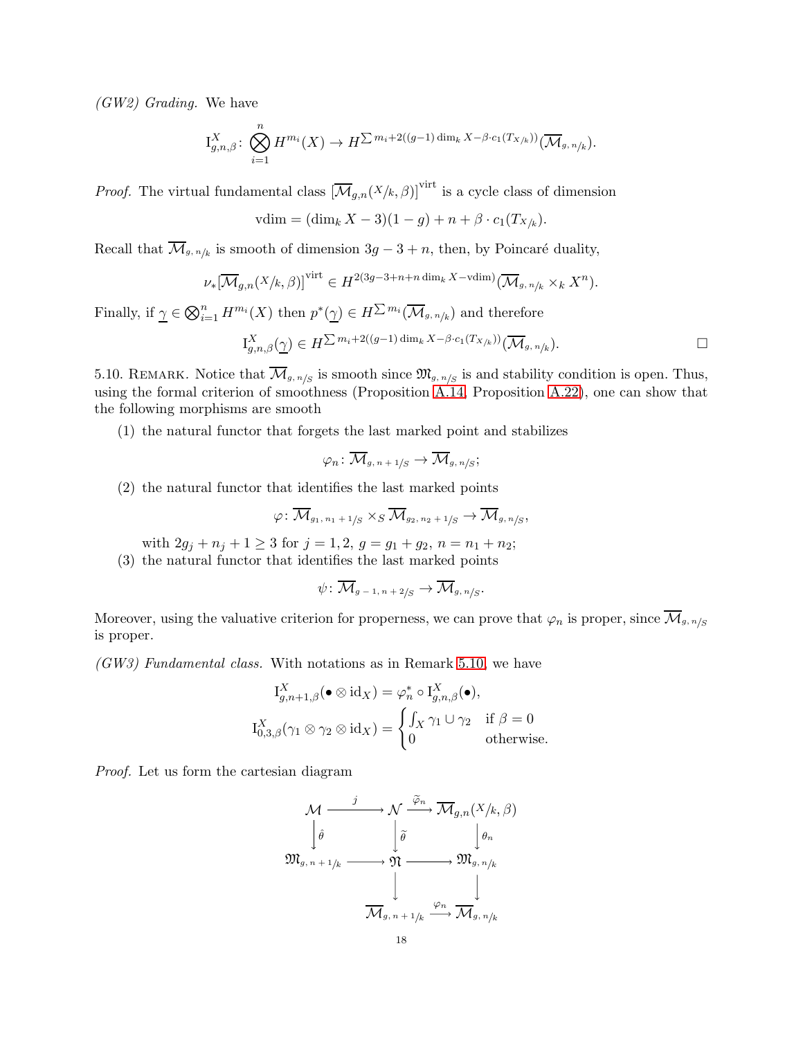*(GW2) Grading.* We have

$$\mathrm{I}^X_{g,n,\beta}\colon \bigotimes_{i=1}^n H^{m_i}(X) \to H^{\sum m_i + 2((g-1)\dim_k X - \beta\cdot c_1(T_{X/k}))}(\overline{\mathcal{M}}_{g,\,n/k}).$$

*Proof.* The virtual fundamental class $[\overline{\mathcal{M}}_{g,n}({}^X\!/k,\beta)]^{\mathrm{virt}}$ is a cycle class of dimension

$$\mathrm{vdim} = (\dim_k X - 3)(1-g) + n + \beta\cdot c_1(T_{X/k}).$$

Recall that $\overline{\mathcal{M}}_{g,\,n/k}$ is smooth of dimension $3g-3+n$, then, by Poincaré duality,

$$\nu_*[\overline{\mathcal{M}}_{g,n}({}^X\!/k,\beta)]^{\mathrm{virt}} \in H^{2(3g-3+n+n\dim_k X - \mathrm{vdim})}(\overline{\mathcal{M}}_{g,\,n/k}\times_k X^n).$$

Finally, if $\underline{\gamma}\in\bigotimes_{i=1}^n H^{m_i}(X)$ then $p^*(\underline{\gamma})\in H^{\sum m_i}(\overline{\mathcal{M}}_{g,\,n/k})$ and therefore

$$\mathrm{I}^X_{g,n,\beta}(\underline{\gamma}) \in H^{\sum m_i + 2((g-1)\dim_k X - \beta\cdot c_1(T_{X/k}))}(\overline{\mathcal{M}}_{g,\,n/k}). \qquad \square$$

5.10. Remark. Notice that $\overline{\mathcal{M}}_{g,\,n/S}$ is smooth since $\mathfrak{M}_{g,\,n/S}$ is and stability condition is open. Thus, using the formal criterion of smoothness (Proposition A.14, Proposition A.22), one can show that the following morphisms are smooth

1. the natural functor that forgets the last marked point and stabilizes
$$\varphi_n\colon \overline{\mathcal{M}}_{g,\,n+1/S}\to\overline{\mathcal{M}}_{g,\,n/S};$$
2. the natural functor that identifies the last marked points
$$\varphi\colon \overline{\mathcal{M}}_{g_1,\,n_1+1/S}\times_S\overline{\mathcal{M}}_{g_2,\,n_2+1/S}\to\overline{\mathcal{M}}_{g,\,n/S},$$
with $2g_j+n_j+1\geq 3$ for $j=1,2$, $g=g_1+g_2$, $n=n_1+n_2$;
3. the natural functor that identifies the last marked points
$$\psi\colon \overline{\mathcal{M}}_{g-1,\,n+2/S}\to\overline{\mathcal{M}}_{g,\,n/S}.$$

Moreover, using the valuative criterion for properness, we can prove that $\varphi_n$ is proper, since $\overline{\mathcal{M}}_{g,\,n/S}$ is proper.

*(GW3) Fundamental class.* With notations as in Remark 5.10, we have

$$\mathrm{I}^X_{g,n+1,\beta}(\bullet\otimes\mathrm{id}_X) = \varphi_n^*\circ\mathrm{I}^X_{g,n,\beta}(\bullet),$$
$$\mathrm{I}^X_{0,3,\beta}(\gamma_1\otimes\gamma_2\otimes\mathrm{id}_X) = \begin{cases}\int_X\gamma_1\cup\gamma_2 & \text{if } \beta=0\\ 0 & \text{otherwise.}\end{cases}$$

*Proof.* Let us form the cartesian diagram

$$\begin{array}{ccccc}
\mathcal{M} & \xrightarrow{\ j\ } & \mathcal{N} & \xrightarrow{\ \widetilde{\varphi}_n\ } & \overline{\mathcal{M}}_{g,n}({}^X\!/k,\beta)\\
\big\downarrow{\scriptstyle\hat{\theta}} & & \big\downarrow{\scriptstyle\widetilde{\theta}} & & \big\downarrow{\scriptstyle\theta_n}\\
\mathfrak{M}_{g,\,n+1/k} & \longrightarrow & \mathfrak{N} & \longrightarrow & \mathfrak{M}_{g,\,n/k}\\
 & & \big\downarrow & & \big\downarrow\\
 & & \overline{\mathcal{M}}_{g,\,n+1/k} & \xrightarrow{\ \varphi_n\ } & \overline{\mathcal{M}}_{g,\,n/k}
\end{array}$$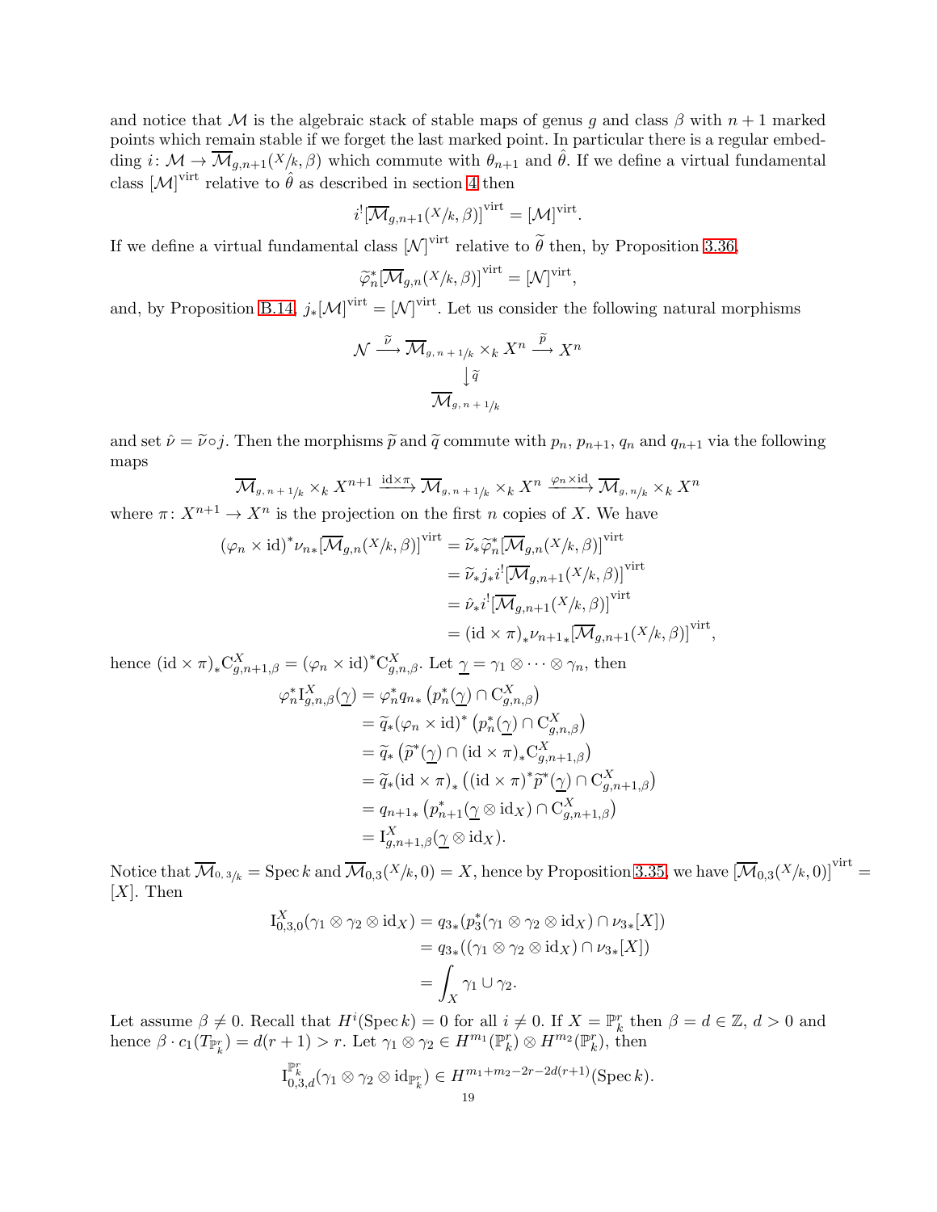and notice that $\mathcal{M}$ is the algebraic stack of stable maps of genus $g$ and class $\beta$ with $n+1$ marked points which remain stable if we forget the last marked point. In particular there is a regular embedding $i\colon \mathcal{M} \to \overline{\mathcal{M}}_{g,n+1}(X/k,\beta)$ which commute with $\theta_{n+1}$ and $\hat{\theta}$. If we define a virtual fundamental class $[\mathcal{M}]^{\mathrm{virt}}$ relative to $\hat{\theta}$ as described in section 4 then

$$i^{!}[\overline{\mathcal{M}}_{g,n+1}(X/k,\beta)]^{\mathrm{virt}} = [\mathcal{M}]^{\mathrm{virt}}.$$

If we define a virtual fundamental class $[\mathcal{N}]^{\mathrm{virt}}$ relative to $\widetilde{\theta}$ then, by Proposition 3.36,

$$\widetilde{\varphi}_n^{*}[\overline{\mathcal{M}}_{g,n}(X/k,\beta)]^{\mathrm{virt}} = [\mathcal{N}]^{\mathrm{virt}},$$

and, by Proposition B.14, $j_*[\mathcal{M}]^{\mathrm{virt}} = [\mathcal{N}]^{\mathrm{virt}}$. Let us consider the following natural morphisms

$$\begin{array}{ccccc} \mathcal{N} & \xrightarrow{\widetilde{\nu}} & \overline{\mathcal{M}}_{g,\,n\,+\,1/k} \times_k X^n & \xrightarrow{\widetilde{p}} & X^n \\ & & \big\downarrow \widetilde{q} & & \\ & & \overline{\mathcal{M}}_{g,\,n\,+\,1/k} & & \end{array}$$

and set $\hat{\nu} = \widetilde{\nu}\circ j$. Then the morphisms $\widetilde{p}$ and $\widetilde{q}$ commute with $p_n$, $p_{n+1}$, $q_n$ and $q_{n+1}$ via the following maps

$$\overline{\mathcal{M}}_{g,\,n\,+\,1/k} \times_k X^{n+1} \xrightarrow{\mathrm{id}\times\pi} \overline{\mathcal{M}}_{g,\,n\,+\,1/k} \times_k X^n \xrightarrow{\varphi_n\times\mathrm{id}} \overline{\mathcal{M}}_{g,\,n/k} \times_k X^n$$

where $\pi\colon X^{n+1} \to X^n$ is the projection on the first $n$ copies of $X$. We have

$$\begin{aligned}
(\varphi_n\times\mathrm{id})^{*}\nu_{n*}[\overline{\mathcal{M}}_{g,n}(X/k,\beta)]^{\mathrm{virt}} &= \widetilde{\nu}_*\widetilde{\varphi}_n^{*}[\overline{\mathcal{M}}_{g,n}(X/k,\beta)]^{\mathrm{virt}} \\
&= \widetilde{\nu}_* j_* i^{!}[\overline{\mathcal{M}}_{g,n+1}(X/k,\beta)]^{\mathrm{virt}} \\
&= \hat{\nu}_* i^{!}[\overline{\mathcal{M}}_{g,n+1}(X/k,\beta)]^{\mathrm{virt}} \\
&= (\mathrm{id}\times\pi)_*\nu_{n+1*}[\overline{\mathcal{M}}_{g,n+1}(X/k,\beta)]^{\mathrm{virt}},
\end{aligned}$$

hence $(\mathrm{id}\times\pi)_*\mathrm{C}^X_{g,n+1,\beta} = (\varphi_n\times\mathrm{id})^{*}\mathrm{C}^X_{g,n,\beta}$. Let $\underline{\gamma} = \gamma_1\otimes\cdots\otimes\gamma_n$, then

$$\begin{aligned}
\varphi_n^{*}\mathrm{I}^X_{g,n,\beta}(\underline{\gamma}) &= \varphi_n^{*}q_{n*}\left(p_n^{*}(\underline{\gamma})\cap \mathrm{C}^X_{g,n,\beta}\right) \\
&= \widetilde{q}_*(\varphi_n\times\mathrm{id})^{*}\left(p_n^{*}(\underline{\gamma})\cap \mathrm{C}^X_{g,n,\beta}\right) \\
&= \widetilde{q}_*\left(\widetilde{p}^{*}(\underline{\gamma})\cap (\mathrm{id}\times\pi)_*\mathrm{C}^X_{g,n+1,\beta}\right) \\
&= \widetilde{q}_*(\mathrm{id}\times\pi)_*\left((\mathrm{id}\times\pi)^{*}\widetilde{p}^{*}(\underline{\gamma})\cap \mathrm{C}^X_{g,n+1,\beta}\right) \\
&= q_{n+1*}\left(p_{n+1}^{*}(\underline{\gamma}\otimes\mathrm{id}_X)\cap \mathrm{C}^X_{g,n+1,\beta}\right) \\
&= \mathrm{I}^X_{g,n+1,\beta}(\underline{\gamma}\otimes\mathrm{id}_X).
\end{aligned}$$

Notice that $\overline{\mathcal{M}}_{0,\,3/k} = \operatorname{Spec} k$ and $\overline{\mathcal{M}}_{0,3}(X/k,0) = X$, hence by Proposition 3.35, we have $[\overline{\mathcal{M}}_{0,3}(X/k,0)]^{\mathrm{virt}} = [X]$. Then

$$\begin{aligned}
\mathrm{I}^X_{0,3,0}(\gamma_1\otimes\gamma_2\otimes\mathrm{id}_X) &= q_{3*}(p_3^{*}(\gamma_1\otimes\gamma_2\otimes\mathrm{id}_X)\cap\nu_{3*}[X]) \\
&= q_{3*}((\gamma_1\otimes\gamma_2\otimes\mathrm{id}_X)\cap\nu_{3*}[X]) \\
&= \int_X \gamma_1\cup\gamma_2.
\end{aligned}$$

Let assume $\beta\neq 0$. Recall that $H^i(\operatorname{Spec} k) = 0$ for all $i\neq 0$. If $X = \mathbb{P}^r_k$ then $\beta = d\in\mathbb{Z}$, $d>0$ and hence $\beta\cdot c_1(T_{\mathbb{P}^r_k}) = d(r+1) > r$. Let $\gamma_1\otimes\gamma_2 \in H^{m_1}(\mathbb{P}^r_k)\otimes H^{m_2}(\mathbb{P}^r_k)$, then

$$\mathrm{I}^{\mathbb{P}^r_k}_{0,3,d}(\gamma_1\otimes\gamma_2\otimes\mathrm{id}_{\mathbb{P}^r_k}) \in H^{m_1+m_2-2r-2d(r+1)}(\operatorname{Spec} k).$$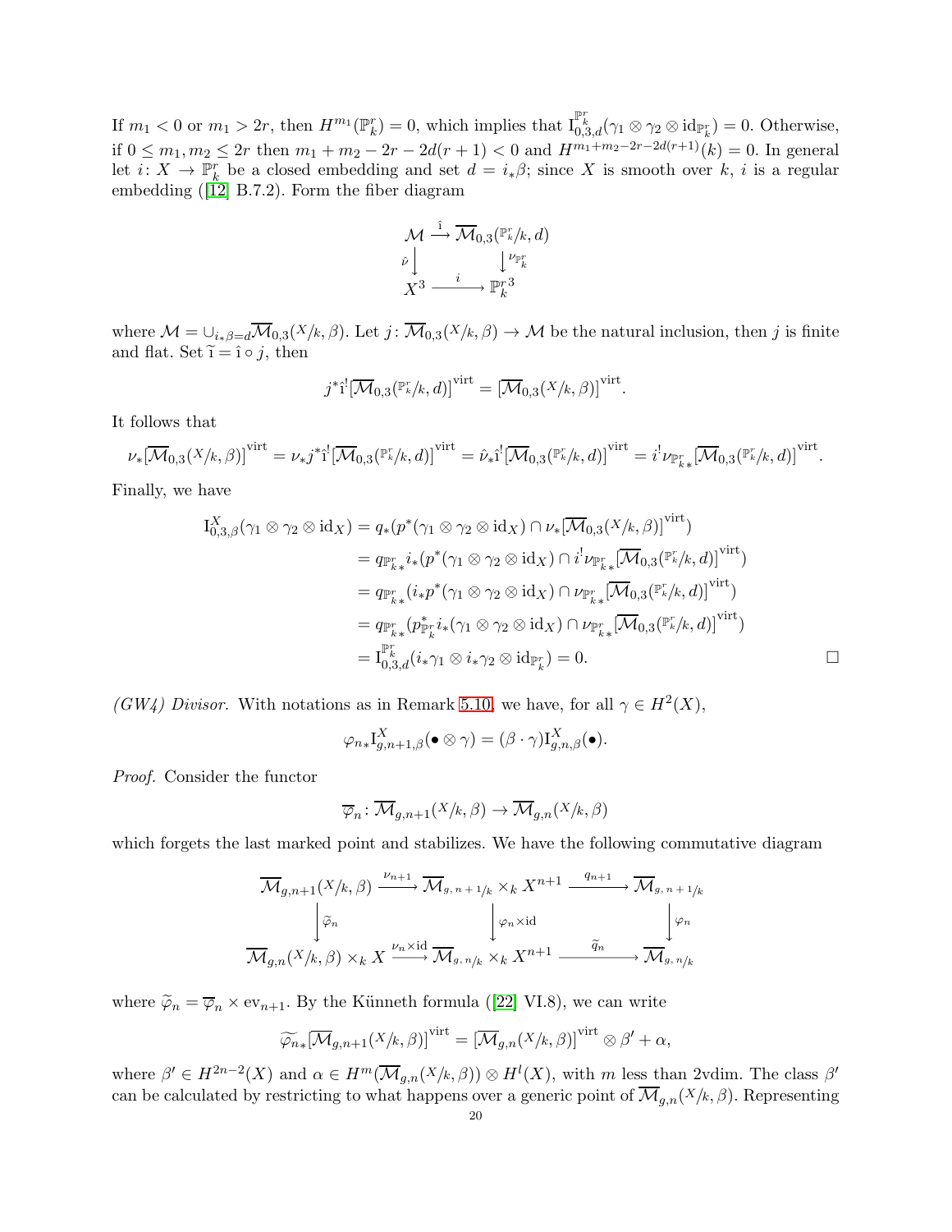If $m_1 < 0$ or $m_1 > 2r$, then $H^{m_1}(\mathbb{P}^r_k) = 0$, which implies that $\mathrm{I}^{\mathbb{P}^r_k}_{0,3,d}(\gamma_1 \otimes \gamma_2 \otimes \mathrm{id}_{\mathbb{P}^r_k}) = 0$. Otherwise, if $0 \le m_1, m_2 \le 2r$ then $m_1 + m_2 - 2r - 2d(r+1) < 0$ and $H^{m_1+m_2-2r-2d(r+1)}(k) = 0$. In general let $i\colon X \to \mathbb{P}^r_k$ be a closed embedding and set $d = i_*\beta$; since $X$ is smooth over $k$, $i$ is a regular embedding ([12] B.7.2). Form the fiber diagram

$$\begin{array}{ccc} \mathcal{M} & \xrightarrow{\hat{\imath}} & \overline{\mathcal{M}}_{0,3}({}^{\mathbb{P}^r_k}\!/\!_k, d) \\ {\scriptstyle \hat{\nu}}\downarrow & & \downarrow{\scriptstyle \nu_{\mathbb{P}^r_k}} \\ X^3 & \xrightarrow{\quad i \quad} & {\mathbb{P}^r_k}^3 \end{array}$$

where $\mathcal{M} = \cup_{i_*\beta = d}\overline{\mathcal{M}}_{0,3}({}^X\!/\!_k, \beta)$. Let $j\colon \overline{\mathcal{M}}_{0,3}({}^X\!/\!_k, \beta) \to \mathcal{M}$ be the natural inclusion, then $j$ is finite and flat. Set $\widetilde{\imath} = \hat{\imath} \circ j$, then

$$j^*\hat{\imath}^![\overline{\mathcal{M}}_{0,3}({}^{\mathbb{P}^r_k}\!/\!_k, d)]^{\mathrm{virt}} = [\overline{\mathcal{M}}_{0,3}({}^X\!/\!_k, \beta)]^{\mathrm{virt}}.$$

It follows that

$$\nu_*[\overline{\mathcal{M}}_{0,3}({}^X\!/\!_k, \beta)]^{\mathrm{virt}} = \nu_* j^*\hat{\imath}^![\overline{\mathcal{M}}_{0,3}({}^{\mathbb{P}^r_k}\!/\!_k, d)]^{\mathrm{virt}} = \hat{\nu}_*\hat{\imath}^![\overline{\mathcal{M}}_{0,3}({}^{\mathbb{P}^r_k}\!/\!_k, d)]^{\mathrm{virt}} = i^!\nu_{\mathbb{P}^r_k *}[\overline{\mathcal{M}}_{0,3}({}^{\mathbb{P}^r_k}\!/\!_k, d)]^{\mathrm{virt}}.$$

Finally, we have

$$\begin{aligned} \mathrm{I}^X_{0,3,\beta}(\gamma_1 \otimes \gamma_2 \otimes \mathrm{id}_X) &= q_*(p^*(\gamma_1 \otimes \gamma_2 \otimes \mathrm{id}_X) \cap \nu_*[\overline{\mathcal{M}}_{0,3}({}^X\!/\!_k, \beta)]^{\mathrm{virt}}) \\ &= q_{\mathbb{P}^r_k *} i_*(p^*(\gamma_1 \otimes \gamma_2 \otimes \mathrm{id}_X) \cap i^!\nu_{\mathbb{P}^r_k *}[\overline{\mathcal{M}}_{0,3}({}^{\mathbb{P}^r_k}\!/\!_k, d)]^{\mathrm{virt}}) \\ &= q_{\mathbb{P}^r_k *}(i_*p^*(\gamma_1 \otimes \gamma_2 \otimes \mathrm{id}_X) \cap \nu_{\mathbb{P}^r_k *}[\overline{\mathcal{M}}_{0,3}({}^{\mathbb{P}^r_k}\!/\!_k, d)]^{\mathrm{virt}}) \\ &= q_{\mathbb{P}^r_k *}(p^*_{\mathbb{P}^r_k} i_*(\gamma_1 \otimes \gamma_2 \otimes \mathrm{id}_X) \cap \nu_{\mathbb{P}^r_k *}[\overline{\mathcal{M}}_{0,3}({}^{\mathbb{P}^r_k}\!/\!_k, d)]^{\mathrm{virt}}) \\ &= \mathrm{I}^{\mathbb{P}^r_k}_{0,3,d}(i_*\gamma_1 \otimes i_*\gamma_2 \otimes \mathrm{id}_{\mathbb{P}^r_k}) = 0. \end{aligned}$$

□

*(GW4) Divisor.* With notations as in Remark 5.10, we have, for all $\gamma \in H^2(X)$,

$$\varphi_{n*}\mathrm{I}^X_{g,n+1,\beta}(\bullet \otimes \gamma) = (\beta \cdot \gamma)\mathrm{I}^X_{g,n,\beta}(\bullet).$$

*Proof.* Consider the functor

$$\overline{\varphi}_n\colon \overline{\mathcal{M}}_{g,n+1}({}^X\!/\!_k, \beta) \to \overline{\mathcal{M}}_{g,n}({}^X\!/\!_k, \beta)$$

which forgets the last marked point and stabilizes. We have the following commutative diagram

$$\begin{array}{ccccc} \overline{\mathcal{M}}_{g,n+1}({}^X\!/\!_k, \beta) & \xrightarrow{\nu_{n+1}} & \overline{\mathcal{M}}_{g,\,n+1/k} \times_k X^{n+1} & \xrightarrow{q_{n+1}} & \overline{\mathcal{M}}_{g,\,n+1/k} \\ \downarrow{\scriptstyle \widetilde{\varphi}_n} & & \downarrow{\scriptstyle \varphi_n \times \mathrm{id}} & & \downarrow{\scriptstyle \varphi_n} \\ \overline{\mathcal{M}}_{g,n}({}^X\!/\!_k, \beta) \times_k X & \xrightarrow{\nu_n \times \mathrm{id}} & \overline{\mathcal{M}}_{g,\,n/k} \times_k X^{n+1} & \xrightarrow{\widetilde{q}_n} & \overline{\mathcal{M}}_{g,\,n/k} \end{array}$$

where $\widetilde{\varphi}_n = \overline{\varphi}_n \times \mathrm{ev}_{n+1}$. By the Künneth formula ([22] VI.8), we can write

$$\widetilde{\varphi}_{n*}[\overline{\mathcal{M}}_{g,n+1}({}^X\!/\!_k, \beta)]^{\mathrm{virt}} = [\overline{\mathcal{M}}_{g,n}({}^X\!/\!_k, \beta)]^{\mathrm{virt}} \otimes \beta' + \alpha,$$

where $\beta' \in H^{2n-2}(X)$ and $\alpha \in H^m(\overline{\mathcal{M}}_{g,n}({}^X\!/\!_k, \beta)) \otimes H^l(X)$, with $m$ less than 2vdim. The class $\beta'$ can be calculated by restricting to what happens over a generic point of $\overline{\mathcal{M}}_{g,n}({}^X\!/\!_k, \beta)$. Representing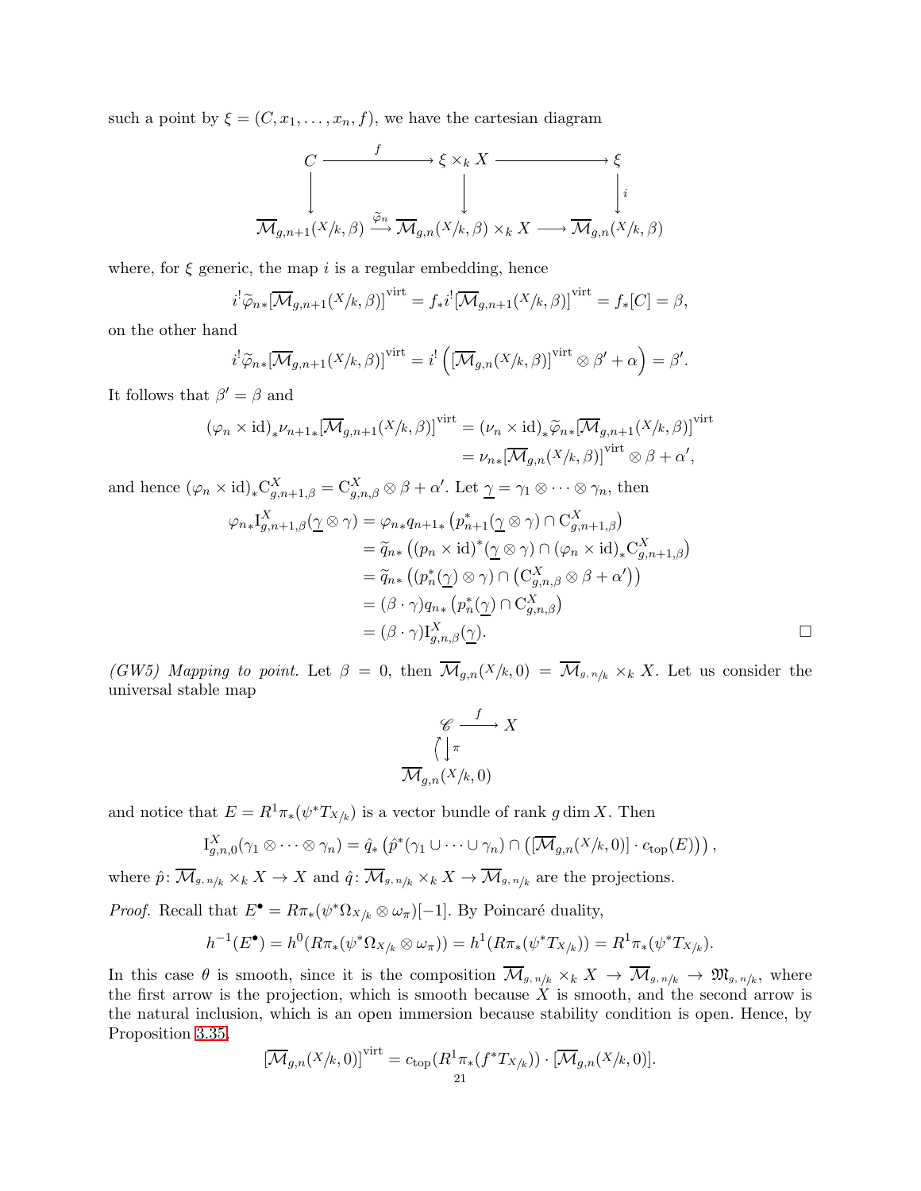such a point by $\xi = (C, x_1, \dots, x_n, f)$, we have the cartesian diagram

$$\begin{array}{ccccc} C & \xrightarrow{\quad f \quad} & \xi \times_k X & \longrightarrow & \xi \\ \Big\downarrow & & \Big\downarrow & & \Big\downarrow i \\ \overline{\mathcal{M}}_{g,n+1}({}^{X}\!/\!{}_{k}, \beta) & \xrightarrow{\widetilde{\varphi}_n} & \overline{\mathcal{M}}_{g,n}({}^{X}\!/\!{}_{k}, \beta) \times_k X & \longrightarrow & \overline{\mathcal{M}}_{g,n}({}^{X}\!/\!{}_{k}, \beta) \end{array}$$

where, for $\xi$ generic, the map $i$ is a regular embedding, hence

$$i^! \widetilde{\varphi}_{n*} [\overline{\mathcal{M}}_{g,n+1}({}^{X}\!/\!{}_{k}, \beta)]^{\mathrm{virt}} = f_* i^! [\overline{\mathcal{M}}_{g,n+1}({}^{X}\!/\!{}_{k}, \beta)]^{\mathrm{virt}} = f_*[C] = \beta,$$

on the other hand

$$i^! \widetilde{\varphi}_{n*} [\overline{\mathcal{M}}_{g,n+1}({}^{X}\!/\!{}_{k}, \beta)]^{\mathrm{virt}} = i^! \left( [\overline{\mathcal{M}}_{g,n}({}^{X}\!/\!{}_{k}, \beta)]^{\mathrm{virt}} \otimes \beta' + \alpha \right) = \beta'.$$

It follows that $\beta' = \beta$ and

$$\begin{aligned} (\varphi_n \times \mathrm{id})_* \nu_{n+1*} [\overline{\mathcal{M}}_{g,n+1}({}^{X}\!/\!{}_{k}, \beta)]^{\mathrm{virt}} &= (\nu_n \times \mathrm{id})_* \widetilde{\varphi}_{n*} [\overline{\mathcal{M}}_{g,n+1}({}^{X}\!/\!{}_{k}, \beta)]^{\mathrm{virt}} \\ &= \nu_{n*} [\overline{\mathcal{M}}_{g,n}({}^{X}\!/\!{}_{k}, \beta)]^{\mathrm{virt}} \otimes \beta + \alpha', \end{aligned}$$

and hence $(\varphi_n \times \mathrm{id})_* \mathrm{C}^X_{g,n+1,\beta} = \mathrm{C}^X_{g,n,\beta} \otimes \beta + \alpha'$. Let $\underline{\gamma} = \gamma_1 \otimes \dots \otimes \gamma_n$, then

$$\begin{aligned} \varphi_{n*} \mathrm{I}^X_{g,n+1,\beta}(\underline{\gamma} \otimes \gamma) &= \varphi_{n*} q_{n+1*} \left( p^*_{n+1}(\underline{\gamma} \otimes \gamma) \cap \mathrm{C}^X_{g,n+1,\beta} \right) \\ &= \widetilde{q}_{n*} \left( (p_n \times \mathrm{id})^* (\underline{\gamma} \otimes \gamma) \cap (\varphi_n \times \mathrm{id})_* \mathrm{C}^X_{g,n+1,\beta} \right) \\ &= \widetilde{q}_{n*} \left( (p^*_n(\underline{\gamma}) \otimes \gamma) \cap \left( \mathrm{C}^X_{g,n,\beta} \otimes \beta + \alpha' \right) \right) \\ &= (\beta \cdot \gamma) q_{n*} \left( p^*_n(\underline{\gamma}) \cap \mathrm{C}^X_{g,n,\beta} \right) \\ &= (\beta \cdot \gamma) \mathrm{I}^X_{g,n,\beta}(\underline{\gamma}). \end{aligned}$$

□

*(GW5) Mapping to point.* Let $\beta = 0$, then $\overline{\mathcal{M}}_{g,n}({}^{X}\!/\!{}_{k}, 0) = \overline{\mathcal{M}}_{g,\,{}^{n}\!/\!{}_{k}} \times_k X$. Let us consider the universal stable map

$$\begin{array}{ccc} \mathscr{C} & \xrightarrow{\ f\ } & X \\ \Big\downarrow \pi & & \\ \overline{\mathcal{M}}_{g,n}({}^{X}\!/\!{}_{k}, 0) & & \end{array}$$

and notice that $E = R^1 \pi_*(\psi^* T_{X/k})$ is a vector bundle of rank $g \dim X$. Then

$$\mathrm{I}^X_{g,n,0}(\gamma_1 \otimes \dots \otimes \gamma_n) = \hat{q}_* \left( \hat{p}^* (\gamma_1 \cup \dots \cup \gamma_n) \cap \left( [\overline{\mathcal{M}}_{g,n}({}^{X}\!/\!{}_{k}, 0)] \cdot c_{\mathrm{top}}(E) \right) \right),$$

where $\hat{p} \colon \overline{\mathcal{M}}_{g,\,{}^{n}\!/\!{}_{k}} \times_k X \to X$ and $\hat{q} \colon \overline{\mathcal{M}}_{g,\,{}^{n}\!/\!{}_{k}} \times_k X \to \overline{\mathcal{M}}_{g,\,{}^{n}\!/\!{}_{k}}$ are the projections.

*Proof.* Recall that $E^\bullet = R\pi_*(\psi^* \Omega_{X/k} \otimes \omega_\pi)[-1]$. By Poincaré duality,

$$h^{-1}(E^\bullet) = h^0(R\pi_*(\psi^* \Omega_{X/k} \otimes \omega_\pi)) = h^1(R\pi_*(\psi^* T_{X/k})) = R^1 \pi_*(\psi^* T_{X/k}).$$

In this case $\theta$ is smooth, since it is the composition $\overline{\mathcal{M}}_{g,\,{}^{n}\!/\!{}_{k}} \times_k X \to \overline{\mathcal{M}}_{g,\,{}^{n}\!/\!{}_{k}} \to \mathfrak{M}_{g,\,{}^{n}\!/\!{}_{k}}$, where the first arrow is the projection, which is smooth because $X$ is smooth, and the second arrow is the natural inclusion, which is an open immersion because stability condition is open. Hence, by Proposition 3.35,

$$[\overline{\mathcal{M}}_{g,n}({}^{X}\!/\!{}_{k}, 0)]^{\mathrm{virt}} = c_{\mathrm{top}}(R^1 \pi_*(f^* T_{X/k})) \cdot [\overline{\mathcal{M}}_{g,n}({}^{X}\!/\!{}_{k}, 0)].$$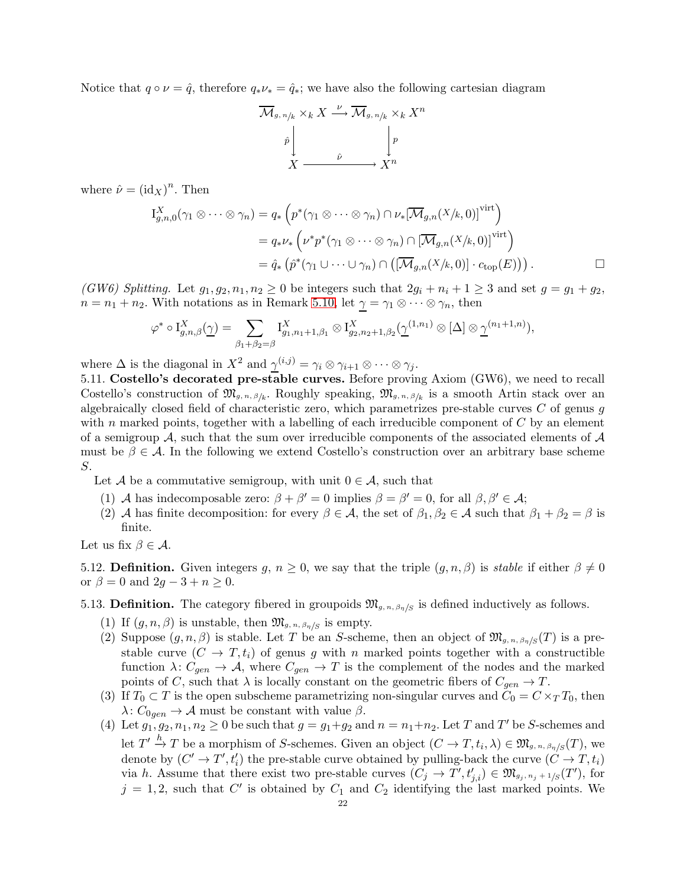Notice that $q \circ \nu = \hat{q}$, therefore $q_* \nu_* = \hat{q}_*$; we have also the following cartesian diagram

$$\begin{array}{ccc} \overline{\mathcal{M}}_{g,\,n/k} \times_k X & \xrightarrow{\nu} & \overline{\mathcal{M}}_{g,\,n/k} \times_k X^n \\ \hat{p} \downarrow & & \downarrow p \\ X & \xrightarrow{\hat{\nu}} & X^n \end{array}$$

where $\hat{\nu} = (\mathrm{id}_X)^n$. Then

$$\begin{aligned} \mathrm{I}^X_{g,n,0}(\gamma_1 \otimes \cdots \otimes \gamma_n) &= q_* \left( p^*(\gamma_1 \otimes \cdots \otimes \gamma_n) \cap \nu_* [\overline{\mathcal{M}}_{g,n}(X/k, 0)]^{\mathrm{virt}} \right) \\ &= q_* \nu_* \left( \nu^* p^*(\gamma_1 \otimes \cdots \otimes \gamma_n) \cap [\overline{\mathcal{M}}_{g,n}(X/k, 0)]^{\mathrm{virt}} \right) \\ &= \hat{q}_* \left( \hat{p}^*(\gamma_1 \cup \cdots \cup \gamma_n) \cap \left( [\overline{\mathcal{M}}_{g,n}(X/k, 0)] \cdot c_{\mathrm{top}}(E) \right) \right). \end{aligned}$$

$\square$

*(GW6) Splitting.* Let $g_1, g_2, n_1, n_2 \geq 0$ be integers such that $2g_i + n_i + 1 \geq 3$ and set $g = g_1 + g_2$, $n = n_1 + n_2$. With notations as in Remark 5.10, let $\underline{\gamma} = \gamma_1 \otimes \cdots \otimes \gamma_n$, then

$$\varphi^* \circ \mathrm{I}^X_{g,n,\beta}(\underline{\gamma}) = \sum_{\beta_1 + \beta_2 = \beta} \mathrm{I}^X_{g_1, n_1+1, \beta_1} \otimes \mathrm{I}^X_{g_2, n_2+1, \beta_2}(\underline{\gamma}^{(1,n_1)} \otimes [\Delta] \otimes \underline{\gamma}^{(n_1+1,n)}),$$

where $\Delta$ is the diagonal in $X^2$ and $\underline{\gamma}^{(i,j)} = \gamma_i \otimes \gamma_{i+1} \otimes \cdots \otimes \gamma_j$.

5.11. **Costello's decorated pre-stable curves.** Before proving Axiom (GW6), we need to recall Costello's construction of $\mathfrak{M}_{g,\,n,\,\beta/k}$. Roughly speaking, $\mathfrak{M}_{g,\,n,\,\beta/k}$ is a smooth Artin stack over an algebraically closed field of characteristic zero, which parametrizes pre-stable curves $C$ of genus $g$ with $n$ marked points, together with a labelling of each irreducible component of $C$ by an element of a semigroup $\mathcal{A}$, such that the sum over irreducible components of the associated elements of $\mathcal{A}$ must be $\beta \in \mathcal{A}$. In the following we extend Costello's construction over an arbitrary base scheme $S$.

Let $\mathcal{A}$ be a commutative semigroup, with unit $0 \in \mathcal{A}$, such that

1. $\mathcal{A}$ has indecomposable zero: $\beta + \beta' = 0$ implies $\beta = \beta' = 0$, for all $\beta, \beta' \in \mathcal{A}$;
2. $\mathcal{A}$ has finite decomposition: for every $\beta \in \mathcal{A}$, the set of $\beta_1, \beta_2 \in \mathcal{A}$ such that $\beta_1 + \beta_2 = \beta$ is finite.

Let us fix $\beta \in \mathcal{A}$.

5.12. **Definition.** Given integers $g$, $n \geq 0$, we say that the triple $(g, n, \beta)$ is *stable* if either $\beta \neq 0$ or $\beta = 0$ and $2g - 3 + n \geq 0$.

5.13. **Definition.** The category fibered in groupoids $\mathfrak{M}_{g,\,n,\,\beta_\eta/S}$ is defined inductively as follows.

1. If $(g, n, \beta)$ is unstable, then $\mathfrak{M}_{g,\,n,\,\beta_\eta/S}$ is empty.
2. Suppose $(g, n, \beta)$ is stable. Let $T$ be an $S$-scheme, then an object of $\mathfrak{M}_{g,\,n,\,\beta_\eta/S}(T)$ is a pre-stable curve $(C \to T, t_i)$ of genus $g$ with $n$ marked points together with a constructible function $\lambda \colon C_{gen} \to \mathcal{A}$, where $C_{gen} \to T$ is the complement of the nodes and the marked points of $C$, such that $\lambda$ is locally constant on the geometric fibers of $C_{gen} \to T$.
3. If $T_0 \subset T$ is the open subscheme parametrizing non-singular curves and $C_0 = C \times_T T_0$, then $\lambda \colon C_{0gen} \to \mathcal{A}$ must be constant with value $\beta$.
4. Let $g_1, g_2, n_1, n_2 \geq 0$ be such that $g = g_1 + g_2$ and $n = n_1 + n_2$. Let $T$ and $T'$ be $S$-schemes and let $T' \xrightarrow{h} T$ be a morphism of $S$-schemes. Given an object $(C \to T, t_i, \lambda) \in \mathfrak{M}_{g,\,n,\,\beta_\eta/S}(T)$, we denote by $(C' \to T', t'_i)$ the pre-stable curve obtained by pulling-back the curve $(C \to T, t_i)$ via $h$. Assume that there exist two pre-stable curves $(C_j \to T', t'_{j,i}) \in \mathfrak{M}_{g_j,\,n_j+1/S}(T')$, for $j = 1, 2$, such that $C'$ is obtained by $C_1$ and $C_2$ identifying the last marked points. We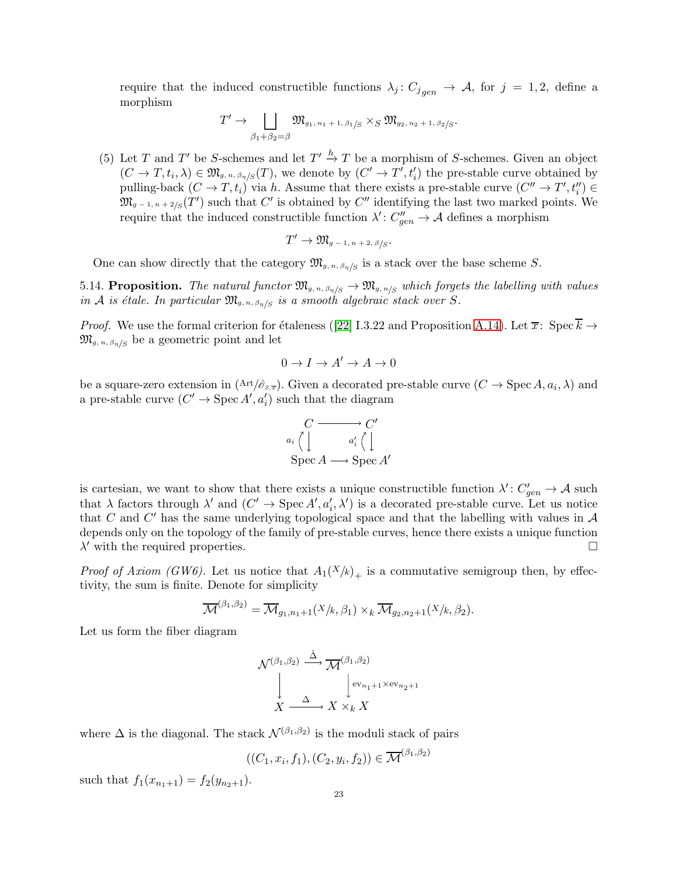require that the induced constructible functions $\lambda_j\colon C_{j_{gen}} \to \mathcal{A}$, for $j = 1, 2$, define a morphism

$$T' \to \bigsqcup_{\beta_1+\beta_2=\beta} \mathfrak{M}_{g_1,\, n_1\, +\, 1,\, \beta_1/S} \times_S \mathfrak{M}_{g_2,\, n_2\, +\, 1,\, \beta_2/S}.$$

(5) Let $T$ and $T'$ be $S$-schemes and let $T' \xrightarrow{h} T$ be a morphism of $S$-schemes. Given an object $(C \to T, t_i, \lambda) \in \mathfrak{M}_{g,\, n,\, \beta_\eta/S}(T)$, we denote by $(C' \to T', t'_i)$ the pre-stable curve obtained by pulling-back $(C \to T, t_i)$ via $h$. Assume that there exists a pre-stable curve $(C'' \to T', t''_i) \in \mathfrak{M}_{g\, -\, 1,\, n\, +\, 2/S}(T')$ such that $C'$ is obtained by $C''$ identifying the last two marked points. We require that the induced constructible function $\lambda'\colon C''_{gen} \to \mathcal{A}$ defines a morphism

$$T' \to \mathfrak{M}_{g\, -\, 1,\, n\, +\, 2,\, \beta/S}.$$

One can show directly that the category $\mathfrak{M}_{g,\, n,\, \beta_\eta/S}$ is a stack over the base scheme $S$.

5.14. **Proposition.** *The natural functor $\mathfrak{M}_{g,\, n,\, \beta_\eta/S} \to \mathfrak{M}_{g,\, n/S}$ which forgets the labelling with values in $\mathcal{A}$ is étale. In particular $\mathfrak{M}_{g,\, n,\, \beta_\eta/S}$ is a smooth algebraic stack over $S$.*

*Proof.* We use the formal criterion for étaleness ([22] I.3.22 and Proposition A.14). Let $\overline{x}\colon \operatorname{Spec} \overline{k} \to \mathfrak{M}_{g,\, n,\, \beta_\eta/S}$ be a geometric point and let

$$0 \to I \to A' \to A \to 0$$

be a square-zero extension in $({}^{\mathrm{Art}}/_{\hat{\mathcal{O}}_{S,\overline{x}}})$. Given a decorated pre-stable curve $(C \to \operatorname{Spec} A, a_i, \lambda)$ and a pre-stable curve $(C' \to \operatorname{Spec} A', a'_i)$ such that the diagram

$$\begin{array}{ccc} C & \longrightarrow & C' \\ {\scriptstyle a_i}\uparrow\downarrow & & {\scriptstyle a'_i}\uparrow\downarrow \\ \operatorname{Spec} A & \longrightarrow & \operatorname{Spec} A' \end{array}$$

is cartesian, we want to show that there exists a unique constructible function $\lambda'\colon C'_{gen} \to \mathcal{A}$ such that $\lambda$ factors through $\lambda'$ and $(C' \to \operatorname{Spec} A', a'_i, \lambda')$ is a decorated pre-stable curve. Let us notice that $C$ and $C'$ has the same underlying topological space and that the labelling with values in $\mathcal{A}$ depends only on the topology of the family of pre-stable curves, hence there exists a unique function $\lambda'$ with the required properties. $\square$

*Proof of Axiom (GW6).* Let us notice that $A_1({}^X/_k)_+$ is a commutative semigroup then, by effectivity, the sum is finite. Denote for simplicity

$$\overline{\mathcal{M}}^{(\beta_1,\beta_2)} = \overline{\mathcal{M}}_{g_1,n_1+1}({}^X/_k, \beta_1) \times_k \overline{\mathcal{M}}_{g_2,n_2+1}({}^X/_k, \beta_2).$$

Let us form the fiber diagram

$$\begin{array}{ccc} \mathcal{N}^{(\beta_1,\beta_2)} & \xrightarrow{\hat{\Delta}} & \overline{\mathcal{M}}^{(\beta_1,\beta_2)} \\ \big\downarrow & & \big\downarrow {\scriptstyle \mathrm{ev}_{n_1+1} \times \mathrm{ev}_{n_2+1}} \\ X & \xrightarrow{\Delta} & X \times_k X \end{array}$$

where $\Delta$ is the diagonal. The stack $\mathcal{N}^{(\beta_1,\beta_2)}$ is the moduli stack of pairs

$$((C_1, x_i, f_1), (C_2, y_i, f_2)) \in \overline{\mathcal{M}}^{(\beta_1,\beta_2)}$$

such that $f_1(x_{n_1+1}) = f_2(y_{n_2+1})$.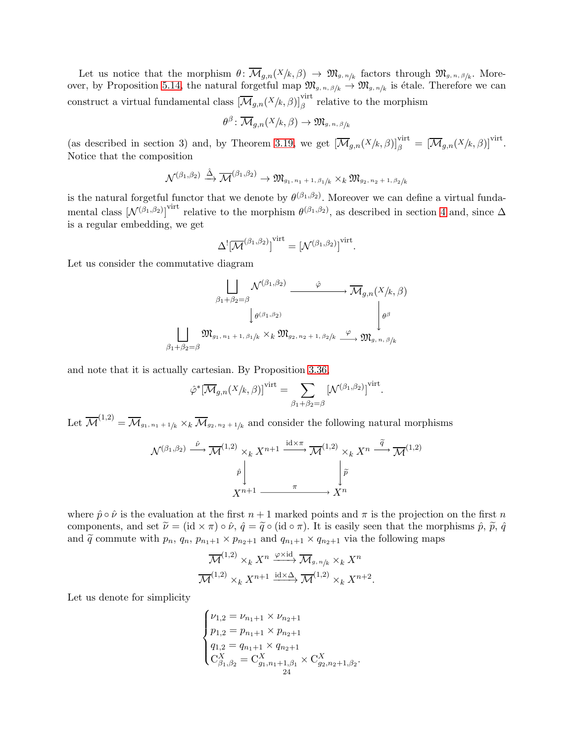Let us notice that the morphism $\theta\colon \overline{\mathcal{M}}_{g,n}(X/k,\beta) \to \mathfrak{M}_{g,\,n/k}$ factors through $\mathfrak{M}_{g,\,n,\,\beta/k}$. Moreover, by Proposition 5.14, the natural forgetful map $\mathfrak{M}_{g,\,n,\,\beta/k} \to \mathfrak{M}_{g,\,n/k}$ is étale. Therefore we can construct a virtual fundamental class $[\overline{\mathcal{M}}_{g,n}(X/k,\beta)]^{\mathrm{virt}}_{\beta}$ relative to the morphism

$$\theta^{\beta}\colon \overline{\mathcal{M}}_{g,n}(X/k,\beta) \to \mathfrak{M}_{g,\,n,\,\beta/k}$$

(as described in section 3) and, by Theorem 3.19, we get $[\overline{\mathcal{M}}_{g,n}(X/k,\beta)]^{\mathrm{virt}}_{\beta} = [\overline{\mathcal{M}}_{g,n}(X/k,\beta)]^{\mathrm{virt}}$. Notice that the composition

$$\mathcal{N}^{(\beta_1,\beta_2)} \xrightarrow{\hat{\Delta}} \overline{\mathcal{M}}^{(\beta_1,\beta_2)} \to \mathfrak{M}_{g_1,\,n_1+1,\,\beta_1/k} \times_k \mathfrak{M}_{g_2,\,n_2+1,\,\beta_2/k}$$

is the natural forgetful functor that we denote by $\theta^{(\beta_1,\beta_2)}$. Moreover we can define a virtual fundamental class $[\mathcal{N}^{(\beta_1,\beta_2)}]^{\mathrm{virt}}$ relative to the morphism $\theta^{(\beta_1,\beta_2)}$, as described in section 4 and, since $\Delta$ is a regular embedding, we get

$$\Delta^{!}[\overline{\mathcal{M}}^{(\beta_1,\beta_2)}]^{\mathrm{virt}} = [\mathcal{N}^{(\beta_1,\beta_2)}]^{\mathrm{virt}}.$$

Let us consider the commutative diagram

$$\begin{array}{ccc}
\displaystyle\bigsqcup_{\beta_1+\beta_2=\beta} \mathcal{N}^{(\beta_1,\beta_2)} & \xrightarrow{\hat{\varphi}} & \overline{\mathcal{M}}_{g,n}(X/k,\beta) \\
\downarrow{\scriptstyle \theta^{(\beta_1,\beta_2)}} & & \downarrow{\scriptstyle \theta^{\beta}} \\
\displaystyle\bigsqcup_{\beta_1+\beta_2=\beta} \mathfrak{M}_{g_1,\,n_1+1,\,\beta_1/k} \times_k \mathfrak{M}_{g_2,\,n_2+1,\,\beta_2/k} & \xrightarrow{\varphi} & \mathfrak{M}_{g,\,n,\,\beta/k}
\end{array}$$

and note that it is actually cartesian. By Proposition 3.36,

$$\hat{\varphi}^{*}[\overline{\mathcal{M}}_{g,n}(X/k,\beta)]^{\mathrm{virt}} = \sum_{\beta_1+\beta_2=\beta} [\mathcal{N}^{(\beta_1,\beta_2)}]^{\mathrm{virt}}.$$

Let $\overline{\mathcal{M}}^{(1,2)} = \overline{\mathcal{M}}_{g_1,\,n_1+1/k} \times_k \overline{\mathcal{M}}_{g_2,\,n_2+1/k}$ and consider the following natural morphisms

$$\begin{array}{ccccccc}
\mathcal{N}^{(\beta_1,\beta_2)} & \xrightarrow{\hat{\nu}} & \overline{\mathcal{M}}^{(1,2)} \times_k X^{n+1} & \xrightarrow{\mathrm{id}\times\pi} & \overline{\mathcal{M}}^{(1,2)} \times_k X^{n} & \xrightarrow{\widetilde{q}} & \overline{\mathcal{M}}^{(1,2)} \\
& & \downarrow{\scriptstyle \hat{p}} & & \downarrow{\scriptstyle \widetilde{p}} & & \\
& & X^{n+1} & \xrightarrow{\pi} & X^{n} & &
\end{array}$$

where $\hat{p}\circ\hat{\nu}$ is the evaluation at the first $n+1$ marked points and $\pi$ is the projection on the first $n$ components, and set $\widetilde{\nu} = (\mathrm{id}\times\pi)\circ\hat{\nu}$, $\hat{q} = \widetilde{q}\circ(\mathrm{id}\circ\pi)$. It is easily seen that the morphisms $\hat{p}$, $\widetilde{p}$, $\hat{q}$ and $\widetilde{q}$ commute with $p_n$, $q_n$, $p_{n_1+1}\times p_{n_2+1}$ and $q_{n_1+1}\times q_{n_2+1}$ via the following maps

$$\overline{\mathcal{M}}^{(1,2)} \times_k X^{n} \xrightarrow{\varphi\times\mathrm{id}} \overline{\mathcal{M}}_{g,\,n/k} \times_k X^{n}$$
$$\overline{\mathcal{M}}^{(1,2)} \times_k X^{n+1} \xrightarrow{\mathrm{id}\times\Delta} \overline{\mathcal{M}}^{(1,2)} \times_k X^{n+2}.$$

Let us denote for simplicity

$$\begin{cases}
\nu_{1,2} = \nu_{n_1+1} \times \nu_{n_2+1} \\
p_{1,2} = p_{n_1+1} \times p_{n_2+1} \\
q_{1,2} = q_{n_1+1} \times q_{n_2+1} \\
\mathrm{C}^{X}_{\beta_1,\beta_2} = \mathrm{C}^{X}_{g_1,n_1+1,\beta_1} \times \mathrm{C}^{X}_{g_2,n_2+1,\beta_2}.
\end{cases}$$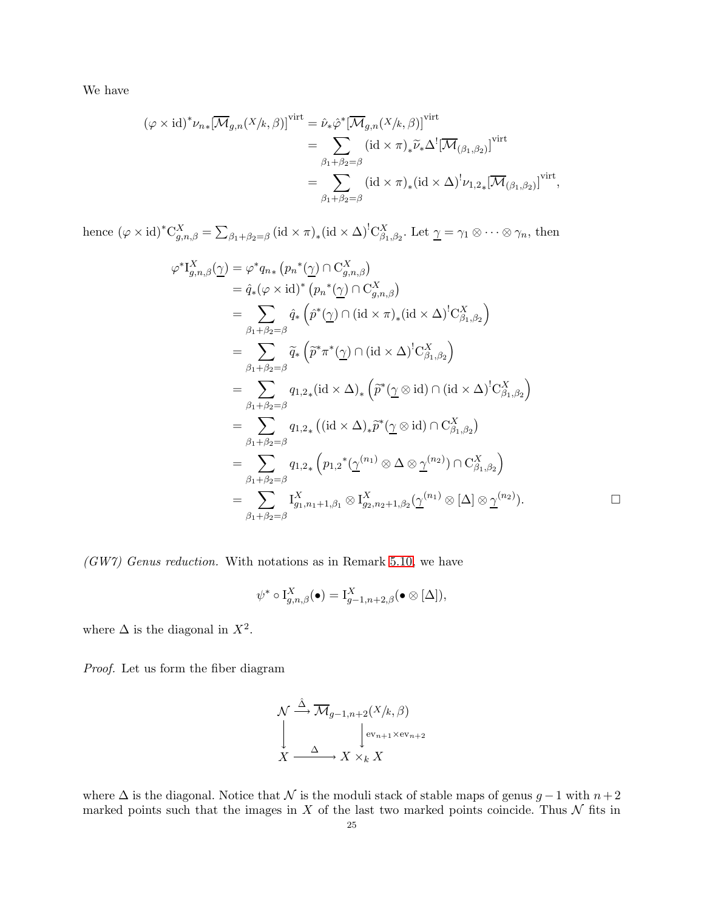We have

$$
\begin{aligned}
(\varphi \times \mathrm{id})^* \nu_{n*} [\overline{\mathcal{M}}_{g,n}(X/k, \beta)]^{\mathrm{virt}} &= \hat{\nu}_* \hat{\varphi}^* [\overline{\mathcal{M}}_{g,n}(X/k, \beta)]^{\mathrm{virt}} \\
&= \sum_{\beta_1+\beta_2=\beta} (\mathrm{id} \times \pi)_* \widetilde{\nu}_* \Delta^! [\overline{\mathcal{M}}_{(\beta_1,\beta_2)}]^{\mathrm{virt}} \\
&= \sum_{\beta_1+\beta_2=\beta} (\mathrm{id} \times \pi)_* (\mathrm{id} \times \Delta)^! \nu_{1,2*} [\overline{\mathcal{M}}_{(\beta_1,\beta_2)}]^{\mathrm{virt}},
\end{aligned}
$$

hence $(\varphi \times \mathrm{id})^* \mathrm{C}^X_{g,n,\beta} = \sum_{\beta_1+\beta_2=\beta} (\mathrm{id} \times \pi)_* (\mathrm{id} \times \Delta)^! \mathrm{C}^X_{\beta_1,\beta_2}$. Let $\underline{\gamma} = \gamma_1 \otimes \cdots \otimes \gamma_n$, then

$$
\begin{aligned}
\varphi^* \mathrm{I}^X_{g,n,\beta}(\underline{\gamma}) &= \varphi^* q_{n*} \left( {p_n}^*(\underline{\gamma}) \cap \mathrm{C}^X_{g,n,\beta} \right) \\
&= \hat{q}_* (\varphi \times \mathrm{id})^* \left( {p_n}^*(\underline{\gamma}) \cap \mathrm{C}^X_{g,n,\beta} \right) \\
&= \sum_{\beta_1+\beta_2=\beta} \hat{q}_* \left( \hat{p}^*(\underline{\gamma}) \cap (\mathrm{id} \times \pi)_* (\mathrm{id} \times \Delta)^! \mathrm{C}^X_{\beta_1,\beta_2} \right) \\
&= \sum_{\beta_1+\beta_2=\beta} \widetilde{q}_* \left( \widetilde{p}^* \pi^*(\underline{\gamma}) \cap (\mathrm{id} \times \Delta)^! \mathrm{C}^X_{\beta_1,\beta_2} \right) \\
&= \sum_{\beta_1+\beta_2=\beta} q_{1,2*} (\mathrm{id} \times \Delta)_* \left( \widetilde{p}^*(\underline{\gamma} \otimes \mathrm{id}) \cap (\mathrm{id} \times \Delta)^! \mathrm{C}^X_{\beta_1,\beta_2} \right) \\
&= \sum_{\beta_1+\beta_2=\beta} q_{1,2*} \left( (\mathrm{id} \times \Delta)_* \widetilde{p}^*(\underline{\gamma} \otimes \mathrm{id}) \cap \mathrm{C}^X_{\beta_1,\beta_2} \right) \\
&= \sum_{\beta_1+\beta_2=\beta} q_{1,2*} \left( {p_{1,2}}^*(\underline{\gamma}^{(n_1)} \otimes \Delta \otimes \underline{\gamma}^{(n_2)}) \cap \mathrm{C}^X_{\beta_1,\beta_2} \right) \\
&= \sum_{\beta_1+\beta_2=\beta} \mathrm{I}^X_{g_1,n_1+1,\beta_1} \otimes \mathrm{I}^X_{g_2,n_2+1,\beta_2}(\underline{\gamma}^{(n_1)} \otimes [\Delta] \otimes \underline{\gamma}^{(n_2)}). \qquad \square
\end{aligned}
$$

*(GW7) Genus reduction.* With notations as in Remark 5.10, we have

$$
\psi^* \circ \mathrm{I}^X_{g,n,\beta}(\bullet) = \mathrm{I}^X_{g-1,n+2,\beta}(\bullet \otimes [\Delta]),
$$

where $\Delta$ is the diagonal in $X^2$.

*Proof.* Let us form the fiber diagram

$$
\begin{array}{ccc}
\mathcal{N} & \xrightarrow{\hat{\Delta}} & \overline{\mathcal{M}}_{g-1,n+2}(X/k, \beta) \\
\big\downarrow & & \big\downarrow {\scriptstyle \mathrm{ev}_{n+1} \times \mathrm{ev}_{n+2}} \\
X & \xrightarrow{\Delta} & X \times_k X
\end{array}
$$

where $\Delta$ is the diagonal. Notice that $\mathcal{N}$ is the moduli stack of stable maps of genus $g-1$ with $n+2$ marked points such that the images in $X$ of the last two marked points coincide. Thus $\mathcal{N}$ fits in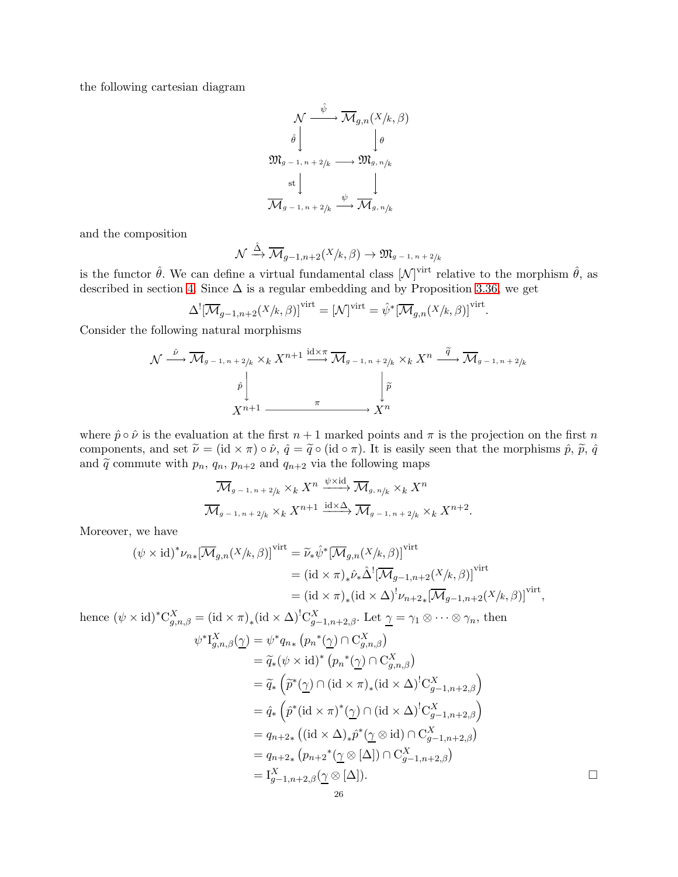the following cartesian diagram

$$
\begin{array}{ccc}
\mathcal{N} & \xrightarrow{\hat{\psi}} & \overline{\mathcal{M}}_{g,n}(X/k,\beta) \\
\hat{\theta}\downarrow & & \downarrow\theta \\
\mathfrak{M}_{g-1,n+2/k} & \longrightarrow & \mathfrak{M}_{g,n/k} \\
\mathrm{st}\downarrow & & \downarrow \\
\overline{\mathcal{M}}_{g-1,n+2/k} & \xrightarrow{\psi} & \overline{\mathcal{M}}_{g,n/k}
\end{array}
$$

and the composition

$$
\mathcal{N} \xrightarrow{\hat{\Delta}} \overline{\mathcal{M}}_{g-1,n+2}(X/k,\beta) \to \mathfrak{M}_{g-1,n+2/k}
$$

is the functor $\hat{\theta}$. We can define a virtual fundamental class $[\mathcal{N}]^{\mathrm{virt}}$ relative to the morphism $\hat{\theta}$, as described in section 4. Since $\Delta$ is a regular embedding and by Proposition 3.36, we get

$$
\Delta^{!}[\overline{\mathcal{M}}_{g-1,n+2}(X/k,\beta)]^{\mathrm{virt}} = [\mathcal{N}]^{\mathrm{virt}} = \hat{\psi}^{*}[\overline{\mathcal{M}}_{g,n}(X/k,\beta)]^{\mathrm{virt}}.
$$

Consider the following natural morphisms

$$
\begin{array}{ccccccc}
\mathcal{N} & \xrightarrow{\hat{\nu}} & \overline{\mathcal{M}}_{g-1,n+2/k} \times_k X^{n+1} & \xrightarrow{\mathrm{id}\times\pi} & \overline{\mathcal{M}}_{g-1,n+2/k} \times_k X^{n} & \xrightarrow{\widetilde{q}} & \overline{\mathcal{M}}_{g-1,n+2/k} \\
 & & \hat{p}\downarrow & & \downarrow\widetilde{p} & & \\
 & & X^{n+1} & \xrightarrow{\pi} & X^{n} & &
\end{array}
$$

where $\hat{p}\circ\hat{\nu}$ is the evaluation at the first $n+1$ marked points and $\pi$ is the projection on the first $n$ components, and set $\widetilde{\nu} = (\mathrm{id}\times\pi)\circ\hat{\nu}$, $\hat{q} = \widetilde{q}\circ(\mathrm{id}\circ\pi)$. It is easily seen that the morphisms $\hat{p}$, $\widetilde{p}$, $\hat{q}$ and $\widetilde{q}$ commute with $p_n$, $q_n$, $p_{n+2}$ and $q_{n+2}$ via the following maps

$$
\overline{\mathcal{M}}_{g-1,n+2/k} \times_k X^{n} \xrightarrow{\psi\times\mathrm{id}} \overline{\mathcal{M}}_{g,n/k} \times_k X^{n}
$$

$$
\overline{\mathcal{M}}_{g-1,n+2/k} \times_k X^{n+1} \xrightarrow{\mathrm{id}\times\Delta} \overline{\mathcal{M}}_{g-1,n+2/k} \times_k X^{n+2}.
$$

Moreover, we have

$$
\begin{aligned}
(\psi\times\mathrm{id})^{*}\nu_{n*}[\overline{\mathcal{M}}_{g,n}(X/k,\beta)]^{\mathrm{virt}} &= \widetilde{\nu}_{*}\hat{\psi}^{*}[\overline{\mathcal{M}}_{g,n}(X/k,\beta)]^{\mathrm{virt}} \\
&= (\mathrm{id}\times\pi)_{*}\hat{\nu}_{*}\hat{\Delta}^{!}[\overline{\mathcal{M}}_{g-1,n+2}(X/k,\beta)]^{\mathrm{virt}} \\
&= (\mathrm{id}\times\pi)_{*}(\mathrm{id}\times\Delta)^{!}\nu_{n+2*}[\overline{\mathcal{M}}_{g-1,n+2}(X/k,\beta)]^{\mathrm{virt}},
\end{aligned}
$$

hence $(\psi\times\mathrm{id})^{*}\mathrm{C}^{X}_{g,n,\beta} = (\mathrm{id}\times\pi)_{*}(\mathrm{id}\times\Delta)^{!}\mathrm{C}^{X}_{g-1,n+2,\beta}$. Let $\underline{\gamma} = \gamma_1\otimes\cdots\otimes\gamma_n$, then

$$
\begin{aligned}
\psi^{*}\mathrm{I}^{X}_{g,n,\beta}(\underline{\gamma}) &= \psi^{*}q_{n*}\left(p_n{}^{*}(\underline{\gamma})\cap\mathrm{C}^{X}_{g,n,\beta}\right) \\
&= \widetilde{q}_{*}(\psi\times\mathrm{id})^{*}\left(p_n{}^{*}(\underline{\gamma})\cap\mathrm{C}^{X}_{g,n,\beta}\right) \\
&= \widetilde{q}_{*}\left(\widetilde{p}^{*}(\underline{\gamma})\cap(\mathrm{id}\times\pi)_{*}(\mathrm{id}\times\Delta)^{!}\mathrm{C}^{X}_{g-1,n+2,\beta}\right) \\
&= \hat{q}_{*}\left(\hat{p}^{*}(\mathrm{id}\times\pi)^{*}(\underline{\gamma})\cap(\mathrm{id}\times\Delta)^{!}\mathrm{C}^{X}_{g-1,n+2,\beta}\right) \\
&= q_{n+2*}\left((\mathrm{id}\times\Delta)_{*}\hat{p}^{*}(\underline{\gamma}\otimes\mathrm{id})\cap\mathrm{C}^{X}_{g-1,n+2,\beta}\right) \\
&= q_{n+2*}\left(p_{n+2}{}^{*}(\underline{\gamma}\otimes[\Delta])\cap\mathrm{C}^{X}_{g-1,n+2,\beta}\right) \\
&= \mathrm{I}^{X}_{g-1,n+2,\beta}(\underline{\gamma}\otimes[\Delta]).
\end{aligned}
$$

□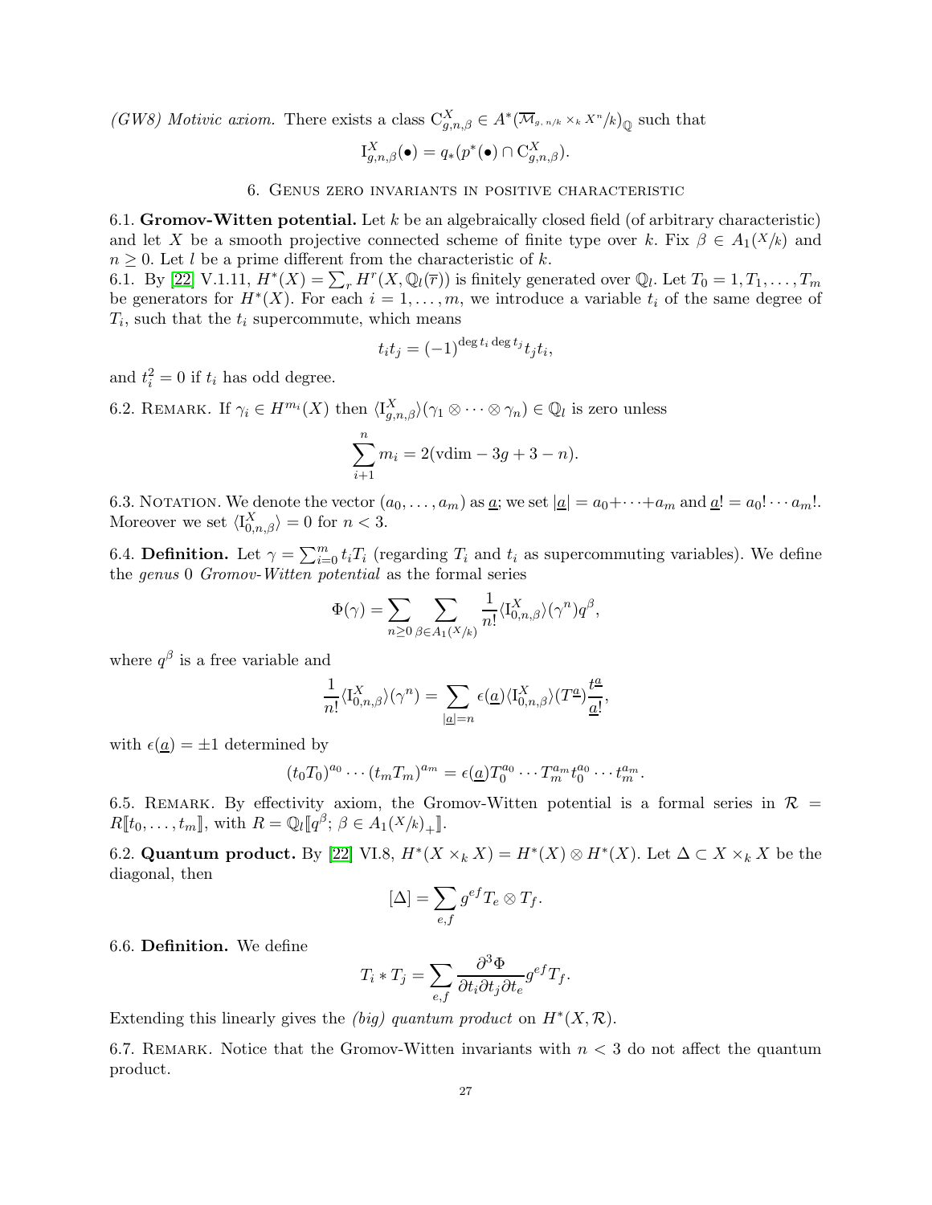*(GW8) Motivic axiom.* There exists a class $\mathrm{C}^X_{g,n,\beta} \in A^*(\overline{\mathcal{M}}_{g,\,n/k} \times_k X^n/k)_{\mathbb{Q}}$ such that

$$\mathrm{I}^X_{g,n,\beta}(\bullet) = q_*(p^*(\bullet) \cap \mathrm{C}^X_{g,n,\beta}).$$

## 6. Genus zero invariants in positive characteristic

6.1. **Gromov-Witten potential.** Let $k$ be an algebraically closed field (of arbitrary characteristic) and let $X$ be a smooth projective connected scheme of finite type over $k$. Fix $\beta \in A_1(X/k)$ and $n \geq 0$. Let $l$ be a prime different from the characteristic of $k$.

6.1. By [22] V.1.11, $H^*(X) = \sum_r H^r(X, \mathbb{Q}_l(\overline{r}))$ is finitely generated over $\mathbb{Q}_l$. Let $T_0 = 1, T_1, \ldots, T_m$ be generators for $H^*(X)$. For each $i = 1, \ldots, m$, we introduce a variable $t_i$ of the same degree of $T_i$, such that the $t_i$ supercommute, which means

$$t_i t_j = (-1)^{\deg t_i \deg t_j} t_j t_i,$$

and $t_i^2 = 0$ if $t_i$ has odd degree.

6.2. Remark. If $\gamma_i \in H^{m_i}(X)$ then $\langle \mathrm{I}^X_{g,n,\beta}\rangle(\gamma_1 \otimes \cdots \otimes \gamma_n) \in \mathbb{Q}_l$ is zero unless

$$\sum_{i+1}^{n} m_i = 2(\mathrm{vdim} - 3g + 3 - n).$$

6.3. Notation. We denote the vector $(a_0, \ldots, a_m)$ as $\underline{a}$; we set $|\underline{a}| = a_0 + \cdots + a_m$ and $\underline{a}! = a_0! \cdots a_m!$. Moreover we set $\langle \mathrm{I}^X_{0,n,\beta}\rangle = 0$ for $n < 3$.

6.4. **Definition.** Let $\gamma = \sum_{i=0}^m t_i T_i$ (regarding $T_i$ and $t_i$ as supercommuting variables). We define the *genus* 0 *Gromov-Witten potential* as the formal series

$$\Phi(\gamma) = \sum_{n \geq 0} \sum_{\beta \in A_1(X/k)} \frac{1}{n!} \langle \mathrm{I}^X_{0,n,\beta}\rangle(\gamma^n) q^\beta,$$

where $q^\beta$ is a free variable and

$$\frac{1}{n!} \langle \mathrm{I}^X_{0,n,\beta}\rangle(\gamma^n) = \sum_{|\underline{a}|=n} \epsilon(\underline{a}) \langle \mathrm{I}^X_{0,n,\beta}\rangle(T^{\underline{a}}) \frac{t^{\underline{a}}}{\underline{a}!},$$

with $\epsilon(\underline{a}) = \pm 1$ determined by

$$(t_0 T_0)^{a_0} \cdots (t_m T_m)^{a_m} = \epsilon(\underline{a}) T_0^{a_0} \cdots T_m^{a_m} t_0^{a_0} \cdots t_m^{a_m}.$$

6.5. Remark. By effectivity axiom, the Gromov-Witten potential is a formal series in $\mathcal{R} = R[\![t_0, \ldots, t_m]\!]$, with $R = \mathbb{Q}_l[\![q^\beta;\, \beta \in A_1(X/k)_+]\!]$.

6.2. **Quantum product.** By [22] VI.8, $H^*(X \times_k X) = H^*(X) \otimes H^*(X)$. Let $\Delta \subset X \times_k X$ be the diagonal, then

$$[\Delta] = \sum_{e,f} g^{ef} T_e \otimes T_f.$$

6.6. **Definition.** We define

$$T_i * T_j = \sum_{e,f} \frac{\partial^3 \Phi}{\partial t_i \partial t_j \partial t_e} g^{ef} T_f.$$

Extending this linearly gives the *(big) quantum product* on $H^*(X, \mathcal{R})$.

6.7. Remark. Notice that the Gromov-Witten invariants with $n < 3$ do not affect the quantum product.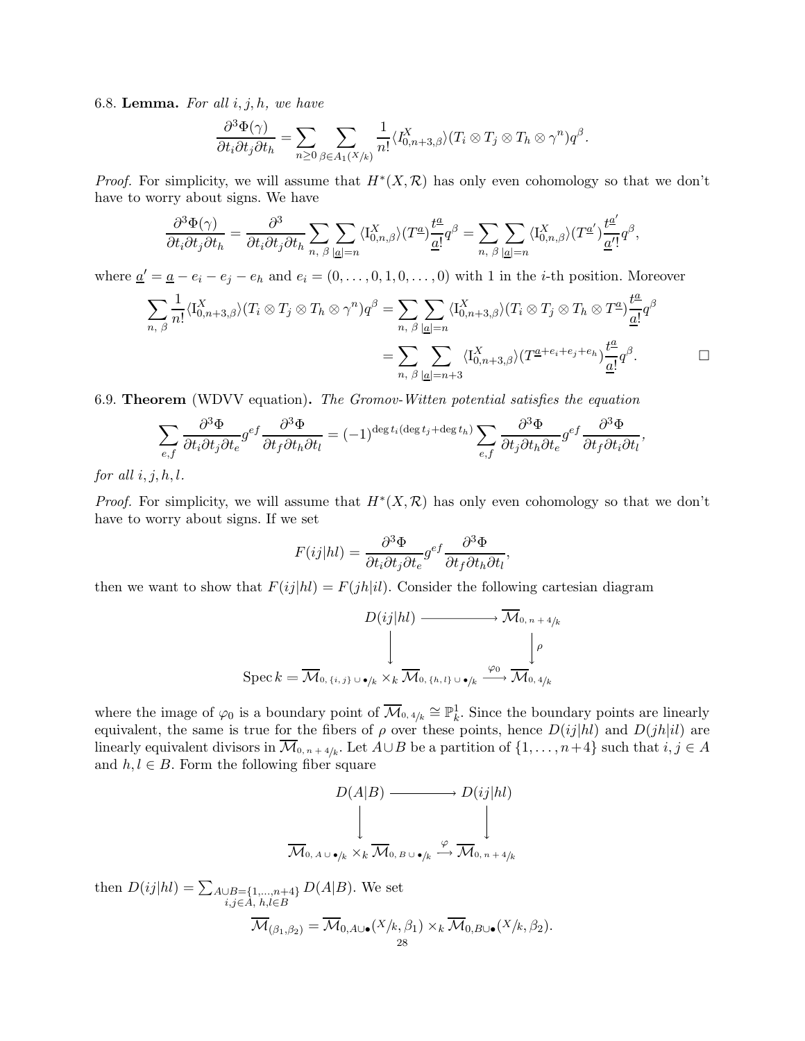6.8. **Lemma.** *For all $i, j, h$, we have*

$$\frac{\partial^3 \Phi(\gamma)}{\partial t_i \partial t_j \partial t_h} = \sum_{n \geq 0} \sum_{\beta \in A_1(X/k)} \frac{1}{n!} \langle \mathrm{I}^X_{0,n+3,\beta} \rangle (T_i \otimes T_j \otimes T_h \otimes \gamma^n) q^\beta.$$

*Proof.* For simplicity, we will assume that $H^*(X, \mathcal{R})$ has only even cohomology so that we don't have to worry about signs. We have

$$\frac{\partial^3 \Phi(\gamma)}{\partial t_i \partial t_j \partial t_h} = \frac{\partial^3}{\partial t_i \partial t_j \partial t_h} \sum_{n,\ \beta} \sum_{|\underline{a}|=n} \langle \mathrm{I}^X_{0,n,\beta} \rangle (T^{\underline{a}}) \frac{t^{\underline{a}}}{\underline{a}!} q^\beta = \sum_{n,\ \beta} \sum_{|\underline{a}|=n} \langle \mathrm{I}^X_{0,n,\beta} \rangle (T^{\underline{a}'}) \frac{t^{\underline{a}'}}{\underline{a}'!} q^\beta,$$

where $\underline{a}' = \underline{a} - e_i - e_j - e_h$ and $e_i = (0, \dots, 0, 1, 0, \dots, 0)$ with 1 in the $i$-th position. Moreover

$$\begin{aligned}
\sum_{n,\ \beta} \frac{1}{n!} \langle \mathrm{I}^X_{0,n+3,\beta} \rangle (T_i \otimes T_j \otimes T_h \otimes \gamma^n) q^\beta &= \sum_{n,\ \beta} \sum_{|\underline{a}|=n} \langle \mathrm{I}^X_{0,n+3,\beta} \rangle (T_i \otimes T_j \otimes T_h \otimes T^{\underline{a}}) \frac{t^{\underline{a}}}{\underline{a}!} q^\beta \\
&= \sum_{n,\ \beta} \sum_{|\underline{a}|=n+3} \langle \mathrm{I}^X_{0,n+3,\beta} \rangle (T^{\underline{a}+e_i+e_j+e_h}) \frac{t^{\underline{a}}}{\underline{a}!} q^\beta. \qquad \square
\end{aligned}$$

6.9. **Theorem** (WDVV equation)**.** *The Gromov-Witten potential satisfies the equation*

$$\sum_{e,f} \frac{\partial^3 \Phi}{\partial t_i \partial t_j \partial t_e} g^{ef} \frac{\partial^3 \Phi}{\partial t_f \partial t_h \partial t_l} = (-1)^{\deg t_i (\deg t_j + \deg t_h)} \sum_{e,f} \frac{\partial^3 \Phi}{\partial t_j \partial t_h \partial t_e} g^{ef} \frac{\partial^3 \Phi}{\partial t_f \partial t_i \partial t_l},$$

*for all $i, j, h, l$.*

*Proof.* For simplicity, we will assume that $H^*(X, \mathcal{R})$ has only even cohomology so that we don't have to worry about signs. If we set

$$F(ij|hl) = \frac{\partial^3 \Phi}{\partial t_i \partial t_j \partial t_e} g^{ef} \frac{\partial^3 \Phi}{\partial t_f \partial t_h \partial t_l},$$

then we want to show that $F(ij|hl) = F(jh|il)$. Consider the following cartesian diagram

$$\begin{array}{ccc}
D(ij|hl) & \longrightarrow & \overline{\mathcal{M}}_{0,\, n+4/k} \\
\big\downarrow & & \big\downarrow \rho \\
\operatorname{Spec} k = \overline{\mathcal{M}}_{0,\, \{i,j\} \cup \bullet/k} \times_k \overline{\mathcal{M}}_{0,\, \{h,l\} \cup \bullet/k} & \xrightarrow{\varphi_0} & \overline{\mathcal{M}}_{0,\, 4/k}
\end{array}$$

where the image of $\varphi_0$ is a boundary point of $\overline{\mathcal{M}}_{0,\, 4/k} \cong \mathbb{P}^1_k$. Since the boundary points are linearly equivalent, the same is true for the fibers of $\rho$ over these points, hence $D(ij|hl)$ and $D(jh|il)$ are linearly equivalent divisors in $\overline{\mathcal{M}}_{0,\, n+4/k}$. Let $A \cup B$ be a partition of $\{1, \dots, n+4\}$ such that $i, j \in A$ and $h, l \in B$. Form the following fiber square

$$\begin{array}{ccc}
D(A|B) & \longrightarrow & D(ij|hl) \\
\big\downarrow & & \big\downarrow \\
\overline{\mathcal{M}}_{0,\, A \cup \bullet/k} \times_k \overline{\mathcal{M}}_{0,\, B \cup \bullet/k} & \xrightarrow{\varphi} & \overline{\mathcal{M}}_{0,\, n+4/k}
\end{array}$$

then $D(ij|hl) = \sum_{\substack{A \cup B = \{1, \dots, n+4\} \\ i,j \in A,\ h,l \in B}} D(A|B)$. We set

$$\overline{\mathcal{M}}_{(\beta_1, \beta_2)} = \overline{\mathcal{M}}_{0, A \cup \bullet}(X/k, \beta_1) \times_k \overline{\mathcal{M}}_{0, B \cup \bullet}(X/k, \beta_2).$$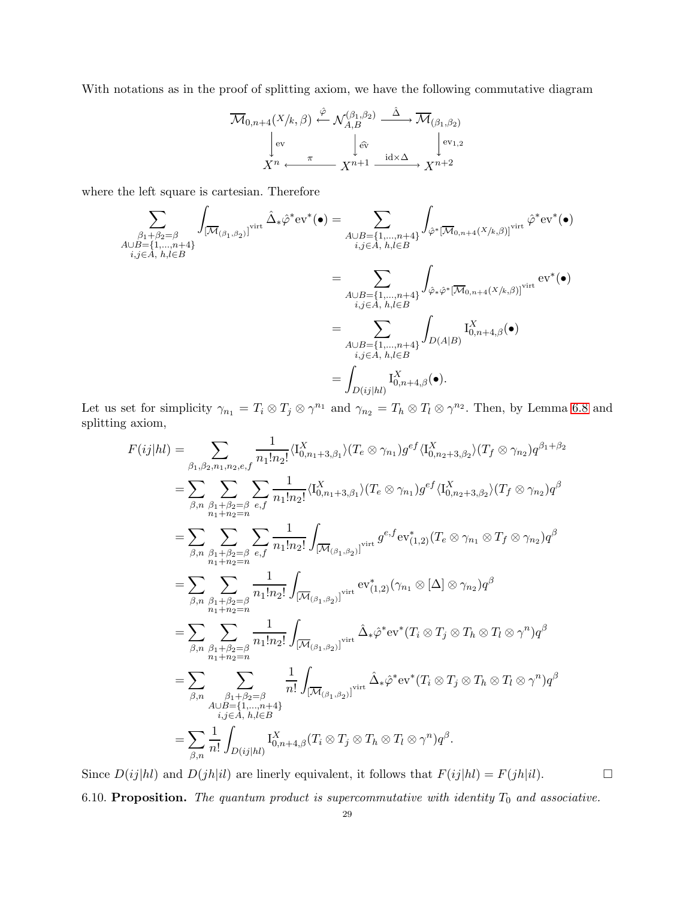With notations as in the proof of splitting axiom, we have the following commutative diagram

$$
\begin{array}{ccccc}
\overline{\mathcal{M}}_{0,n+4}(X/k,\beta) & \xleftarrow{\hat{\varphi}} & \mathcal{N}_{A,B}^{(\beta_1,\beta_2)} & \xrightarrow{\hat{\Delta}} & \overline{\mathcal{M}}_{(\beta_1,\beta_2)} \\
\downarrow \mathrm{ev} & & \downarrow \widehat{\mathrm{ev}} & & \downarrow \mathrm{ev}_{1,2} \\
X^n & \xleftarrow{\pi} & X^{n+1} & \xrightarrow{\mathrm{id}\times\Delta} & X^{n+2}
\end{array}
$$

where the left square is cartesian. Therefore

$$
\begin{aligned}
\sum_{\substack{\beta_1+\beta_2=\beta \\ A\cup B=\{1,\ldots,n+4\} \\ i,j\in A,\ h,l\in B}} \int_{[\overline{\mathcal{M}}_{(\beta_1,\beta_2)}]^{\mathrm{virt}}} \hat{\Delta}_*\hat{\varphi}^*\mathrm{ev}^*(\bullet) &= \sum_{\substack{A\cup B=\{1,\ldots,n+4\} \\ i,j\in A,\ h,l\in B}} \int_{\hat{\varphi}^*[\overline{\mathcal{M}}_{0,n+4}(X/k,\beta)]^{\mathrm{virt}}} \hat{\varphi}^*\mathrm{ev}^*(\bullet) \\
&= \sum_{\substack{A\cup B=\{1,\ldots,n+4\} \\ i,j\in A,\ h,l\in B}} \int_{\hat{\varphi}_*\hat{\varphi}^*[\overline{\mathcal{M}}_{0,n+4}(X/k,\beta)]^{\mathrm{virt}}} \mathrm{ev}^*(\bullet) \\
&= \sum_{\substack{A\cup B=\{1,\ldots,n+4\} \\ i,j\in A,\ h,l\in B}} \int_{D(A|B)} \mathrm{I}^X_{0,n+4,\beta}(\bullet) \\
&= \int_{D(ij|hl)} \mathrm{I}^X_{0,n+4,\beta}(\bullet).
\end{aligned}
$$

Let us set for simplicity $\gamma_{n_1} = T_i \otimes T_j \otimes \gamma^{n_1}$ and $\gamma_{n_2} = T_h \otimes T_l \otimes \gamma^{n_2}$. Then, by Lemma 6.8 and splitting axiom,

$$
\begin{aligned}
F(ij|hl) &= \sum_{\beta_1,\beta_2,n_1,n_2,e,f} \frac{1}{n_1!n_2!} \langle \mathrm{I}^X_{0,n_1+3,\beta_1}\rangle (T_e\otimes\gamma_{n_1}) g^{ef} \langle \mathrm{I}^X_{0,n_2+3,\beta_2}\rangle (T_f\otimes\gamma_{n_2}) q^{\beta_1+\beta_2} \\
&= \sum_{\beta,n} \sum_{\substack{\beta_1+\beta_2=\beta \\ n_1+n_2=n}} \sum_{e,f} \frac{1}{n_1!n_2!} \langle \mathrm{I}^X_{0,n_1+3,\beta_1}\rangle (T_e\otimes\gamma_{n_1}) g^{ef} \langle \mathrm{I}^X_{0,n_2+3,\beta_2}\rangle (T_f\otimes\gamma_{n_2}) q^{\beta} \\
&= \sum_{\beta,n} \sum_{\substack{\beta_1+\beta_2=\beta \\ n_1+n_2=n}} \sum_{e,f} \frac{1}{n_1!n_2!} \int_{[\overline{\mathcal{M}}_{(\beta_1,\beta_2)}]^{\mathrm{virt}}} g^{e,f}\mathrm{ev}^*_{(1,2)}(T_e\otimes\gamma_{n_1}\otimes T_f\otimes\gamma_{n_2}) q^{\beta} \\
&= \sum_{\beta,n} \sum_{\substack{\beta_1+\beta_2=\beta \\ n_1+n_2=n}} \frac{1}{n_1!n_2!} \int_{[\overline{\mathcal{M}}_{(\beta_1,\beta_2)}]^{\mathrm{virt}}} \mathrm{ev}^*_{(1,2)}(\gamma_{n_1}\otimes[\Delta]\otimes\gamma_{n_2}) q^{\beta} \\
&= \sum_{\beta,n} \sum_{\substack{\beta_1+\beta_2=\beta \\ n_1+n_2=n}} \frac{1}{n_1!n_2!} \int_{[\overline{\mathcal{M}}_{(\beta_1,\beta_2)}]^{\mathrm{virt}}} \hat{\Delta}_*\hat{\varphi}^*\mathrm{ev}^*(T_i\otimes T_j\otimes T_h\otimes T_l\otimes\gamma^n) q^{\beta} \\
&= \sum_{\beta,n} \sum_{\substack{\beta_1+\beta_2=\beta \\ A\cup B=\{1,\ldots,n+4\} \\ i,j\in A,\ h,l\in B}} \frac{1}{n!} \int_{[\overline{\mathcal{M}}_{(\beta_1,\beta_2)}]^{\mathrm{virt}}} \hat{\Delta}_*\hat{\varphi}^*\mathrm{ev}^*(T_i\otimes T_j\otimes T_h\otimes T_l\otimes\gamma^n) q^{\beta} \\
&= \sum_{\beta,n} \frac{1}{n!} \int_{D(ij|hl)} \mathrm{I}^X_{0,n+4,\beta}(T_i\otimes T_j\otimes T_h\otimes T_l\otimes\gamma^n) q^{\beta}.
\end{aligned}
$$

Since $D(ij|hl)$ and $D(jh|il)$ are linerly equivalent, it follows that $F(ij|hl) = F(jh|il)$. $\square$

6.10. **Proposition.** *The quantum product is supercommutative with identity $T_0$ and associative.*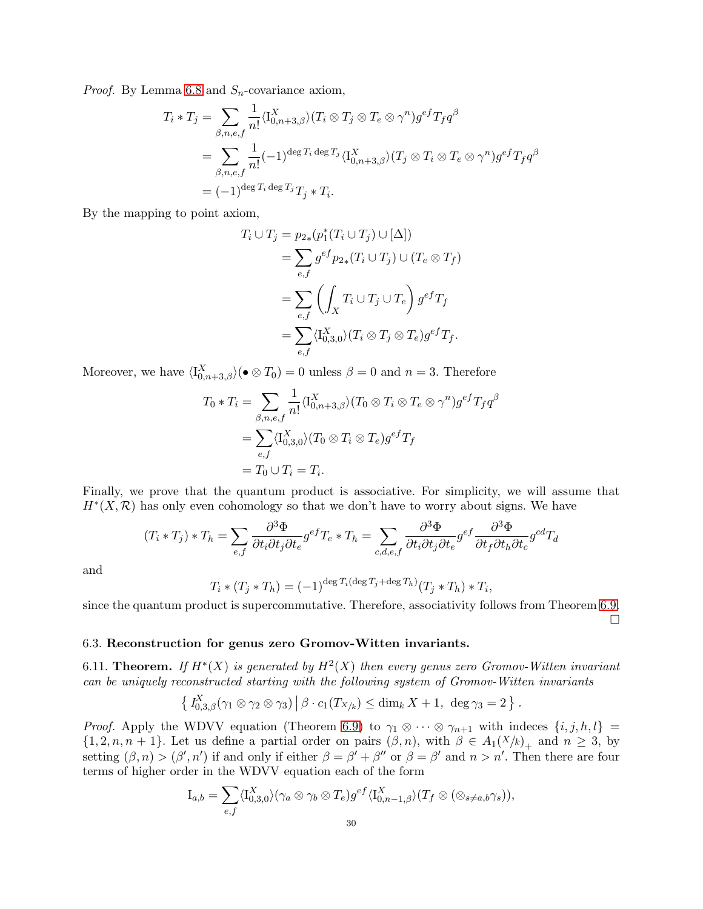*Proof.* By Lemma 6.8 and $S_n$-covariance axiom,

$$
\begin{aligned}
T_i * T_j &= \sum_{\beta,n,e,f} \frac{1}{n!} \langle \mathrm{I}^X_{0,n+3,\beta}\rangle (T_i \otimes T_j \otimes T_e \otimes \gamma^n) g^{ef} T_f q^\beta \\
&= \sum_{\beta,n,e,f} \frac{1}{n!} (-1)^{\deg T_i \deg T_j} \langle \mathrm{I}^X_{0,n+3,\beta}\rangle (T_j \otimes T_i \otimes T_e \otimes \gamma^n) g^{ef} T_f q^\beta \\
&= (-1)^{\deg T_i \deg T_j} T_j * T_i.
\end{aligned}
$$

By the mapping to point axiom,

$$
\begin{aligned}
T_i \cup T_j &= p_{2*}(p_1^*(T_i \cup T_j) \cup [\Delta]) \\
&= \sum_{e,f} g^{ef} p_{2*}(T_i \cup T_j) \cup (T_e \otimes T_f) \\
&= \sum_{e,f} \left( \int_X T_i \cup T_j \cup T_e \right) g^{ef} T_f \\
&= \sum_{e,f} \langle \mathrm{I}^X_{0,3,0}\rangle (T_i \otimes T_j \otimes T_e) g^{ef} T_f.
\end{aligned}
$$

Moreover, we have $\langle \mathrm{I}^X_{0,n+3,\beta}\rangle (\bullet \otimes T_0) = 0$ unless $\beta = 0$ and $n = 3$. Therefore

$$
\begin{aligned}
T_0 * T_i &= \sum_{\beta,n,e,f} \frac{1}{n!} \langle \mathrm{I}^X_{0,n+3,\beta}\rangle (T_0 \otimes T_i \otimes T_e \otimes \gamma^n) g^{ef} T_f q^\beta \\
&= \sum_{e,f} \langle \mathrm{I}^X_{0,3,0}\rangle (T_0 \otimes T_i \otimes T_e) g^{ef} T_f \\
&= T_0 \cup T_i = T_i.
\end{aligned}
$$

Finally, we prove that the quantum product is associative. For simplicity, we will assume that $H^*(X, \mathcal{R})$ has only even cohomology so that we don't have to worry about signs. We have

$$
(T_i * T_j) * T_h = \sum_{e,f} \frac{\partial^3 \Phi}{\partial t_i \partial t_j \partial t_e} g^{ef} T_e * T_h = \sum_{c,d,e,f} \frac{\partial^3 \Phi}{\partial t_i \partial t_j \partial t_e} g^{ef} \frac{\partial^3 \Phi}{\partial t_f \partial t_h \partial t_c} g^{cd} T_d
$$

and

$$
T_i * (T_j * T_h) = (-1)^{\deg T_i (\deg T_j + \deg T_h)} (T_j * T_h) * T_i,
$$

since the quantum product is supercommutative. Therefore, associativity follows from Theorem 6.9. $\square$

### 6.3. Reconstruction for genus zero Gromov-Witten invariants.

6.11. **Theorem.** *If $H^*(X)$ is generated by $H^2(X)$ then every genus zero Gromov-Witten invariant can be uniquely reconstructed starting with the following system of Gromov-Witten invariants*

$$
\left\{ \, I^X_{0,3,\beta}(\gamma_1 \otimes \gamma_2 \otimes \gamma_3) \, \middle| \, \beta \cdot c_1(T_{X/k}) \leq \dim_k X + 1, \ \deg \gamma_3 = 2 \, \right\}.
$$

*Proof.* Apply the WDVV equation (Theorem 6.9) to $\gamma_1 \otimes \cdots \otimes \gamma_{n+1}$ with indeces $\{i, j, h, l\} = \{1, 2, n, n+1\}$. Let us define a partial order on pairs $(\beta, n)$, with $\beta \in A_1(X/k)_+$ and $n \geq 3$, by setting $(\beta, n) > (\beta', n')$ if and only if either $\beta = \beta' + \beta''$ or $\beta = \beta'$ and $n > n'$. Then there are four terms of higher order in the WDVV equation each of the form

$$
\mathrm{I}_{a,b} = \sum_{e,f} \langle \mathrm{I}^X_{0,3,0}\rangle (\gamma_a \otimes \gamma_b \otimes T_e) g^{ef} \langle \mathrm{I}^X_{0,n-1,\beta}\rangle (T_f \otimes (\otimes_{s \neq a,b} \gamma_s)),
$$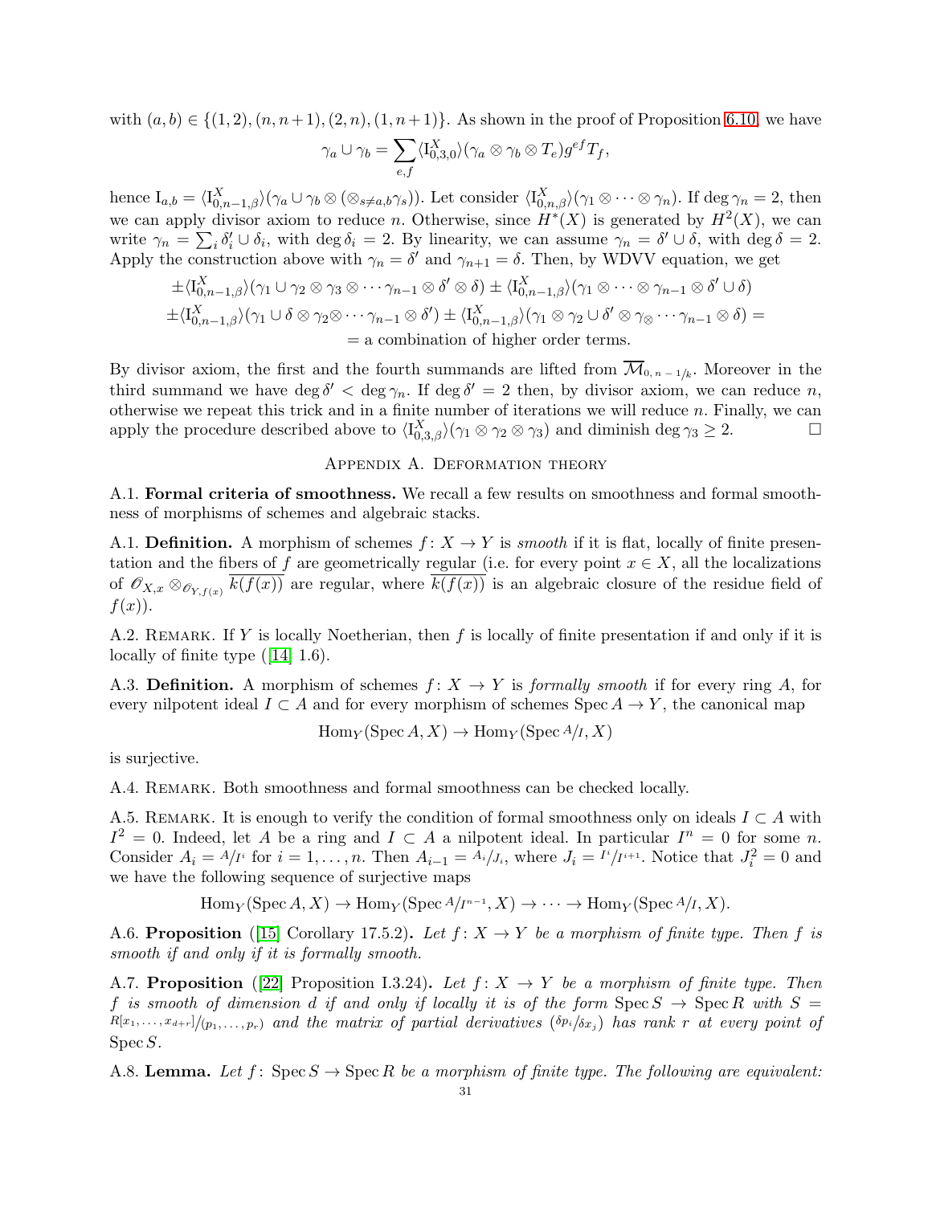with $(a,b) \in \{(1,2),(n,n+1),(2,n),(1,n+1)\}$. As shown in the proof of Proposition 6.10, we have

$$\gamma_a \cup \gamma_b = \sum_{e,f} \langle \mathrm{I}^X_{0,3,0} \rangle (\gamma_a \otimes \gamma_b \otimes T_e) g^{ef} T_f,$$

hence $\mathrm{I}_{a,b} = \langle \mathrm{I}^X_{0,n-1,\beta} \rangle (\gamma_a \cup \gamma_b \otimes (\otimes_{s \neq a,b} \gamma_s))$. Let consider $\langle \mathrm{I}^X_{0,n,\beta} \rangle (\gamma_1 \otimes \cdots \otimes \gamma_n)$. If $\deg \gamma_n = 2$, then we can apply divisor axiom to reduce $n$. Otherwise, since $H^*(X)$ is generated by $H^2(X)$, we can write $\gamma_n = \sum_i \delta'_i \cup \delta_i$, with $\deg \delta_i = 2$. By linearity, we can assume $\gamma_n = \delta' \cup \delta$, with $\deg \delta = 2$. Apply the construction above with $\gamma_n = \delta'$ and $\gamma_{n+1} = \delta$. Then, by WDVV equation, we get

$$\begin{aligned}
&\pm \langle \mathrm{I}^X_{0,n-1,\beta} \rangle (\gamma_1 \cup \gamma_2 \otimes \gamma_3 \otimes \cdots \gamma_{n-1} \otimes \delta' \otimes \delta) \pm \langle \mathrm{I}^X_{0,n-1,\beta} \rangle (\gamma_1 \otimes \cdots \otimes \gamma_{n-1} \otimes \delta' \cup \delta) \\
&\pm \langle \mathrm{I}^X_{0,n-1,\beta} \rangle (\gamma_1 \cup \delta \otimes \gamma_2 \otimes \cdots \gamma_{n-1} \otimes \delta') \pm \langle \mathrm{I}^X_{0,n-1,\beta} \rangle (\gamma_1 \otimes \gamma_2 \cup \delta' \otimes \gamma_{\otimes} \cdots \gamma_{n-1} \otimes \delta) = \\
&= \text{a combination of higher order terms.}
\end{aligned}$$

By divisor axiom, the first and the fourth summands are lifted from $\overline{\mathcal{M}}_{0,\,n\,-\,1/k}$. Moreover in the third summand we have $\deg \delta' < \deg \gamma_n$. If $\deg \delta' = 2$ then, by divisor axiom, we can reduce $n$, otherwise we repeat this trick and in a finite number of iterations we will reduce $n$. Finally, we can apply the procedure described above to $\langle \mathrm{I}^X_{0,3,\beta} \rangle (\gamma_1 \otimes \gamma_2 \otimes \gamma_3)$ and diminish $\deg \gamma_3 \geq 2$. □

## Appendix A. Deformation theory

**A.1. Formal criteria of smoothness.** We recall a few results on smoothness and formal smoothness of morphisms of schemes and algebraic stacks.

**A.1. Definition.** A morphism of schemes $f\colon X \to Y$ is *smooth* if it is flat, locally of finite presentation and the fibers of $f$ are geometrically regular (i.e. for every point $x \in X$, all the localizations of $\mathscr{O}_{X,x} \otimes_{\mathscr{O}_{Y,f(x)}} \overline{k(f(x))}$ are regular, where $\overline{k(f(x))}$ is an algebraic closure of the residue field of $f(x)$).

A.2. Remark. If $Y$ is locally Noetherian, then $f$ is locally of finite presentation if and only if it is locally of finite type ([14] 1.6).

**A.3. Definition.** A morphism of schemes $f\colon X \to Y$ is *formally smooth* if for every ring $A$, for every nilpotent ideal $I \subset A$ and for every morphism of schemes $\operatorname{Spec} A \to Y$, the canonical map

$$\operatorname{Hom}_Y(\operatorname{Spec} A, X) \to \operatorname{Hom}_Y(\operatorname{Spec} {}^{A}/_{I}, X)$$

is surjective.

A.4. Remark. Both smoothness and formal smoothness can be checked locally.

A.5. Remark. It is enough to verify the condition of formal smoothness only on ideals $I \subset A$ with $I^2 = 0$. Indeed, let $A$ be a ring and $I \subset A$ a nilpotent ideal. In particular $I^n = 0$ for some $n$. Consider $A_i = {}^{A}/_{I^i}$ for $i = 1, \ldots, n$. Then $A_{i-1} = {}^{A_i}/_{J_i}$, where $J_i = {}^{I^i}/_{I^{i+1}}$. Notice that $J_i^2 = 0$ and we have the following sequence of surjective maps

$$\operatorname{Hom}_Y(\operatorname{Spec} A, X) \to \operatorname{Hom}_Y(\operatorname{Spec} {}^{A}/_{I^{n-1}}, X) \to \cdots \to \operatorname{Hom}_Y(\operatorname{Spec} {}^{A}/_{I}, X).$$

**A.6. Proposition** ([15] Corollary 17.5.2)**.** *Let $f\colon X \to Y$ be a morphism of finite type. Then $f$ is smooth if and only if it is formally smooth.*

**A.7. Proposition** ([22] Proposition I.3.24)**.** *Let $f\colon X \to Y$ be a morphism of finite type. Then $f$ is smooth of dimension $d$ if and only if locally it is of the form $\operatorname{Spec} S \to \operatorname{Spec} R$ with $S = {}^{R[x_1,\ldots,x_{d+r}]}/_{(p_1,\ldots,p_r)}$ and the matrix of partial derivatives $({}^{\delta p_i}/_{\delta x_j})$ has rank $r$ at every point of $\operatorname{Spec} S$.*

**A.8. Lemma.** *Let $f\colon \operatorname{Spec} S \to \operatorname{Spec} R$ be a morphism of finite type. The following are equivalent:*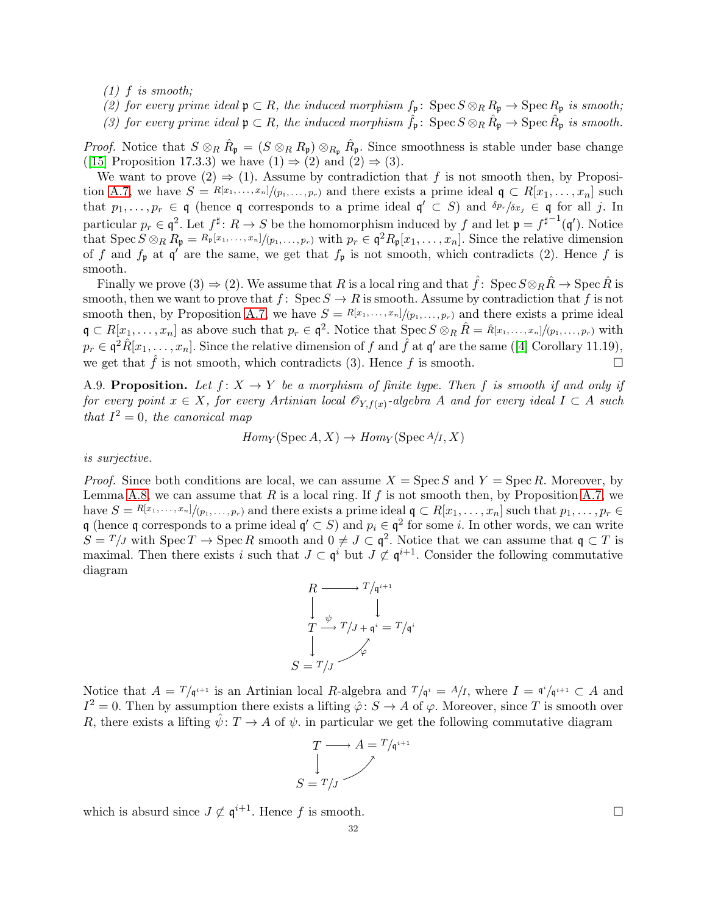*(1) $f$ is smooth;*
*(2) for every prime ideal $\mathfrak{p} \subset R$, the induced morphism $f_{\mathfrak{p}} \colon \operatorname{Spec} S \otimes_R R_{\mathfrak{p}} \to \operatorname{Spec} R_{\mathfrak{p}}$ is smooth;*
*(3) for every prime ideal $\mathfrak{p} \subset R$, the induced morphism $\hat{f}_{\mathfrak{p}} \colon \operatorname{Spec} S \otimes_R \hat{R}_{\mathfrak{p}} \to \operatorname{Spec} \hat{R}_{\mathfrak{p}}$ is smooth.*

*Proof.* Notice that $S \otimes_R \hat{R}_{\mathfrak{p}} = (S \otimes_R R_{\mathfrak{p}}) \otimes_{R_{\mathfrak{p}}} \hat{R}_{\mathfrak{p}}$. Since smoothness is stable under base change ([15] Proposition 17.3.3) we have (1) $\Rightarrow$ (2) and (2) $\Rightarrow$ (3).

We want to prove (2) $\Rightarrow$ (1). Assume by contradiction that $f$ is not smooth then, by Proposition A.7, we have $S = R[x_1, \dots, x_n]/(p_1, \dots, p_r)$ and there exists a prime ideal $\mathfrak{q} \subset R[x_1, \dots, x_n]$ such that $p_1, \dots, p_r \in \mathfrak{q}$ (hence $\mathfrak{q}$ corresponds to a prime ideal $\mathfrak{q}' \subset S$) and $\delta p_r/\delta x_j \in \mathfrak{q}$ for all $j$. In particular $p_r \in \mathfrak{q}^2$. Let $f^\sharp \colon R \to S$ be the homomorphism induced by $f$ and let $\mathfrak{p} = f^{\sharp^{-1}}(\mathfrak{q}')$. Notice that $\operatorname{Spec} S \otimes_R R_{\mathfrak{p}} = R_{\mathfrak{p}}[x_1, \dots, x_n]/(p_1, \dots, p_r)$ with $p_r \in \mathfrak{q}^2 R_{\mathfrak{p}}[x_1, \dots, x_n]$. Since the relative dimension of $f$ and $f_{\mathfrak{p}}$ at $\mathfrak{q}'$ are the same, we get that $f_{\mathfrak{p}}$ is not smooth, which contradicts (2). Hence $f$ is smooth.

Finally we prove (3) $\Rightarrow$ (2). We assume that $R$ is a local ring and that $\hat{f} \colon \operatorname{Spec} S \otimes_R \hat{R} \to \operatorname{Spec} \hat{R}$ is smooth, then we want to prove that $f \colon \operatorname{Spec} S \to R$ is smooth. Assume by contradiction that $f$ is not smooth then, by Proposition A.7, we have $S = R[x_1, \dots, x_n]/(p_1, \dots, p_r)$ and there exists a prime ideal $\mathfrak{q} \subset R[x_1, \dots, x_n]$ as above such that $p_r \in \mathfrak{q}^2$. Notice that $\operatorname{Spec} S \otimes_R \hat{R} = \hat{R}[x_1, \dots, x_n]/(p_1, \dots, p_r)$ with $p_r \in \mathfrak{q}^2 \hat{R}[x_1, \dots, x_n]$. Since the relative dimension of $f$ and $\hat{f}$ at $\mathfrak{q}'$ are the same ([4] Corollary 11.19), we get that $\hat{f}$ is not smooth, which contradicts (3). Hence $f$ is smooth. $\square$

A.9. **Proposition.** *Let $f \colon X \to Y$ be a morphism of finite type. Then $f$ is smooth if and only if for every point $x \in X$, for every Artinian local $\mathscr{O}_{Y, f(x)}$-algebra $A$ and for every ideal $I \subset A$ such that $I^2 = 0$, the canonical map*

$$Hom_Y(\operatorname{Spec} A, X) \to Hom_Y(\operatorname{Spec} A/I, X)$$

*is surjective.*

*Proof.* Since both conditions are local, we can assume $X = \operatorname{Spec} S$ and $Y = \operatorname{Spec} R$. Moreover, by Lemma A.8, we can assume that $R$ is a local ring. If $f$ is not smooth then, by Proposition A.7, we have $S = R[x_1, \dots, x_n]/(p_1, \dots, p_r)$ and there exists a prime ideal $\mathfrak{q} \subset R[x_1, \dots, x_n]$ such that $p_1, \dots, p_r \in \mathfrak{q}$ (hence $\mathfrak{q}$ corresponds to a prime ideal $\mathfrak{q}' \subset S$) and $p_i \in \mathfrak{q}^2$ for some $i$. In other words, we can write $S = T/J$ with $\operatorname{Spec} T \to \operatorname{Spec} R$ smooth and $0 \neq J \subset \mathfrak{q}^2$. Notice that we can assume that $\mathfrak{q} \subset T$ is maximal. Then there exists $i$ such that $J \subset \mathfrak{q}^i$ but $J \not\subset \mathfrak{q}^{i+1}$. Consider the following commutative diagram

$$\begin{array}{ccc}
R & \longrightarrow & T/\mathfrak{q}^{i+1} \\
\downarrow & & \downarrow \\
T & \xrightarrow{\psi} & T/J + \mathfrak{q}^i = T/\mathfrak{q}^i \\
\downarrow & \nearrow_{\varphi} & \\
S = T/J & &
\end{array}$$

Notice that $A = T/\mathfrak{q}^{i+1}$ is an Artinian local $R$-algebra and $T/\mathfrak{q}^i = A/I$, where $I = \mathfrak{q}^i/\mathfrak{q}^{i+1} \subset A$ and $I^2 = 0$. Then by assumption there exists a lifting $\hat{\varphi} \colon S \to A$ of $\varphi$. Moreover, since $T$ is smooth over $R$, there exists a lifting $\hat{\psi} \colon T \to A$ of $\psi$. in particular we get the following commutative diagram

$$\begin{array}{ccc}
T & \longrightarrow & A = T/\mathfrak{q}^{i+1} \\
\downarrow & \nearrow & \\
S = T/J & &
\end{array}$$

which is absurd since $J \not\subset \mathfrak{q}^{i+1}$. Hence $f$ is smooth. $\square$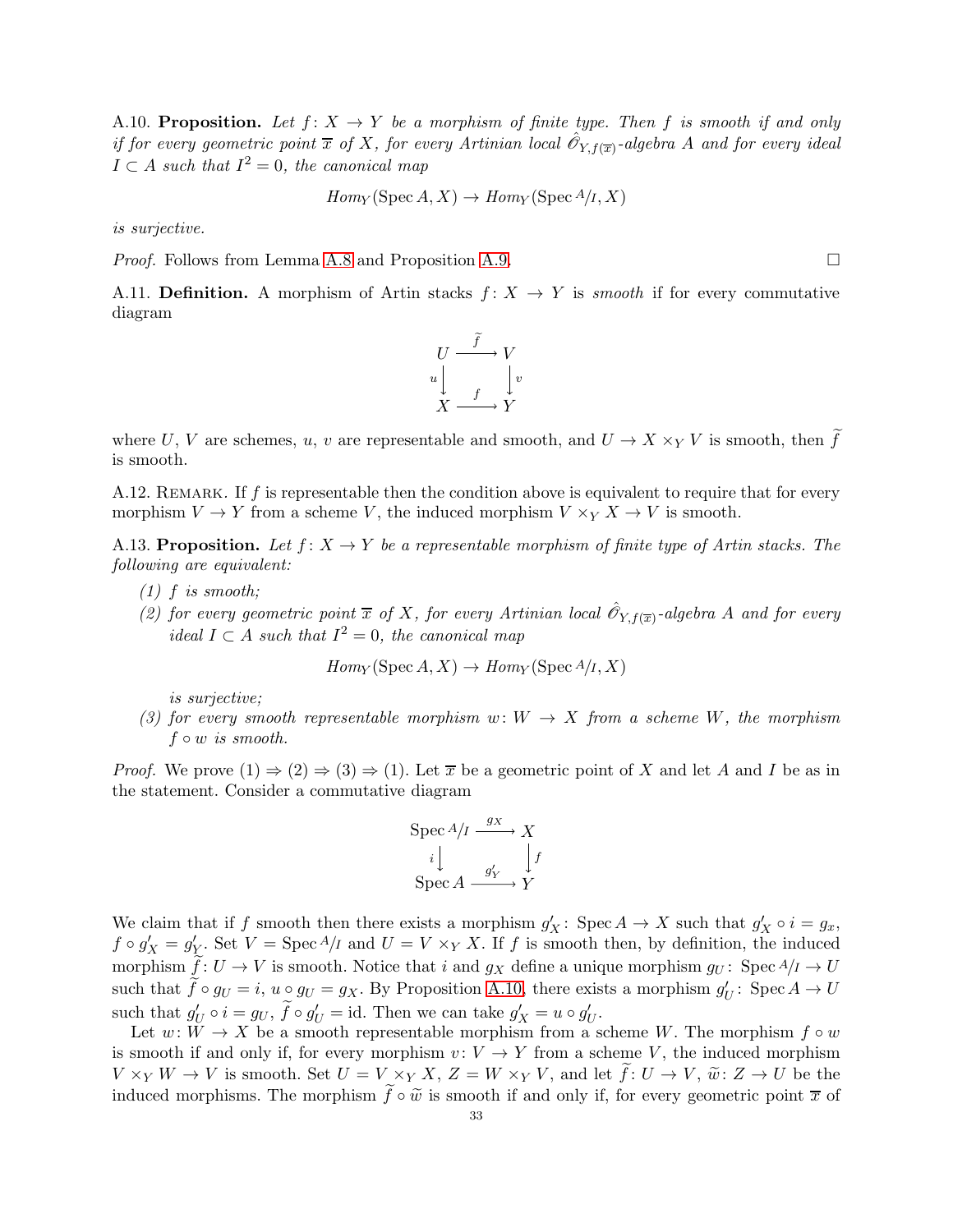A.10. **Proposition.** *Let $f\colon X \to Y$ be a morphism of finite type. Then $f$ is smooth if and only if for every geometric point $\overline{x}$ of $X$, for every Artinian local $\hat{\mathscr{O}}_{Y,f(\overline{x})}$-algebra $A$ and for every ideal $I \subset A$ such that $I^2 = 0$, the canonical map*

$$\mathit{Hom}_Y(\operatorname{Spec} A, X) \to \mathit{Hom}_Y(\operatorname{Spec} {}^{A}\!/\!_{I}, X)$$

*is surjective.*

*Proof.* Follows from Lemma A.8 and Proposition A.9. □

A.11. **Definition.** A morphism of Artin stacks $f\colon X \to Y$ is *smooth* if for every commutative diagram

$$\begin{array}{ccc} U & \xrightarrow{\widetilde{f}} & V \\ {\scriptstyle u}\downarrow & & \downarrow{\scriptstyle v} \\ X & \xrightarrow{f} & Y \end{array}$$

where $U$, $V$ are schemes, $u$, $v$ are representable and smooth, and $U \to X \times_Y V$ is smooth, then $\widetilde{f}$ is smooth.

A.12. Remark. If $f$ is representable then the condition above is equivalent to require that for every morphism $V \to Y$ from a scheme $V$, the induced morphism $V \times_Y X \to V$ is smooth.

A.13. **Proposition.** *Let $f\colon X \to Y$ be a representable morphism of finite type of Artin stacks. The following are equivalent:*

*(1) $f$ is smooth;*

*(2) for every geometric point $\overline{x}$ of $X$, for every Artinian local $\hat{\mathscr{O}}_{Y,f(\overline{x})}$-algebra $A$ and for every ideal $I \subset A$ such that $I^2 = 0$, the canonical map*

$$\mathit{Hom}_Y(\operatorname{Spec} A, X) \to \mathit{Hom}_Y(\operatorname{Spec} {}^{A}\!/\!_{I}, X)$$

*is surjective;*

*(3) for every smooth representable morphism $w\colon W \to X$ from a scheme $W$, the morphism $f \circ w$ is smooth.*

*Proof.* We prove (1) $\Rightarrow$ (2) $\Rightarrow$ (3) $\Rightarrow$ (1). Let $\overline{x}$ be a geometric point of $X$ and let $A$ and $I$ be as in the statement. Consider a commutative diagram

$$\begin{array}{ccc} \operatorname{Spec} {}^{A}\!/\!_{I} & \xrightarrow{g_X} & X \\ {\scriptstyle i}\downarrow & & \downarrow{\scriptstyle f} \\ \operatorname{Spec} A & \xrightarrow{g'_Y} & Y \end{array}$$

We claim that if $f$ smooth then there exists a morphism $g'_X\colon \operatorname{Spec} A \to X$ such that $g'_X \circ i = g_x$, $f \circ g'_X = g'_Y$. Set $V = \operatorname{Spec} {}^{A}\!/\!_{I}$ and $U = V \times_Y X$. If $f$ is smooth then, by definition, the induced morphism $\widetilde{f}\colon U \to V$ is smooth. Notice that $i$ and $g_X$ define a unique morphism $g_U\colon \operatorname{Spec} {}^{A}\!/\!_{I} \to U$ such that $\widetilde{f} \circ g_U = i$, $u \circ g_U = g_X$. By Proposition A.10, there exists a morphism $g'_U\colon \operatorname{Spec} A \to U$ such that $g'_U \circ i = g_U$, $\widetilde{f} \circ g'_U = \mathrm{id}$. Then we can take $g'_X = u \circ g'_U$.

Let $w\colon W \to X$ be a smooth representable morphism from a scheme $W$. The morphism $f \circ w$ is smooth if and only if, for every morphism $v\colon V \to Y$ from a scheme $V$, the induced morphism $V \times_Y W \to V$ is smooth. Set $U = V \times_Y X$, $Z = W \times_Y V$, and let $\widetilde{f}\colon U \to V$, $\widetilde{w}\colon Z \to U$ be the induced morphisms. The morphism $\widetilde{f} \circ \widetilde{w}$ is smooth if and only if, for every geometric point $\overline{x}$ of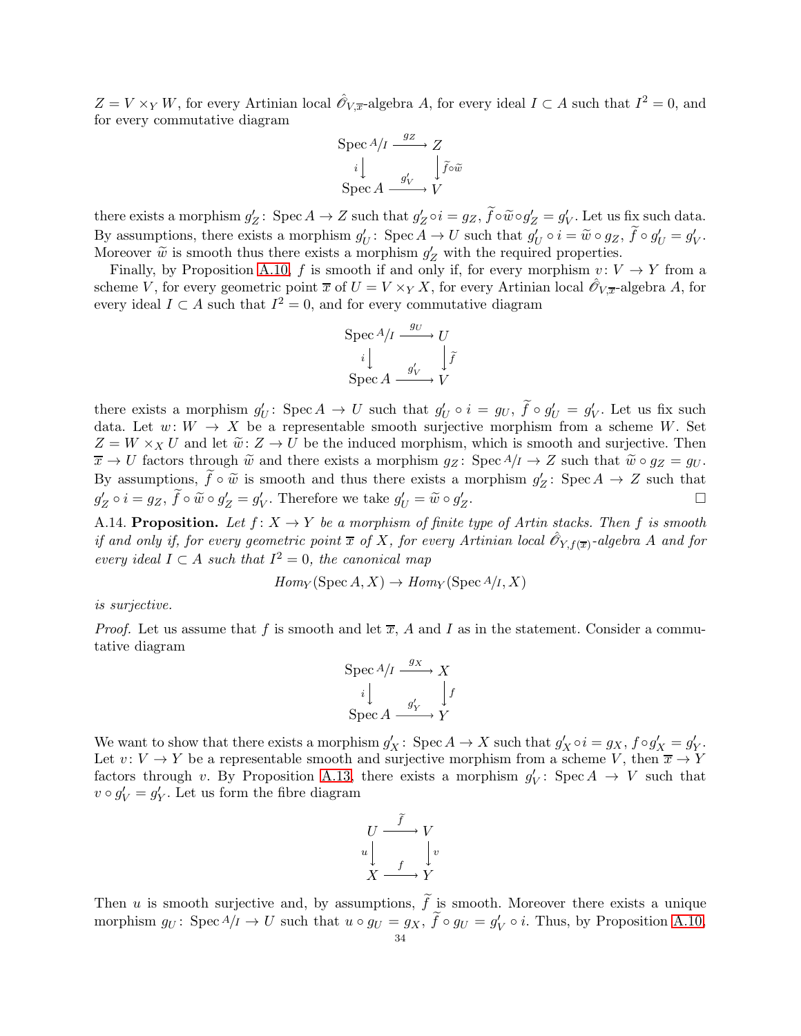$Z = V \times_Y W$, for every Artinian local $\hat{\mathscr{O}}_{V,\overline{x}}$-algebra $A$, for every ideal $I \subset A$ such that $I^2 = 0$, and for every commutative diagram

$$\begin{array}{ccc} \operatorname{Spec} A/I & \xrightarrow{g_Z} & Z \\ {\scriptstyle i}\downarrow & & \downarrow{\scriptstyle \widetilde{f}\circ\widetilde{w}} \\ \operatorname{Spec} A & \xrightarrow{g'_V} & V \end{array}$$

there exists a morphism $g'_Z \colon \operatorname{Spec} A \to Z$ such that $g'_Z \circ i = g_Z$, $\widetilde{f}\circ\widetilde{w}\circ g'_Z = g'_V$. Let us fix such data. By assumptions, there exists a morphism $g'_U \colon \operatorname{Spec} A \to U$ such that $g'_U \circ i = \widetilde{w} \circ g_Z$, $\widetilde{f} \circ g'_U = g'_V$. Moreover $\widetilde{w}$ is smooth thus there exists a morphism $g'_Z$ with the required properties.

Finally, by Proposition A.10, $f$ is smooth if and only if, for every morphism $v \colon V \to Y$ from a scheme $V$, for every geometric point $\overline{x}$ of $U = V \times_Y X$, for every Artinian local $\hat{\mathscr{O}}_{V,\overline{x}}$-algebra $A$, for every ideal $I \subset A$ such that $I^2 = 0$, and for every commutative diagram

$$\begin{array}{ccc} \operatorname{Spec} A/I & \xrightarrow{g_U} & U \\ {\scriptstyle i}\downarrow & & \downarrow{\scriptstyle \widetilde{f}} \\ \operatorname{Spec} A & \xrightarrow{g'_V} & V \end{array}$$

there exists a morphism $g'_U \colon \operatorname{Spec} A \to U$ such that $g'_U \circ i = g_U$, $\widetilde{f} \circ g'_U = g'_V$. Let us fix such data. Let $w \colon W \to X$ be a representable smooth surjective morphism from a scheme $W$. Set $Z = W \times_X U$ and let $\widetilde{w} \colon Z \to U$ be the induced morphism, which is smooth and surjective. Then $\overline{x} \to U$ factors through $\widetilde{w}$ and there exists a morphism $g_Z \colon \operatorname{Spec} A/I \to Z$ such that $\widetilde{w} \circ g_Z = g_U$. By assumptions, $\widetilde{f} \circ \widetilde{w}$ is smooth and thus there exists a morphism $g'_Z \colon \operatorname{Spec} A \to Z$ such that $g'_Z \circ i = g_Z$, $\widetilde{f} \circ \widetilde{w} \circ g'_Z = g'_V$. Therefore we take $g'_U = \widetilde{w} \circ g'_Z$. $\square$

A.14. **Proposition.** *Let $f \colon X \to Y$ be a morphism of finite type of Artin stacks. Then $f$ is smooth if and only if, for every geometric point $\overline{x}$ of $X$, for every Artinian local $\hat{\mathscr{O}}_{Y,f(\overline{x})}$-algebra $A$ and for every ideal $I \subset A$ such that $I^2 = 0$, the canonical map*

$$\mathit{Hom}_Y(\operatorname{Spec} A, X) \to \mathit{Hom}_Y(\operatorname{Spec} A/I, X)$$

*is surjective.*

*Proof.* Let us assume that $f$ is smooth and let $\overline{x}$, $A$ and $I$ as in the statement. Consider a commutative diagram

$$\begin{array}{ccc} \operatorname{Spec} A/I & \xrightarrow{g_X} & X \\ {\scriptstyle i}\downarrow & & \downarrow{\scriptstyle f} \\ \operatorname{Spec} A & \xrightarrow{g'_Y} & Y \end{array}$$

We want to show that there exists a morphism $g'_X \colon \operatorname{Spec} A \to X$ such that $g'_X \circ i = g_X$, $f \circ g'_X = g'_Y$. Let $v \colon V \to Y$ be a representable smooth and surjective morphism from a scheme $V$, then $\overline{x} \to Y$ factors through $v$. By Proposition A.13, there exists a morphism $g'_V \colon \operatorname{Spec} A \to V$ such that $v \circ g'_V = g'_Y$. Let us form the fibre diagram

$$\begin{array}{ccc} U & \xrightarrow{\widetilde{f}} & V \\ {\scriptstyle u}\downarrow & & \downarrow{\scriptstyle v} \\ X & \xrightarrow{f} & Y \end{array}$$

Then $u$ is smooth surjective and, by assumptions, $\widetilde{f}$ is smooth. Moreover there exists a unique morphism $g_U \colon \operatorname{Spec} A/I \to U$ such that $u \circ g_U = g_X$, $\widetilde{f} \circ g_U = g'_V \circ i$. Thus, by Proposition A.10,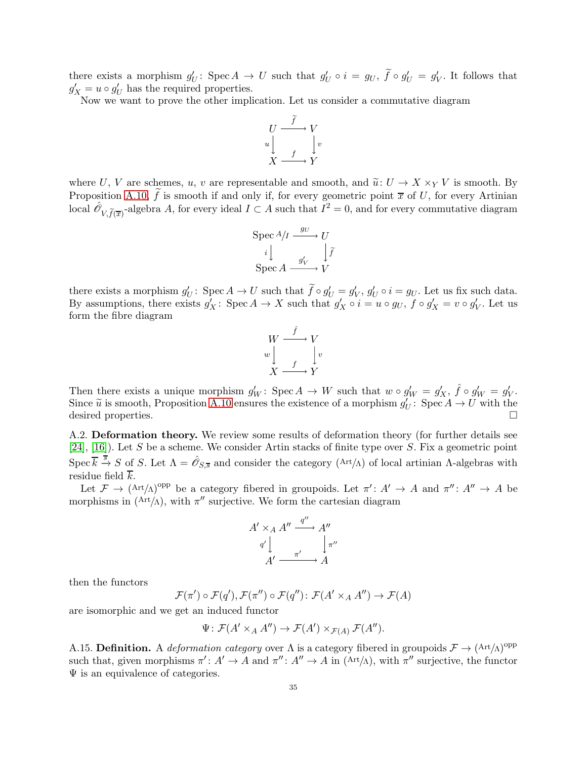there exists a morphism $g'_U\colon \operatorname{Spec} A \to U$ such that $g'_U \circ i = g_U$, $\widetilde{f} \circ g'_U = g'_V$. It follows that $g'_X = u \circ g'_U$ has the required properties.

Now we want to prove the other implication. Let us consider a commutative diagram

$$\begin{array}{ccc} U & \xrightarrow{\widetilde{f}} & V \\ {\scriptstyle u}\downarrow & & \downarrow{\scriptstyle v} \\ X & \xrightarrow{f} & Y \end{array}$$

where $U$, $V$ are schemes, $u$, $v$ are representable and smooth, and $\widetilde{u}\colon U \to X \times_Y V$ is smooth. By Proposition A.10, $\widetilde{f}$ is smooth if and only if, for every geometric point $\overline{x}$ of $U$, for every Artinian local $\hat{\mathscr{O}}_{V,\widetilde{f}(\overline{x})}$-algebra $A$, for every ideal $I \subset A$ such that $I^2 = 0$, and for every commutative diagram

$$\begin{array}{ccc} \operatorname{Spec} A/I & \xrightarrow{g_U} & U \\ {\scriptstyle i}\downarrow & & \downarrow{\scriptstyle \widetilde{f}} \\ \operatorname{Spec} A & \xrightarrow{g'_V} & V \end{array}$$

there exists a morphism $g'_U\colon \operatorname{Spec} A \to U$ such that $\widetilde{f} \circ g'_U = g'_V$, $g'_U \circ i = g_U$. Let us fix such data. By assumptions, there exists $g'_X\colon \operatorname{Spec} A \to X$ such that $g'_X \circ i = u \circ g_U$, $f \circ g'_X = v \circ g'_V$. Let us form the fibre diagram

$$\begin{array}{ccc} W & \xrightarrow{\hat{f}} & V \\ {\scriptstyle w}\downarrow & & \downarrow{\scriptstyle v} \\ X & \xrightarrow{f} & Y \end{array}$$

Then there exists a unique morphism $g'_W\colon \operatorname{Spec} A \to W$ such that $w \circ g'_W = g'_X$, $\hat{f} \circ g'_W = g'_V$. Since $\widetilde{u}$ is smooth, Proposition A.10 ensures the existence of a morphism $g'_U\colon \operatorname{Spec} A \to U$ with the desired properties. $\square$

A.2. **Deformation theory.** We review some results of deformation theory (for further details see [24], [16]). Let $S$ be a scheme. We consider Artin stacks of finite type over $S$. Fix a geometric point $\operatorname{Spec} \overline{k} \xrightarrow{\overline{s}} S$ of $S$. Let $\Lambda = \hat{\mathscr{O}}_{S,\overline{s}}$ and consider the category $(\mathrm{Art}/\Lambda)$ of local artinian $\Lambda$-algebras with residue field $\overline{k}$.

Let $\mathcal{F} \to (\mathrm{Art}/\Lambda)^{\mathrm{opp}}$ be a category fibered in groupoids. Let $\pi'\colon A' \to A$ and $\pi''\colon A'' \to A$ be morphisms in $(\mathrm{Art}/\Lambda)$, with $\pi''$ surjective. We form the cartesian diagram

$$\begin{array}{ccc} A' \times_A A'' & \xrightarrow{q''} & A'' \\ {\scriptstyle q'}\downarrow & & \downarrow{\scriptstyle \pi''} \\ A' & \xrightarrow{\pi'} & A \end{array}$$

then the functors

$$\mathcal{F}(\pi') \circ \mathcal{F}(q'), \mathcal{F}(\pi'') \circ \mathcal{F}(q'')\colon \mathcal{F}(A' \times_A A'') \to \mathcal{F}(A)$$

are isomorphic and we get an induced functor

$$\Psi\colon \mathcal{F}(A' \times_A A'') \to \mathcal{F}(A') \times_{\mathcal{F}(A)} \mathcal{F}(A'').$$

A.15. **Definition.** A *deformation category* over $\Lambda$ is a category fibered in groupoids $\mathcal{F} \to (\mathrm{Art}/\Lambda)^{\mathrm{opp}}$ such that, given morphisms $\pi'\colon A' \to A$ and $\pi''\colon A'' \to A$ in $(\mathrm{Art}/\Lambda)$, with $\pi''$ surjective, the functor $\Psi$ is an equivalence of categories.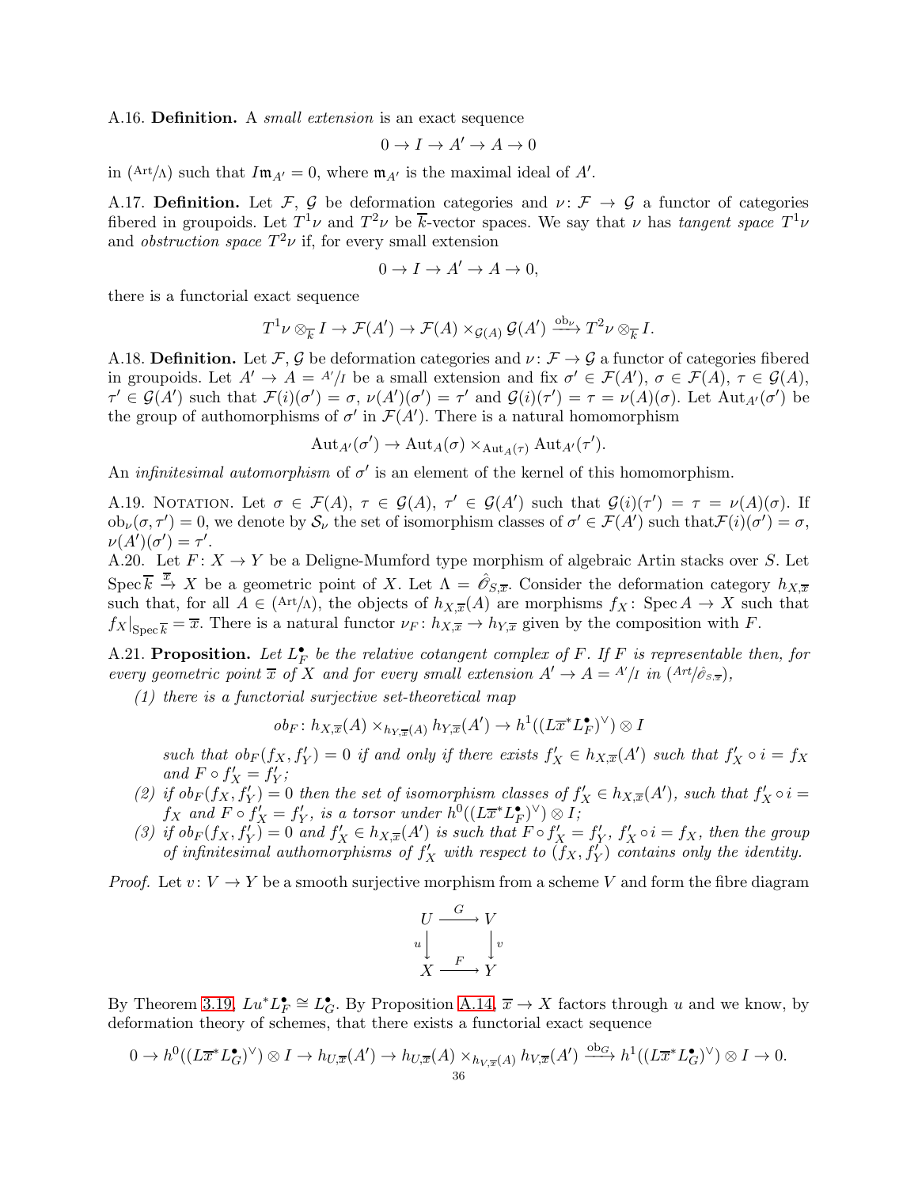A.16. **Definition.** A *small extension* is an exact sequence

$$0 \to I \to A' \to A \to 0$$

in $({}^{\mathrm{Art}}/\Lambda)$ such that $I\mathfrak{m}_{A'} = 0$, where $\mathfrak{m}_{A'}$ is the maximal ideal of $A'$.

A.17. **Definition.** Let $\mathcal{F}$, $\mathcal{G}$ be deformation categories and $\nu\colon \mathcal{F} \to \mathcal{G}$ a functor of categories fibered in groupoids. Let $T^1\nu$ and $T^2\nu$ be $\overline{k}$-vector spaces. We say that $\nu$ has *tangent space* $T^1\nu$ and *obstruction space* $T^2\nu$ if, for every small extension

$$0 \to I \to A' \to A \to 0,$$

there is a functorial exact sequence

$$T^1\nu \otimes_{\overline{k}} I \to \mathcal{F}(A') \to \mathcal{F}(A) \times_{\mathcal{G}(A)} \mathcal{G}(A') \xrightarrow{\mathrm{ob}_\nu} T^2\nu \otimes_{\overline{k}} I.$$

A.18. **Definition.** Let $\mathcal{F}, \mathcal{G}$ be deformation categories and $\nu\colon \mathcal{F} \to \mathcal{G}$ a functor of categories fibered in groupoids. Let $A' \to A = {}^{A'}/I$ be a small extension and fix $\sigma' \in \mathcal{F}(A')$, $\sigma \in \mathcal{F}(A)$, $\tau \in \mathcal{G}(A)$, $\tau' \in \mathcal{G}(A')$ such that $\mathcal{F}(i)(\sigma') = \sigma$, $\nu(A')(\sigma') = \tau'$ and $\mathcal{G}(i)(\tau') = \tau = \nu(A)(\sigma)$. Let $\mathrm{Aut}_{A'}(\sigma')$ be the group of authomorphisms of $\sigma'$ in $\mathcal{F}(A')$. There is a natural homomorphism

$$\mathrm{Aut}_{A'}(\sigma') \to \mathrm{Aut}_A(\sigma) \times_{\mathrm{Aut}_A(\tau)} \mathrm{Aut}_{A'}(\tau').$$

An *infinitesimal automorphism* of $\sigma'$ is an element of the kernel of this homomorphism.

A.19. Notation. Let $\sigma \in \mathcal{F}(A)$, $\tau \in \mathcal{G}(A)$, $\tau' \in \mathcal{G}(A')$ such that $\mathcal{G}(i)(\tau') = \tau = \nu(A)(\sigma)$. If $\mathrm{ob}_\nu(\sigma, \tau') = 0$, we denote by $\mathcal{S}_\nu$ the set of isomorphism classes of $\sigma' \in \mathcal{F}(A')$ such that$\mathcal{F}(i)(\sigma') = \sigma$, $\nu(A')(\sigma') = \tau'$.

A.20. Let $F\colon X \to Y$ be a Deligne-Mumford type morphism of algebraic Artin stacks over $S$. Let $\mathrm{Spec}\,\overline{k} \xrightarrow{\overline{x}} X$ be a geometric point of $X$. Let $\Lambda = \hat{\mathscr{O}}_{S,\overline{x}}$. Consider the deformation category $h_{X,\overline{x}}$ such that, for all $A \in ({}^{\mathrm{Art}}/\Lambda)$, the objects of $h_{X,\overline{x}}(A)$ are morphisms $f_X\colon \mathrm{Spec}\,A \to X$ such that $f_X|_{\mathrm{Spec}\,\overline{k}} = \overline{x}$. There is a natural functor $\nu_F\colon h_{X,\overline{x}} \to h_{Y,\overline{x}}$ given by the composition with $F$.

A.21. **Proposition.** *Let $L^\bullet_F$ be the relative cotangent complex of $F$. If $F$ is representable then, for every geometric point $\overline{x}$ of $X$ and for every small extension $A' \to A = {}^{A'}/I$ in $({}^{\mathrm{Art}}/\hat{\mathscr{O}}_{S,\overline{x}})$,*

*(1) there is a functorial surjective set-theoretical map*

$$ob_F\colon h_{X,\overline{x}}(A) \times_{h_{Y,\overline{x}}(A)} h_{Y,\overline{x}}(A') \to h^1((L\overline{x}^* L^\bullet_F)^\vee) \otimes I$$

*such that $ob_F(f_X, f'_Y) = 0$ if and only if there exists $f'_X \in h_{X,\overline{x}}(A')$ such that $f'_X \circ i = f_X$ and $F \circ f'_X = f'_Y$;*

*(2) if $ob_F(f_X, f'_Y) = 0$ then the set of isomorphism classes of $f'_X \in h_{X,\overline{x}}(A')$, such that $f'_X \circ i = f_X$ and $F \circ f'_X = f'_Y$, is a torsor under $h^0((L\overline{x}^* L^\bullet_F)^\vee) \otimes I$;*

*(3) if $ob_F(f_X, f'_Y) = 0$ and $f'_X \in h_{X,\overline{x}}(A')$ is such that $F \circ f'_X = f'_Y$, $f'_X \circ i = f_X$, then the group of infinitesimal authomorphisms of $f'_X$ with respect to $(f_X, f'_Y)$ contains only the identity.*

*Proof.* Let $v\colon V \to Y$ be a smooth surjective morphism from a scheme $V$ and form the fibre diagram

$$\begin{array}{ccc} U & \xrightarrow{G} & V \\ {\scriptstyle u}\downarrow & & \downarrow{\scriptstyle v} \\ X & \xrightarrow{F} & Y \end{array}$$

By Theorem 3.19, $Lu^* L^\bullet_F \cong L^\bullet_G$. By Proposition A.14, $\overline{x} \to X$ factors through $u$ and we know, by deformation theory of schemes, that there exists a functorial exact sequence

$$0 \to h^0((L\overline{x}^* L^\bullet_G)^\vee) \otimes I \to h_{U,\overline{x}}(A') \to h_{U,\overline{x}}(A) \times_{h_{V,\overline{x}}(A)} h_{V,\overline{x}}(A') \xrightarrow{\mathrm{ob}_G} h^1((L\overline{x}^* L^\bullet_G)^\vee) \otimes I \to 0.$$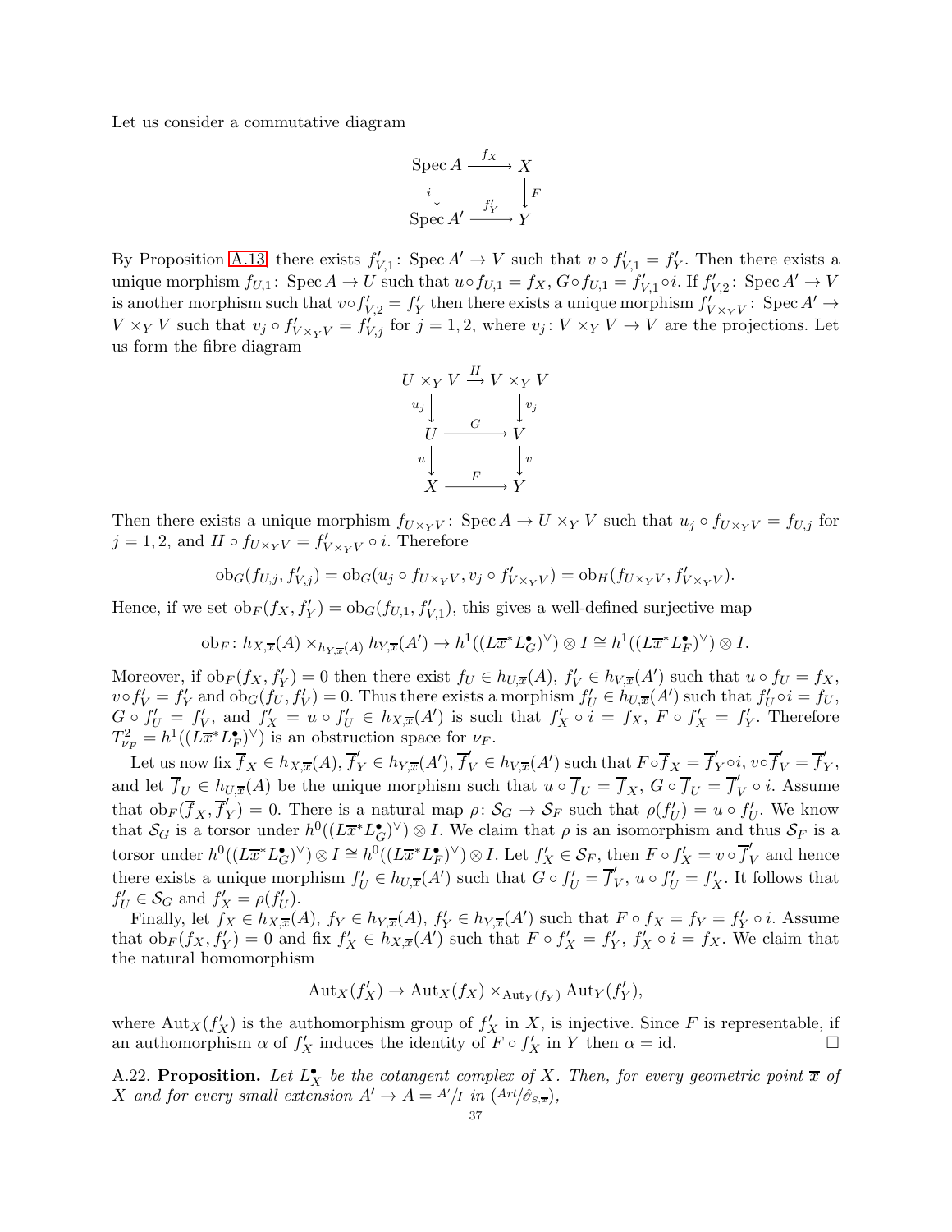Let us consider a commutative diagram

$$\begin{array}{ccc} \operatorname{Spec} A & \xrightarrow{f_X} & X \\ {\scriptstyle i}\downarrow & & \downarrow{\scriptstyle F} \\ \operatorname{Spec} A' & \xrightarrow{f'_Y} & Y \end{array}$$

By Proposition A.13, there exists $f'_{V,1}\colon \operatorname{Spec} A' \to V$ such that $v \circ f'_{V,1} = f'_Y$. Then there exists a unique morphism $f_{U,1}\colon \operatorname{Spec} A \to U$ such that $u \circ f_{U,1} = f_X$, $G \circ f_{U,1} = f'_{V,1} \circ i$. If $f'_{V,2}\colon \operatorname{Spec} A' \to V$ is another morphism such that $v \circ f'_{V,2} = f'_Y$ then there exists a unique morphism $f'_{V\times_Y V}\colon \operatorname{Spec} A' \to V \times_Y V$ such that $v_j \circ f'_{V\times_Y V} = f'_{V,j}$ for $j = 1, 2$, where $v_j\colon V \times_Y V \to V$ are the projections. Let us form the fibre diagram

$$\begin{array}{ccc} U \times_Y V & \xrightarrow{H} & V \times_Y V \\ {\scriptstyle u_j}\downarrow & & \downarrow{\scriptstyle v_j} \\ U & \xrightarrow{G} & V \\ {\scriptstyle u}\downarrow & & \downarrow{\scriptstyle v} \\ X & \xrightarrow{F} & Y \end{array}$$

Then there exists a unique morphism $f_{U\times_Y V}\colon \operatorname{Spec} A \to U \times_Y V$ such that $u_j \circ f_{U\times_Y V} = f_{U,j}$ for $j = 1, 2$, and $H \circ f_{U\times_Y V} = f'_{V\times_Y V} \circ i$. Therefore

$$\operatorname{ob}_G(f_{U,j}, f'_{V,j}) = \operatorname{ob}_G(u_j \circ f_{U\times_Y V}, v_j \circ f'_{V\times_Y V}) = \operatorname{ob}_H(f_{U\times_Y V}, f'_{V\times_Y V}).$$

Hence, if we set $\operatorname{ob}_F(f_X, f'_Y) = \operatorname{ob}_G(f_{U,1}, f'_{V,1})$, this gives a well-defined surjective map

$$\operatorname{ob}_F\colon h_{X,\overline{x}}(A) \times_{h_{Y,\overline{x}}(A)} h_{Y,\overline{x}}(A') \to h^1((L\overline{x}^* L^\bullet_G)^\vee) \otimes I \cong h^1((L\overline{x}^* L^\bullet_F)^\vee) \otimes I.$$

Moreover, if $\operatorname{ob}_F(f_X, f'_Y) = 0$ then there exist $f_U \in h_{U,\overline{x}}(A)$, $f'_V \in h_{V,\overline{x}}(A')$ such that $u \circ f_U = f_X$, $v \circ f'_V = f'_Y$ and $\operatorname{ob}_G(f_U, f'_V) = 0$. Thus there exists a morphism $f'_U \in h_{U,\overline{x}}(A')$ such that $f'_U \circ i = f_U$, $G \circ f'_U = f'_V$, and $f'_X = u \circ f'_U \in h_{X,\overline{x}}(A')$ is such that $f'_X \circ i = f_X$, $F \circ f'_X = f'_Y$. Therefore $T^2_{\nu_F} = h^1((L\overline{x}^* L^\bullet_F)^\vee)$ is an obstruction space for $\nu_F$.

Let us now fix $\overline{f}_X \in h_{X,\overline{x}}(A)$, $\overline{f}'_Y \in h_{Y,\overline{x}}(A')$, $\overline{f}'_V \in h_{V,\overline{x}}(A')$ such that $F \circ \overline{f}_X = \overline{f}'_Y \circ i$, $v \circ \overline{f}'_V = \overline{f}'_Y$, and let $\overline{f}_U \in h_{U,\overline{x}}(A)$ be the unique morphism such that $u \circ \overline{f}_U = \overline{f}_X$, $G \circ \overline{f}_U = \overline{f}'_V \circ i$. Assume that $\operatorname{ob}_F(\overline{f}_X, \overline{f}'_Y) = 0$. There is a natural map $\rho\colon \mathcal{S}_G \to \mathcal{S}_F$ such that $\rho(f'_U) = u \circ f'_U$. We know that $\mathcal{S}_G$ is a torsor under $h^0((L\overline{x}^* L^\bullet_G)^\vee) \otimes I$. We claim that $\rho$ is an isomorphism and thus $\mathcal{S}_F$ is a torsor under $h^0((L\overline{x}^* L^\bullet_G)^\vee) \otimes I \cong h^0((L\overline{x}^* L^\bullet_F)^\vee) \otimes I$. Let $f'_X \in \mathcal{S}_F$, then $F \circ f'_X = v \circ \overline{f}'_V$ and hence there exists a unique morphism $f'_U \in h_{U,\overline{x}}(A')$ such that $G \circ f'_U = \overline{f}'_V$, $u \circ f'_U = f'_X$. It follows that $f'_U \in \mathcal{S}_G$ and $f'_X = \rho(f'_U)$.

Finally, let $f_X \in h_{X,\overline{x}}(A)$, $f_Y \in h_{Y,\overline{x}}(A)$, $f'_Y \in h_{Y,\overline{x}}(A')$ such that $F \circ f_X = f_Y = f'_Y \circ i$. Assume that $\operatorname{ob}_F(f_X, f'_Y) = 0$ and fix $f'_X \in h_{X,\overline{x}}(A')$ such that $F \circ f'_X = f'_Y$, $f'_X \circ i = f_X$. We claim that the natural homomorphism

$$\operatorname{Aut}_X(f'_X) \to \operatorname{Aut}_X(f_X) \times_{\operatorname{Aut}_Y(f_Y)} \operatorname{Aut}_Y(f'_Y),$$

where $\operatorname{Aut}_X(f'_X)$ is the authomorphism group of $f'_X$ in $X$, is injective. Since $F$ is representable, if an authomorphism $\alpha$ of $f'_X$ induces the identity of $F \circ f'_X$ in $Y$ then $\alpha = \mathrm{id}$. $\square$

A.22. **Proposition.** *Let $L^\bullet_X$ be the cotangent complex of $X$. Then, for every geometric point $\overline{x}$ of $X$ and for every small extension $A' \to A = A'/I$ in $(\mathit{Art}/\hat{\mathcal{O}}_{S,\overline{x}})$,*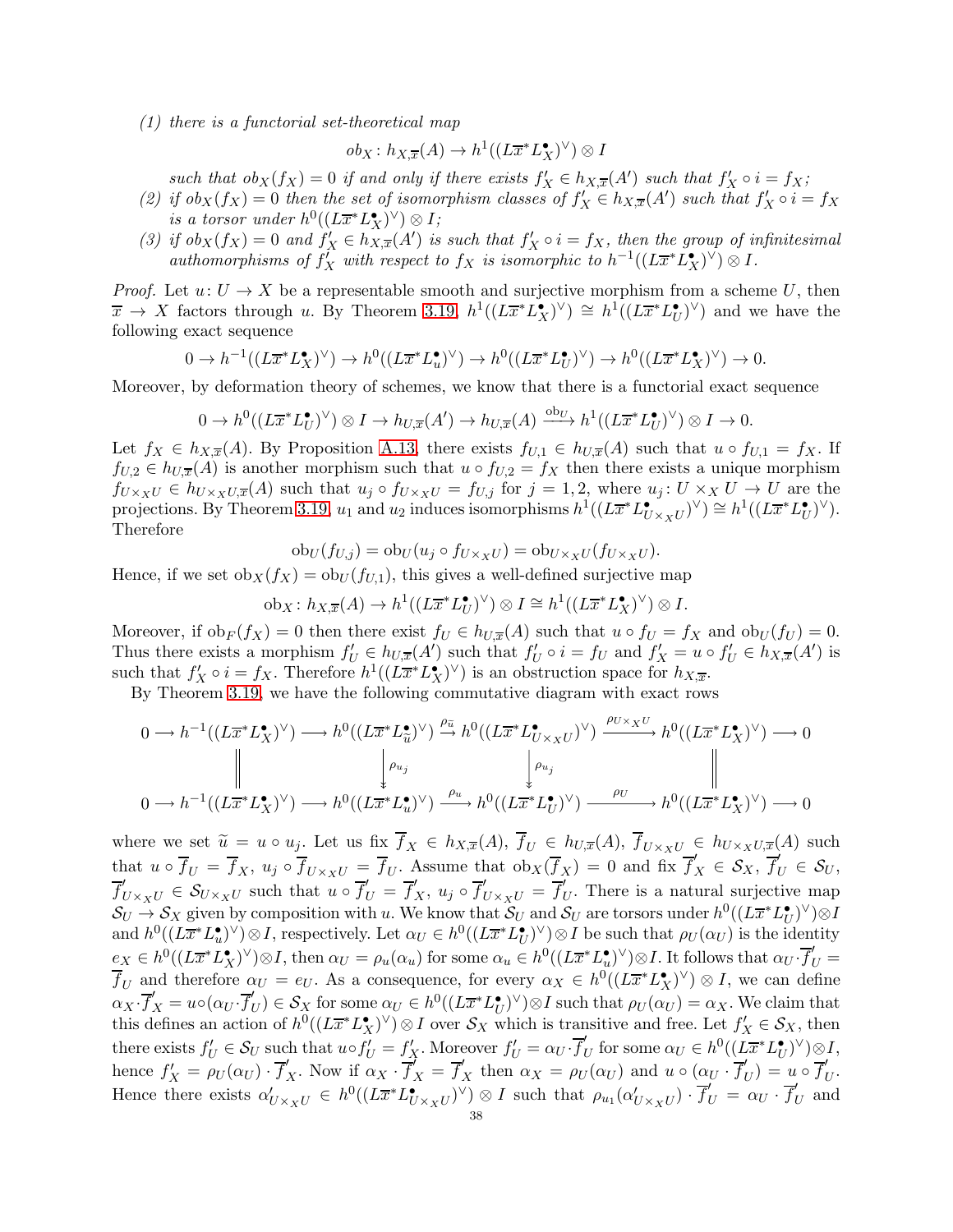*(1) there is a functorial set-theoretical map*

$$ob_X\colon h_{X,\overline{x}}(A) \to h^1((L\overline{x}^* L_X^\bullet)^\vee) \otimes I$$

*such that $ob_X(f_X) = 0$ if and only if there exists $f_X' \in h_{X,\overline{x}}(A')$ such that $f_X' \circ i = f_X$;*

*(2) if $ob_X(f_X) = 0$ then the set of isomorphism classes of $f_X' \in h_{X,\overline{x}}(A')$ such that $f_X' \circ i = f_X$ is a torsor under $h^0((L\overline{x}^* L_X^\bullet)^\vee) \otimes I$;*

*(3) if $ob_X(f_X) = 0$ and $f_X' \in h_{X,\overline{x}}(A')$ is such that $f_X' \circ i = f_X$, then the group of infinitesimal authomorphisms of $f_X'$ with respect to $f_X$ is isomorphic to $h^{-1}((L\overline{x}^* L_X^\bullet)^\vee) \otimes I$.*

*Proof.* Let $u\colon U \to X$ be a representable smooth and surjective morphism from a scheme $U$, then $\overline{x} \to X$ factors through $u$. By Theorem 3.19, $h^1((L\overline{x}^* L_X^\bullet)^\vee) \cong h^1((L\overline{x}^* L_U^\bullet)^\vee)$ and we have the following exact sequence

$$0 \to h^{-1}((L\overline{x}^* L_X^\bullet)^\vee) \to h^0((L\overline{x}^* L_u^\bullet)^\vee) \to h^0((L\overline{x}^* L_U^\bullet)^\vee) \to h^0((L\overline{x}^* L_X^\bullet)^\vee) \to 0.$$

Moreover, by deformation theory of schemes, we know that there is a functorial exact sequence

$$0 \to h^0((L\overline{x}^* L_U^\bullet)^\vee) \otimes I \to h_{U,\overline{x}}(A') \to h_{U,\overline{x}}(A) \xrightarrow{\mathrm{ob}_U} h^1((L\overline{x}^* L_U^\bullet)^\vee) \otimes I \to 0.$$

Let $f_X \in h_{X,\overline{x}}(A)$. By Proposition A.13, there exists $f_{U,1} \in h_{U,\overline{x}}(A)$ such that $u \circ f_{U,1} = f_X$. If $f_{U,2} \in h_{U,\overline{x}}(A)$ is another morphism such that $u \circ f_{U,2} = f_X$ then there exists a unique morphism $f_{U\times_X U} \in h_{U\times_X U,\overline{x}}(A)$ such that $u_j \circ f_{U\times_X U} = f_{U,j}$ for $j = 1,2$, where $u_j\colon U \times_X U \to U$ are the projections. By Theorem 3.19, $u_1$ and $u_2$ induces isomorphisms $h^1((L\overline{x}^* L_{U\times_X U}^\bullet)^\vee) \cong h^1((L\overline{x}^* L_U^\bullet)^\vee)$. Therefore

$$\mathrm{ob}_U(f_{U,j}) = \mathrm{ob}_U(u_j \circ f_{U\times_X U}) = \mathrm{ob}_{U\times_X U}(f_{U\times_X U}).$$

Hence, if we set $\mathrm{ob}_X(f_X) = \mathrm{ob}_U(f_{U,1})$, this gives a well-defined surjective map

$$\mathrm{ob}_X\colon h_{X,\overline{x}}(A) \to h^1((L\overline{x}^* L_U^\bullet)^\vee) \otimes I \cong h^1((L\overline{x}^* L_X^\bullet)^\vee) \otimes I.$$

Moreover, if $\mathrm{ob}_F(f_X) = 0$ then there exist $f_U \in h_{U,\overline{x}}(A)$ such that $u \circ f_U = f_X$ and $\mathrm{ob}_U(f_U) = 0$. Thus there exists a morphism $f_U' \in h_{U,\overline{x}}(A')$ such that $f_U' \circ i = f_U$ and $f_X' = u \circ f_U' \in h_{X,\overline{x}}(A')$ is such that $f_X' \circ i = f_X$. Therefore $h^1((L\overline{x}^* L_X^\bullet)^\vee)$ is an obstruction space for $h_{X,\overline{x}}$.

By Theorem 3.19, we have the following commutative diagram with exact rows

$$\begin{array}{ccccccccc}
0 \to & h^{-1}((L\overline{x}^* L_X^\bullet)^\vee) & \to & h^0((L\overline{x}^* L_{\widetilde{u}}^\bullet)^\vee) & \xrightarrow{\rho_{\widetilde{u}}} & h^0((L\overline{x}^* L_{U\times_X U}^\bullet)^\vee) & \xrightarrow{\rho_{U\times_X U}} & h^0((L\overline{x}^* L_X^\bullet)^\vee) & \to 0 \\
& \| & & \downarrow \rho_{u_j} & & \downarrow \rho_{u_j} & & \| & \\
0 \to & h^{-1}((L\overline{x}^* L_X^\bullet)^\vee) & \to & h^0((L\overline{x}^* L_u^\bullet)^\vee) & \xrightarrow{\rho_u} & h^0((L\overline{x}^* L_U^\bullet)^\vee) & \xrightarrow{\rho_U} & h^0((L\overline{x}^* L_X^\bullet)^\vee) & \to 0
\end{array}$$

where we set $\widetilde{u} = u \circ u_j$. Let us fix $\overline{f}_X \in h_{X,\overline{x}}(A)$, $\overline{f}_U \in h_{U,\overline{x}}(A)$, $\overline{f}_{U\times_X U} \in h_{U\times_X U,\overline{x}}(A)$ such that $u \circ \overline{f}_U = \overline{f}_X$, $u_j \circ \overline{f}_{U\times_X U} = \overline{f}_U$. Assume that $\mathrm{ob}_X(\overline{f}_X) = 0$ and fix $\overline{f}_X' \in \mathcal{S}_X$, $\overline{f}_U' \in \mathcal{S}_U$, $\overline{f}_{U\times_X U}' \in \mathcal{S}_{U\times_X U}$ such that $u \circ \overline{f}_U' = \overline{f}_X'$, $u_j \circ \overline{f}_{U\times_X U}' = \overline{f}_U'$. There is a natural surjective map $\mathcal{S}_U \to \mathcal{S}_X$ given by composition with $u$. We know that $\mathcal{S}_U$ and $\mathcal{S}_U$ are torsors under $h^0((L\overline{x}^* L_U^\bullet)^\vee) \otimes I$ and $h^0((L\overline{x}^* L_u^\bullet)^\vee) \otimes I$, respectively. Let $\alpha_U \in h^0((L\overline{x}^* L_U^\bullet)^\vee) \otimes I$ be such that $\rho_U(\alpha_U)$ is the identity $e_X \in h^0((L\overline{x}^* L_X^\bullet)^\vee) \otimes I$, then $\alpha_U = \rho_u(\alpha_u)$ for some $\alpha_u \in h^0((L\overline{x}^* L_u^\bullet)^\vee) \otimes I$. It follows that $\alpha_U \cdot \overline{f}_U' = \overline{f}_U$ and therefore $\alpha_U = e_U$. As a consequence, for every $\alpha_X \in h^0((L\overline{x}^* L_X^\bullet)^\vee) \otimes I$, we can define $\alpha_X \cdot \overline{f}_X' = u \circ (\alpha_U \cdot \overline{f}_U') \in \mathcal{S}_X$ for some $\alpha_U \in h^0((L\overline{x}^* L_U^\bullet)^\vee) \otimes I$ such that $\rho_U(\alpha_U) = \alpha_X$. We claim that this defines an action of $h^0((L\overline{x}^* L_X^\bullet)^\vee) \otimes I$ over $\mathcal{S}_X$ which is transitive and free. Let $f_X' \in \mathcal{S}_X$, then there exists $f_U' \in \mathcal{S}_U$ such that $u \circ f_U' = f_X'$. Moreover $f_U' = \alpha_U \cdot \overline{f}_U'$ for some $\alpha_U \in h^0((L\overline{x}^* L_U^\bullet)^\vee) \otimes I$, hence $f_X' = \rho_U(\alpha_U) \cdot \overline{f}_X'$. Now if $\alpha_X \cdot \overline{f}_X' = \overline{f}_X'$ then $\alpha_X = \rho_U(\alpha_U)$ and $u \circ (\alpha_U \cdot \overline{f}_U') = u \circ \overline{f}_U'$. Hence there exists $\alpha_{U\times_X U}' \in h^0((L\overline{x}^* L_{U\times_X U}^\bullet)^\vee) \otimes I$ such that $\rho_{u_1}(\alpha_{U\times_X U}') \cdot \overline{f}_U' = \alpha_U \cdot \overline{f}_U'$ and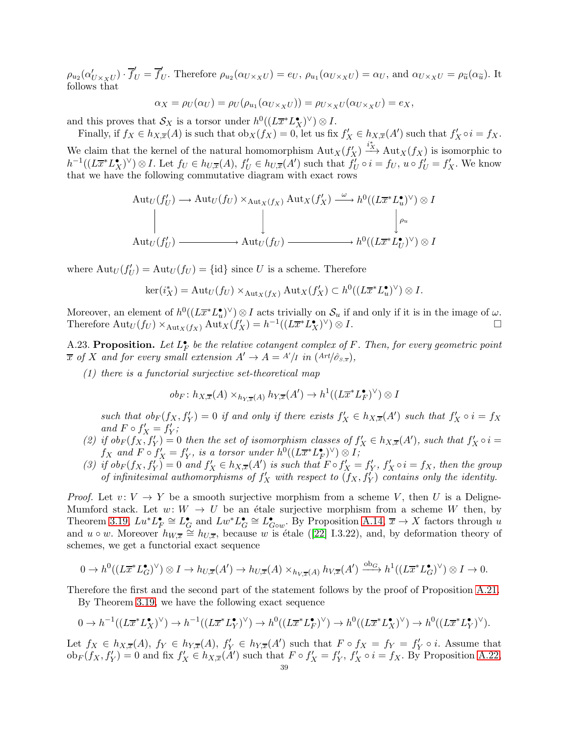$\rho_{u_2}(\alpha'_{U\times_X U})\cdot\overline{f}'_U=\overline{f}'_U$. Therefore $\rho_{u_2}(\alpha_{U\times_X U})=e_U$, $\rho_{u_1}(\alpha_{U\times_X U})=\alpha_U$, and $\alpha_{U\times_X U}=\rho_{\tilde{u}}(\alpha_{\tilde{u}})$. It follows that

$$\alpha_X=\rho_U(\alpha_U)=\rho_U(\rho_{u_1}(\alpha_{U\times_X U}))=\rho_{U\times_X U}(\alpha_{U\times_X U})=e_X,$$

and this proves that $\mathcal{S}_X$ is a torsor under $h^0((L\overline{x}^*L^\bullet_X)^\vee)\otimes I$.

Finally, if $f_X\in h_{X,\overline{x}}(A)$ is such that $\mathrm{ob}_X(f_X)=0$, let us fix $f'_X\in h_{X,\overline{x}}(A')$ such that $f'_X\circ i=f_X$. We claim that the kernel of the natural homomorphism $\mathrm{Aut}_X(f'_X)\xrightarrow{i^*_X}\mathrm{Aut}_X(f_X)$ is isomorphic to $h^{-1}((L\overline{x}^*L^\bullet_X)^\vee)\otimes I$. Let $f_U\in h_{U,\overline{x}}(A)$, $f'_U\in h_{U,\overline{x}}(A')$ such that $f'_U\circ i=f_U$, $u\circ f'_U=f'_X$. We know that we have the following commutative diagram with exact rows

$$\begin{array}{ccccc}
\mathrm{Aut}_U(f'_U) & \longrightarrow & \mathrm{Aut}_U(f_U)\times_{\mathrm{Aut}_X(f_X)}\mathrm{Aut}_X(f'_X) & \xrightarrow{\omega} & h^0((L\overline{x}^*L^\bullet_u)^\vee)\otimes I\\
\Big| & & \Big\downarrow & & \Big\downarrow{\scriptstyle \rho_u}\\
\mathrm{Aut}_U(f'_U) & \longrightarrow & \mathrm{Aut}_U(f_U) & \longrightarrow & h^0((L\overline{x}^*L^\bullet_U)^\vee)\otimes I
\end{array}$$

where $\mathrm{Aut}_U(f'_U)=\mathrm{Aut}_U(f_U)=\{\mathrm{id}\}$ since $U$ is a scheme. Therefore

$$\ker(i^*_X)=\mathrm{Aut}_U(f_U)\times_{\mathrm{Aut}_X(f_X)}\mathrm{Aut}_X(f'_X)\subset h^0((L\overline{x}^*L^\bullet_u)^\vee)\otimes I.$$

Moreover, an element of $h^0((L\overline{x}^*L^\bullet_u)^\vee)\otimes I$ acts trivially on $\mathcal{S}_u$ if and only if it is in the image of $\omega$. Therefore $\mathrm{Aut}_U(f_U)\times_{\mathrm{Aut}_X(f_X)}\mathrm{Aut}_X(f'_X)=h^{-1}((L\overline{x}^*L^\bullet_X)^\vee)\otimes I$. □

A.23. **Proposition.** *Let $L^\bullet_F$ be the relative cotangent complex of $F$. Then, for every geometric point $\overline{x}$ of $X$ and for every small extension $A'\to A={A'}/{I}$ in $({Art}/{\hat{\mathcal{O}}_{S,\overline{x}}})$,*

1. *there is a functorial surjective set-theoretical map*

$$ob_F\colon h_{X,\overline{x}}(A)\times_{h_{Y,\overline{x}}(A)}h_{Y,\overline{x}}(A')\to h^1((L\overline{x}^*L^\bullet_F)^\vee)\otimes I$$

*such that $ob_F(f_X,f'_Y)=0$ if and only if there exists $f'_X\in h_{X,\overline{x}}(A')$ such that $f'_X\circ i=f_X$ and $F\circ f'_X=f'_Y$;*

2. *if $ob_F(f_X,f'_Y)=0$ then the set of isomorphism classes of $f'_X\in h_{X,\overline{x}}(A')$, such that $f'_X\circ i=f_X$ and $F\circ f'_X=f'_Y$, is a torsor under $h^0((L\overline{x}^*L^\bullet_F)^\vee)\otimes I$;*
3. *if $ob_F(f_X,f'_Y)=0$ and $f'_X\in h_{X,\overline{x}}(A')$ is such that $F\circ f'_X=f'_Y$, $f'_X\circ i=f_X$, then the group of infinitesimal authomorphisms of $f'_X$ with respect to $(f_X,f'_Y)$ contains only the identity.*

*Proof.* Let $v\colon V\to Y$ be a smooth surjective morphism from a scheme $V$, then $U$ is a Deligne-Mumford stack. Let $w\colon W\to U$ be an étale surjective morphism from a scheme $W$ then, by Theorem 3.19, $Lu^*L^\bullet_F\cong L^\bullet_G$ and $Lw^*L^\bullet_G\cong L^\bullet_{G\circ w}$. By Proposition A.14, $\overline{x}\to X$ factors through $u$ and $u\circ w$. Moreover $h_{W,\overline{x}}\cong h_{U,\overline{x}}$, because $w$ is étale ([22] I.3.22), and, by deformation theory of schemes, we get a functorial exact sequence

$$0\to h^0((L\overline{x}^*L^\bullet_G)^\vee)\otimes I\to h_{U,\overline{x}}(A')\to h_{U,\overline{x}}(A)\times_{h_{V,\overline{x}}(A)}h_{V,\overline{x}}(A')\xrightarrow{\mathrm{ob}_G}h^1((L\overline{x}^*L^\bullet_G)^\vee)\otimes I\to 0.$$

Therefore the first and the second part of the statement follows by the proof of Proposition A.21.

By Theorem 3.19, we have the following exact sequence

$$0\to h^{-1}((L\overline{x}^*L^\bullet_X)^\vee)\to h^{-1}((L\overline{x}^*L^\bullet_Y)^\vee)\to h^0((L\overline{x}^*L^\bullet_F)^\vee)\to h^0((L\overline{x}^*L^\bullet_X)^\vee)\to h^0((L\overline{x}^*L^\bullet_Y)^\vee).$$

Let $f_X\in h_{X,\overline{x}}(A)$, $f_Y\in h_{Y,\overline{x}}(A)$, $f'_Y\in h_{Y,\overline{x}}(A')$ such that $F\circ f_X=f_Y=f'_Y\circ i$. Assume that $\mathrm{ob}_F(f_X,f'_Y)=0$ and fix $f'_X\in h_{X,\overline{x}}(A')$ such that $F\circ f'_X=f'_Y$, $f'_X\circ i=f_X$. By Proposition A.22,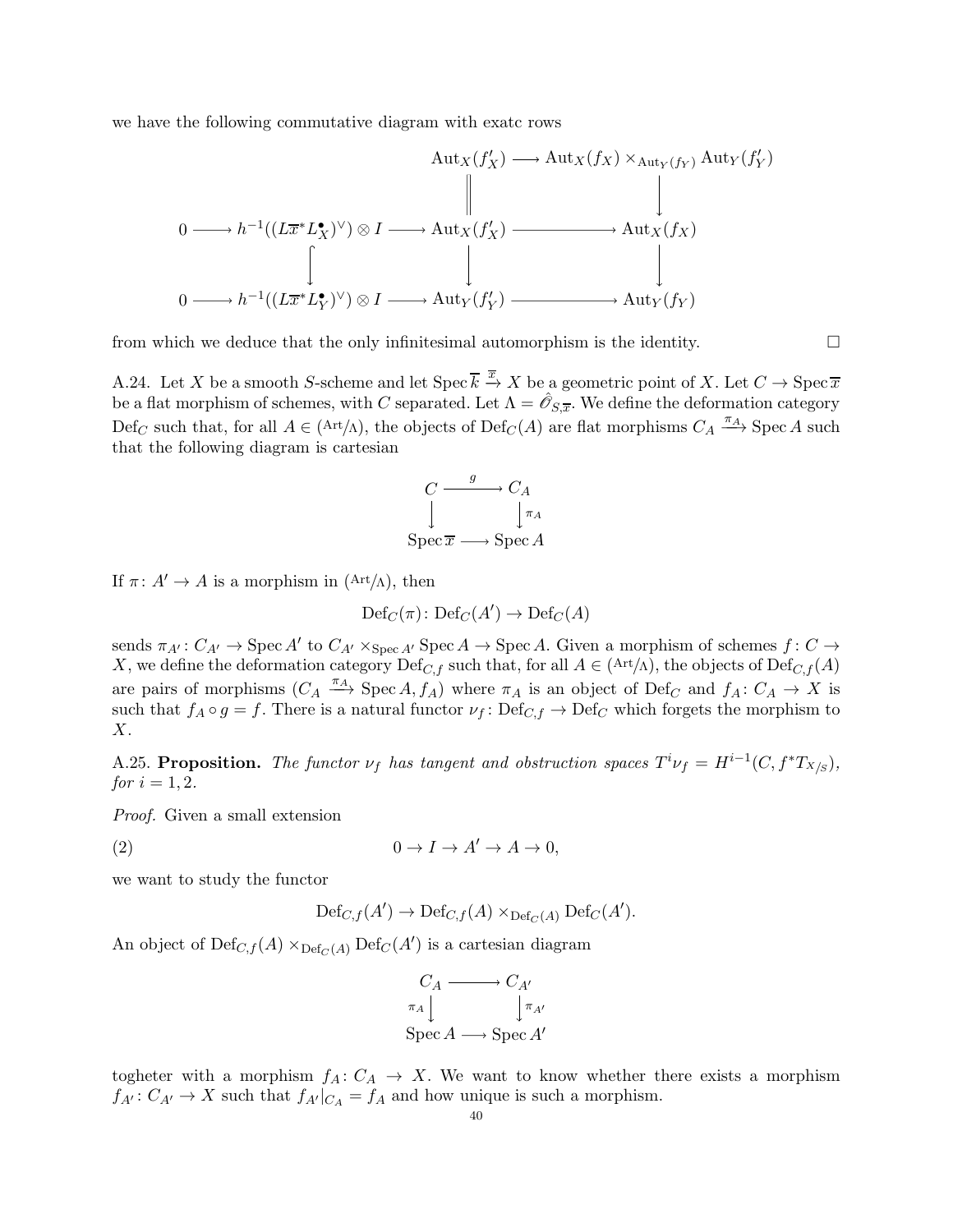we have the following commutative diagram with exatc rows

$$\begin{array}{ccccccc}
 & & & & \mathrm{Aut}_X(f'_X) & \longrightarrow & \mathrm{Aut}_X(f_X) \times_{\mathrm{Aut}_Y(f_Y)} \mathrm{Aut}_Y(f'_Y) \\
 & & & & \| & & \downarrow \\
0 & \longrightarrow & h^{-1}((L\overline{x}^* L^\bullet_X)^\vee) \otimes I & \longrightarrow & \mathrm{Aut}_X(f'_X) & \longrightarrow & \mathrm{Aut}_X(f_X) \\
 & & \downarrow & & \downarrow & & \downarrow \\
0 & \longrightarrow & h^{-1}((L\overline{x}^* L^\bullet_Y)^\vee) \otimes I & \longrightarrow & \mathrm{Aut}_Y(f'_Y) & \longrightarrow & \mathrm{Aut}_Y(f_Y)
\end{array}$$

from which we deduce that the only infinitesimal automorphism is the identity. □

A.24. Let $X$ be a smooth $S$-scheme and let $\operatorname{Spec} \overline{k} \xrightarrow{\overline{x}} X$ be a geometric point of $X$. Let $C \to \operatorname{Spec} \overline{x}$ be a flat morphism of schemes, with $C$ separated. Let $\Lambda = \hat{\mathscr{O}}_{S,\overline{x}}$. We define the deformation category $\mathrm{Def}_C$ such that, for all $A \in (\mathrm{Art}/\Lambda)$, the objects of $\mathrm{Def}_C(A)$ are flat morphisms $C_A \xrightarrow{\pi_A} \operatorname{Spec} A$ such that the following diagram is cartesian

$$\begin{array}{ccc}
C & \xrightarrow{g} & C_A \\
\downarrow & & \downarrow \pi_A \\
\operatorname{Spec} \overline{x} & \longrightarrow & \operatorname{Spec} A
\end{array}$$

If $\pi \colon A' \to A$ is a morphism in $(\mathrm{Art}/\Lambda)$, then

$$\mathrm{Def}_C(\pi) \colon \mathrm{Def}_C(A') \to \mathrm{Def}_C(A)$$

sends $\pi_{A'} \colon C_{A'} \to \operatorname{Spec} A'$ to $C_{A'} \times_{\operatorname{Spec} A'} \operatorname{Spec} A \to \operatorname{Spec} A$. Given a morphism of schemes $f \colon C \to X$, we define the deformation category $\mathrm{Def}_{C,f}$ such that, for all $A \in (\mathrm{Art}/\Lambda)$, the objects of $\mathrm{Def}_{C,f}(A)$ are pairs of morphisms $(C_A \xrightarrow{\pi_A} \operatorname{Spec} A, f_A)$ where $\pi_A$ is an object of $\mathrm{Def}_C$ and $f_A \colon C_A \to X$ is such that $f_A \circ g = f$. There is a natural functor $\nu_f \colon \mathrm{Def}_{C,f} \to \mathrm{Def}_C$ which forgets the morphism to $X$.

A.25. **Proposition.** *The functor $\nu_f$ has tangent and obstruction spaces $T^i \nu_f = H^{i-1}(C, f^* T_{X/S})$, for $i = 1, 2$.*

*Proof.* Given a small extension

$$0 \to I \to A' \to A \to 0, \tag{2}$$

we want to study the functor

$$\mathrm{Def}_{C,f}(A') \to \mathrm{Def}_{C,f}(A) \times_{\mathrm{Def}_C(A)} \mathrm{Def}_C(A').$$

An object of $\mathrm{Def}_{C,f}(A) \times_{\mathrm{Def}_C(A)} \mathrm{Def}_C(A')$ is a cartesian diagram

$$\begin{array}{ccc}
C_A & \longrightarrow & C_{A'} \\
\pi_A \downarrow & & \downarrow \pi_{A'} \\
\operatorname{Spec} A & \longrightarrow & \operatorname{Spec} A'
\end{array}$$

togheter with a morphism $f_A \colon C_A \to X$. We want to know whether there exists a morphism $f_{A'} \colon C_{A'} \to X$ such that $f_{A'}|_{C_A} = f_A$ and how unique is such a morphism.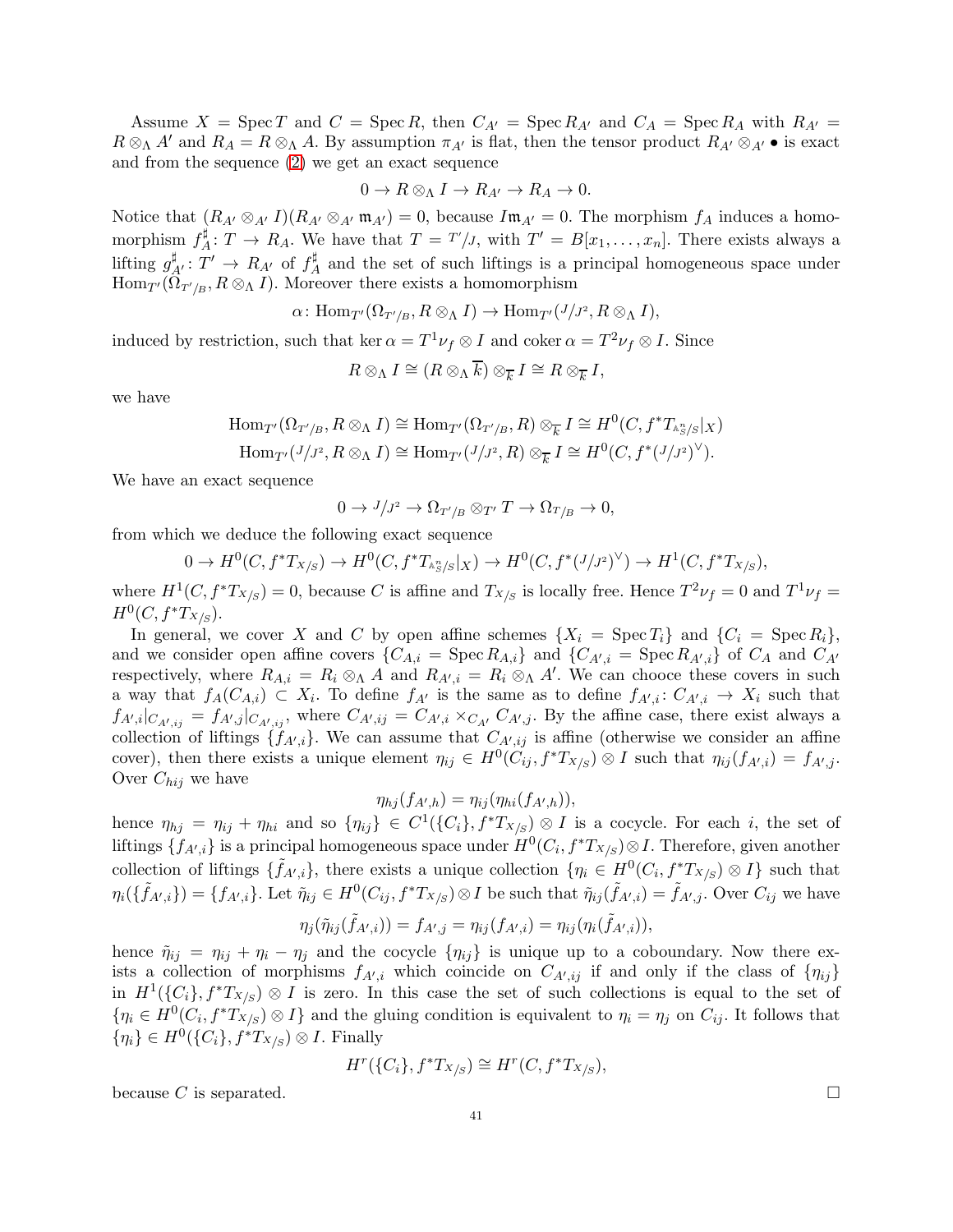Assume $X = \operatorname{Spec} T$ and $C = \operatorname{Spec} R$, then $C_{A'} = \operatorname{Spec} R_{A'}$ and $C_A = \operatorname{Spec} R_A$ with $R_{A'} = R \otimes_\Lambda A'$ and $R_A = R \otimes_\Lambda A$. By assumption $\pi_{A'}$ is flat, then the tensor product $R_{A'} \otimes_{A'} \bullet$ is exact and from the sequence (2) we get an exact sequence

$$0 \to R \otimes_\Lambda I \to R_{A'} \to R_A \to 0.$$

Notice that $(R_{A'} \otimes_{A'} I)(R_{A'} \otimes_{A'} \mathfrak{m}_{A'}) = 0$, because $I\mathfrak{m}_{A'} = 0$. The morphism $f_A$ induces a homomorphism $f_A^\sharp \colon T \to R_A$. We have that $T = {}^{T'}\!/_{J}$, with $T' = B[x_1, \dots, x_n]$. There exists always a lifting $g_{A'}^\sharp \colon T' \to R_{A'}$ of $f_A^\sharp$ and the set of such liftings is a principal homogeneous space under $\operatorname{Hom}_{T'}(\Omega_{T'/B}, R \otimes_\Lambda I)$. Moreover there exists a homomorphism

$$\alpha \colon \operatorname{Hom}_{T'}(\Omega_{T'/B}, R \otimes_\Lambda I) \to \operatorname{Hom}_{T'}(J/J^2, R \otimes_\Lambda I),$$

induced by restriction, such that $\ker \alpha = T^1\nu_f \otimes I$ and $\operatorname{coker} \alpha = T^2\nu_f \otimes I$. Since

$$R \otimes_\Lambda I \cong (R \otimes_\Lambda \overline{k}) \otimes_{\overline{k}} I \cong R \otimes_{\overline{k}} I,$$

we have

$$\operatorname{Hom}_{T'}(\Omega_{T'/B}, R \otimes_\Lambda I) \cong \operatorname{Hom}_{T'}(\Omega_{T'/B}, R) \otimes_{\overline{k}} I \cong H^0(C, f^*T_{\mathbb{A}^n_S/S}|_X)$$
$$\operatorname{Hom}_{T'}(J/J^2, R \otimes_\Lambda I) \cong \operatorname{Hom}_{T'}(J/J^2, R) \otimes_{\overline{k}} I \cong H^0(C, f^*(J/J^2)^\vee).$$

We have an exact sequence

$$0 \to J/J^2 \to \Omega_{T'/B} \otimes_{T'} T \to \Omega_{T/B} \to 0,$$

from which we deduce the following exact sequence

$$0 \to H^0(C, f^*T_{X/S}) \to H^0(C, f^*T_{\mathbb{A}^n_S/S}|_X) \to H^0(C, f^*(J/J^2)^\vee) \to H^1(C, f^*T_{X/S}),$$

where $H^1(C, f^*T_{X/S}) = 0$, because $C$ is affine and $T_{X/S}$ is locally free. Hence $T^2\nu_f = 0$ and $T^1\nu_f = H^0(C, f^*T_{X/S})$.

In general, we cover $X$ and $C$ by open affine schemes $\{X_i = \operatorname{Spec} T_i\}$ and $\{C_i = \operatorname{Spec} R_i\}$, and we consider open affine covers $\{C_{A,i} = \operatorname{Spec} R_{A,i}\}$ and $\{C_{A',i} = \operatorname{Spec} R_{A',i}\}$ of $C_A$ and $C_{A'}$ respectively, where $R_{A,i} = R_i \otimes_\Lambda A$ and $R_{A',i} = R_i \otimes_\Lambda A'$. We can chooce these covers in such a way that $f_A(C_{A,i}) \subset X_i$. To define $f_{A'}$ is the same as to define $f_{A',i} \colon C_{A',i} \to X_i$ such that $f_{A',i}|_{C_{A',ij}} = f_{A',j}|_{C_{A',ij}}$, where $C_{A',ij} = C_{A',i} \times_{C_{A'}} C_{A',j}$. By the affine case, there exist always a collection of liftings $\{f_{A',i}\}$. We can assume that $C_{A',ij}$ is affine (otherwise we consider an affine cover), then there exists a unique element $\eta_{ij} \in H^0(C_{ij}, f^*T_{X/S}) \otimes I$ such that $\eta_{ij}(f_{A',i}) = f_{A',j}$. Over $C_{hij}$ we have

$$\eta_{hj}(f_{A',h}) = \eta_{ij}(\eta_{hi}(f_{A',h})),$$

hence $\eta_{hj} = \eta_{ij} + \eta_{hi}$ and so $\{\eta_{ij}\} \in C^1(\{C_i\}, f^*T_{X/S}) \otimes I$ is a cocycle. For each $i$, the set of liftings $\{f_{A',i}\}$ is a principal homogeneous space under $H^0(C_i, f^*T_{X/S}) \otimes I$. Therefore, given another collection of liftings $\{\tilde{f}_{A',i}\}$, there exists a unique collection $\{\eta_i \in H^0(C_i, f^*T_{X/S}) \otimes I\}$ such that $\eta_i(\{\tilde{f}_{A',i}\}) = \{f_{A',i}\}$. Let $\tilde{\eta}_{ij} \in H^0(C_{ij}, f^*T_{X/S}) \otimes I$ be such that $\tilde{\eta}_{ij}(\tilde{f}_{A',i}) = \tilde{f}_{A',j}$. Over $C_{ij}$ we have

$$\eta_j(\tilde{\eta}_{ij}(\tilde{f}_{A',i})) = f_{A',j} = \eta_{ij}(f_{A',i}) = \eta_{ij}(\eta_i(\tilde{f}_{A',i})),$$

hence $\tilde{\eta}_{ij} = \eta_{ij} + \eta_i - \eta_j$ and the cocycle $\{\eta_{ij}\}$ is unique up to a coboundary. Now there exists a collection of morphisms $f_{A',i}$ which coincide on $C_{A',ij}$ if and only if the class of $\{\eta_{ij}\}$ in $H^1(\{C_i\}, f^*T_{X/S}) \otimes I$ is zero. In this case the set of such collections is equal to the set of $\{\eta_i \in H^0(C_i, f^*T_{X/S}) \otimes I\}$ and the gluing condition is equivalent to $\eta_i = \eta_j$ on $C_{ij}$. It follows that $\{\eta_i\} \in H^0(\{C_i\}, f^*T_{X/S}) \otimes I$. Finally

$$H^r(\{C_i\}, f^*T_{X/S}) \cong H^r(C, f^*T_{X/S}),$$

because $C$ is separated. $\square$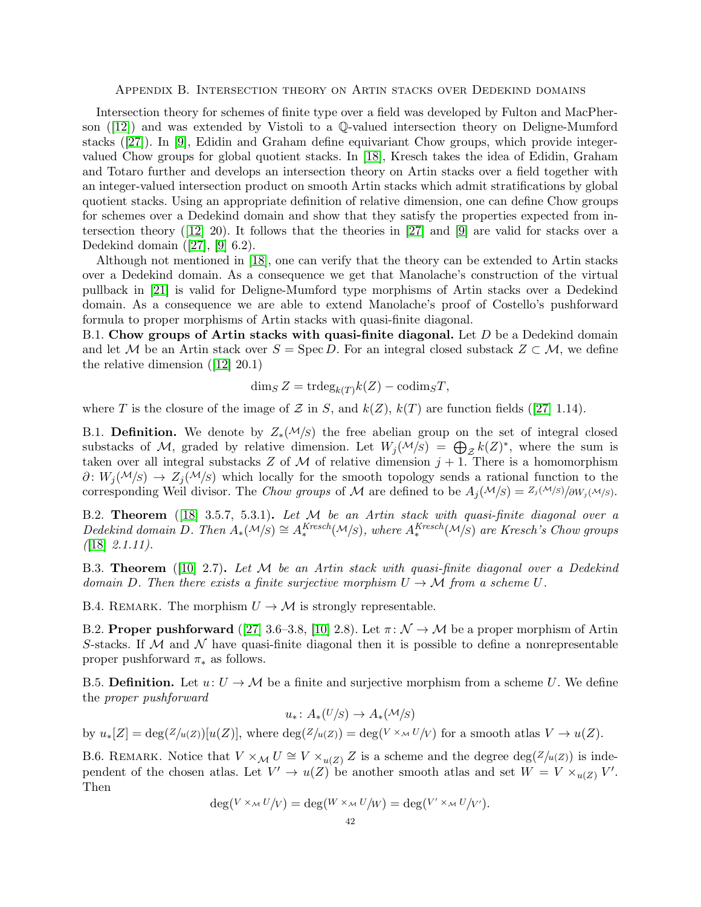## Appendix B. Intersection theory on Artin stacks over Dedekind domains

Intersection theory for schemes of finite type over a field was developed by Fulton and MacPherson ([12]) and was extended by Vistoli to a $\mathbb{Q}$-valued intersection theory on Deligne-Mumford stacks ([27]). In [9], Edidin and Graham define equivariant Chow groups, which provide integer-valued Chow groups for global quotient stacks. In [18], Kresch takes the idea of Edidin, Graham and Totaro further and develops an intersection theory on Artin stacks over a field together with an integer-valued intersection product on smooth Artin stacks which admit stratifications by global quotient stacks. Using an appropriate definition of relative dimension, one can define Chow groups for schemes over a Dedekind domain and show that they satisfy the properties expected from intersection theory ([12] 20). It follows that the theories in [27] and [9] are valid for stacks over a Dedekind domain ([27], [9] 6.2).

Although not mentioned in [18], one can verify that the theory can be extended to Artin stacks over a Dedekind domain. As a consequence we get that Manolache's construction of the virtual pullback in [21] is valid for Deligne-Mumford type morphisms of Artin stacks over a Dedekind domain. As a consequence we are able to extend Manolache's proof of Costello's pushforward formula to proper morphisms of Artin stacks with quasi-finite diagonal.

**B.1. Chow groups of Artin stacks with quasi-finite diagonal.** Let $D$ be a Dedekind domain and let $\mathcal{M}$ be an Artin stack over $S = \operatorname{Spec} D$. For an integral closed substack $Z \subset \mathcal{M}$, we define the relative dimension ([12] 20.1)

$$\dim_S Z = \operatorname{trdeg}_{k(T)} k(Z) - \operatorname{codim}_S T,$$

where $T$ is the closure of the image of $\mathcal{Z}$ in $S$, and $k(Z)$, $k(T)$ are function fields ([27] 1.14).

B.1. **Definition.** We denote by $Z_*(\mathcal{M}/S)$ the free abelian group on the set of integral closed substacks of $\mathcal{M}$, graded by relative dimension. Let $W_j(\mathcal{M}/S) = \bigoplus_{\mathcal{Z}} k(Z)^*$, where the sum is taken over all integral substacks $Z$ of $\mathcal{M}$ of relative dimension $j+1$. There is a homomorphism $\partial\colon W_j(\mathcal{M}/S) \to Z_j(\mathcal{M}/S)$ which locally for the smooth topology sends a rational function to the corresponding Weil divisor. The *Chow groups* of $\mathcal{M}$ are defined to be $A_j(\mathcal{M}/S) = Z_j(\mathcal{M}/S)/\partial W_j(\mathcal{M}/S)$.

B.2. **Theorem** ([18] 3.5.7, 5.3.1)**.** *Let $\mathcal{M}$ be an Artin stack with quasi-finite diagonal over a Dedekind domain $D$. Then $A_*(\mathcal{M}/S) \cong A_*^{Kresch}(\mathcal{M}/S)$, where $A_*^{Kresch}(\mathcal{M}/S)$ are Kresch's Chow groups ([18] 2.1.11).*

B.3. **Theorem** ([10] 2.7)**.** *Let $\mathcal{M}$ be an Artin stack with quasi-finite diagonal over a Dedekind domain $D$. Then there exists a finite surjective morphism $U \to \mathcal{M}$ from a scheme $U$.*

B.4. Remark. The morphism $U \to \mathcal{M}$ is strongly representable.

**B.2. Proper pushforward** ([27] 3.6–3.8, [10] 2.8). Let $\pi\colon \mathcal{N} \to \mathcal{M}$ be a proper morphism of Artin $S$-stacks. If $\mathcal{M}$ and $\mathcal{N}$ have quasi-finite diagonal then it is possible to define a nonrepresentable proper pushforward $\pi_*$ as follows.

B.5. **Definition.** Let $u\colon U \to \mathcal{M}$ be a finite and surjective morphism from a scheme $U$. We define the *proper pushforward*

$$u_*\colon A_*(U/S) \to A_*(\mathcal{M}/S)$$

by $u_*[Z] = \deg(Z/u(Z))[u(Z)]$, where $\deg(Z/u(Z)) = \deg(V \times_{\mathcal{M}} U/V)$ for a smooth atlas $V \to u(Z)$.

B.6. Remark. Notice that $V \times_{\mathcal{M}} U \cong V \times_{u(Z)} Z$ is a scheme and the degree $\deg(Z/u(Z))$ is independent of the chosen atlas. Let $V' \to u(Z)$ be another smooth atlas and set $W = V \times_{u(Z)} V'$. Then

$$\deg(V \times_{\mathcal{M}} U/V) = \deg(W \times_{\mathcal{M}} U/W) = \deg(V' \times_{\mathcal{M}} U/V').$$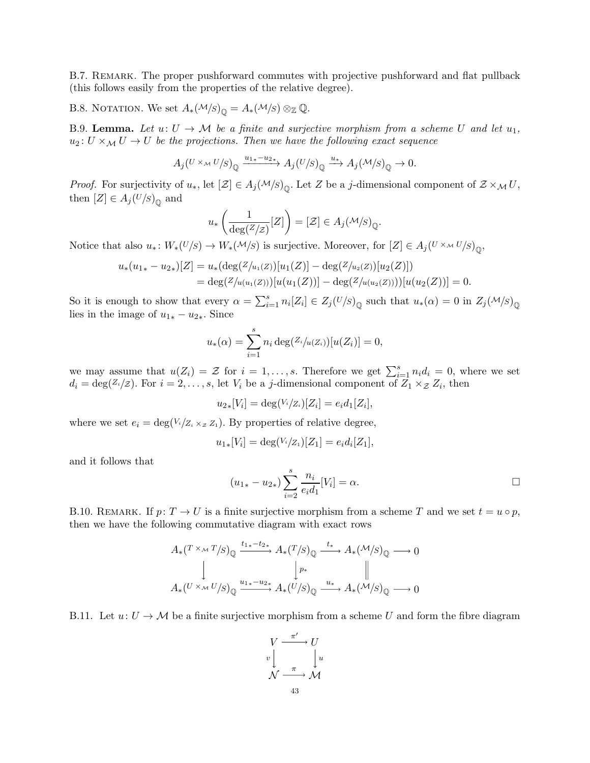B.7. Remark. The proper pushforward commutes with projective pushforward and flat pullback (this follows easily from the properties of the relative degree).

B.8. Notation. We set $A_*(\mathcal{M}/S)_{\mathbb{Q}} = A_*(\mathcal{M}/S) \otimes_{\mathbb{Z}} \mathbb{Q}$.

B.9. **Lemma.** *Let $u \colon U \to \mathcal{M}$ be a finite and surjective morphism from a scheme $U$ and let $u_1$, $u_2 \colon U \times_{\mathcal{M}} U \to U$ be the projections. Then we have the following exact sequence*

$$A_j(U \times_{\mathcal{M}} U/S)_{\mathbb{Q}} \xrightarrow{u_{1*} - u_{2*}} A_j(U/S)_{\mathbb{Q}} \xrightarrow{u_*} A_j(\mathcal{M}/S)_{\mathbb{Q}} \to 0.$$

*Proof.* For surjectivity of $u_*$, let $[\mathcal{Z}] \in A_j(\mathcal{M}/S)_{\mathbb{Q}}$. Let $Z$ be a $j$-dimensional component of $\mathcal{Z} \times_{\mathcal{M}} U$, then $[Z] \in A_j(U/S)_{\mathbb{Q}}$ and

$$u_* \left( \frac{1}{\deg(Z/\mathcal{Z})} [Z] \right) = [\mathcal{Z}] \in A_j(\mathcal{M}/S)_{\mathbb{Q}}.$$

Notice that also $u_* \colon W_*(U/S) \to W_*(\mathcal{M}/S)$ is surjective. Moreover, for $[Z] \in A_j(U \times_{\mathcal{M}} U/S)_{\mathbb{Q}}$,

$$\begin{aligned} u_*(u_{1*} - u_{2*})[Z] &= u_*(\deg(Z/u_1(Z))[u_1(Z)] - \deg(Z/u_2(Z))[u_2(Z)]) \\ &= \deg(Z/u(u_1(Z)))[u(u_1(Z))] - \deg(Z/u(u_2(Z))))[u(u_2(Z))] = 0. \end{aligned}$$

So it is enough to show that every $\alpha = \sum_{i=1}^{s} n_i [Z_i] \in Z_j(U/S)_{\mathbb{Q}}$ such that $u_*(\alpha) = 0$ in $Z_j(\mathcal{M}/S)_{\mathbb{Q}}$ lies in the image of $u_{1*} - u_{2*}$. Since

$$u_*(\alpha) = \sum_{i=1}^{s} n_i \deg(Z_i/u(Z_i))[u(Z_i)] = 0,$$

we may assume that $u(Z_i) = \mathcal{Z}$ for $i = 1, \ldots, s$. Therefore we get $\sum_{i=1}^{s} n_i d_i = 0$, where we set $d_i = \deg(Z_i/\mathcal{Z})$. For $i = 2, \ldots, s$, let $V_i$ be a $j$-dimensional component of $Z_1 \times_{\mathcal{Z}} Z_i$, then

$$u_{2*}[V_i] = \deg(V_i/Z_i)[Z_i] = e_i d_1 [Z_i],$$

where we set $e_i = \deg(V_i/Z_i \times_{\mathcal{Z}} Z_1)$. By properties of relative degree,

$$u_{1*}[V_i] = \deg(V_i/Z_1)[Z_1] = e_i d_i [Z_1],$$

and it follows that

$$(u_{1*} - u_{2*}) \sum_{i=2}^{s} \frac{n_i}{e_i d_1} [V_i] = \alpha. \qquad \square$$

B.10. Remark. If $p \colon T \to U$ is a finite surjective morphism from a scheme $T$ and we set $t = u \circ p$, then we have the following commutative diagram with exact rows

$$\begin{array}{ccccccc} A_*(T \times_{\mathcal{M}} T/S)_{\mathbb{Q}} & \xrightarrow{t_{1*} - t_{2*}} & A_*(T/S)_{\mathbb{Q}} & \xrightarrow{t_*} & A_*(\mathcal{M}/S)_{\mathbb{Q}} & \longrightarrow & 0 \\ \downarrow & & \downarrow p_* & & \| & & \\ A_*(U \times_{\mathcal{M}} U/S)_{\mathbb{Q}} & \xrightarrow{u_{1*} - u_{2*}} & A_*(U/S)_{\mathbb{Q}} & \xrightarrow{u_*} & A_*(\mathcal{M}/S)_{\mathbb{Q}} & \longrightarrow & 0 \end{array}$$

B.11. Let $u \colon U \to \mathcal{M}$ be a finite surjective morphism from a scheme $U$ and form the fibre diagram

$$\begin{array}{ccc} V & \xrightarrow{\pi'} & U \\ v \downarrow & & \downarrow u \\ \mathcal{N} & \xrightarrow{\pi} & \mathcal{M} \end{array}$$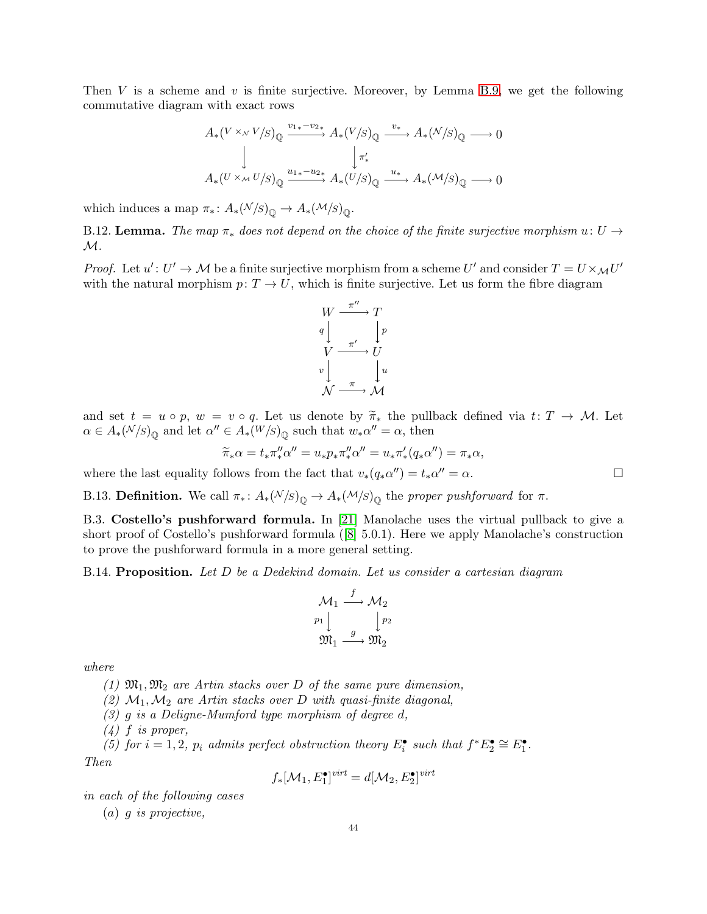Then $V$ is a scheme and $v$ is finite surjective. Moreover, by Lemma B.9, we get the following commutative diagram with exact rows

$$\begin{array}{ccccccc} A_*({}^{V\times_{\mathcal{N}} V}/S)_{\mathbb{Q}} & \xrightarrow{v_{1*}-v_{2*}} & A_*({}^{V}/S)_{\mathbb{Q}} & \xrightarrow{v_*} & A_*({}^{\mathcal{N}}/S)_{\mathbb{Q}} & \longrightarrow & 0 \\ \downarrow & & \downarrow{\scriptstyle \pi'_*} & & & & \\ A_*({}^{U\times_{\mathcal{M}} U}/S)_{\mathbb{Q}} & \xrightarrow{u_{1*}-u_{2*}} & A_*({}^{U}/S)_{\mathbb{Q}} & \xrightarrow{u_*} & A_*({}^{\mathcal{M}}/S)_{\mathbb{Q}} & \longrightarrow & 0 \end{array}$$

which induces a map $\pi_*\colon A_*({}^{\mathcal{N}}/S)_{\mathbb{Q}} \to A_*({}^{\mathcal{M}}/S)_{\mathbb{Q}}$.

B.12. **Lemma.** *The map $\pi_*$ does not depend on the choice of the finite surjective morphism $u\colon U \to \mathcal{M}$.*

*Proof.* Let $u'\colon U' \to \mathcal{M}$ be a finite surjective morphism from a scheme $U'$ and consider $T = U \times_{\mathcal{M}} U'$ with the natural morphism $p\colon T \to U$, which is finite surjective. Let us form the fibre diagram

$$\begin{array}{ccc} W & \xrightarrow{\pi''} & T \\ {\scriptstyle q}\downarrow & & \downarrow{\scriptstyle p} \\ V & \xrightarrow{\pi'} & U \\ {\scriptstyle v}\downarrow & & \downarrow{\scriptstyle u} \\ \mathcal{N} & \xrightarrow{\pi} & \mathcal{M} \end{array}$$

and set $t = u \circ p$, $w = v \circ q$. Let us denote by $\widetilde{\pi}_*$ the pullback defined via $t\colon T \to \mathcal{M}$. Let $\alpha \in A_*({}^{\mathcal{N}}/S)_{\mathbb{Q}}$ and let $\alpha'' \in A_*({}^{W}/S)_{\mathbb{Q}}$ such that $w_*\alpha'' = \alpha$, then

$$\widetilde{\pi}_*\alpha = t_*\pi''_*\alpha'' = u_*p_*\pi''_*\alpha'' = u_*\pi'_*(q_*\alpha'') = \pi_*\alpha,$$

where the last equality follows from the fact that $v_*(q_*\alpha'') = t_*\alpha'' = \alpha$. □

B.13. **Definition.** We call $\pi_*\colon A_*({}^{\mathcal{N}}/S)_{\mathbb{Q}} \to A_*({}^{\mathcal{M}}/S)_{\mathbb{Q}}$ the *proper pushforward* for $\pi$.

B.3. **Costello's pushforward formula.** In [21] Manolache uses the virtual pullback to give a short proof of Costello's pushforward formula ([8] 5.0.1). Here we apply Manolache's construction to prove the pushforward formula in a more general setting.

B.14. **Proposition.** *Let $D$ be a Dedekind domain. Let us consider a cartesian diagram*

$$\begin{array}{ccc} \mathcal{M}_1 & \xrightarrow{f} & \mathcal{M}_2 \\ {\scriptstyle p_1}\downarrow & & \downarrow{\scriptstyle p_2} \\ \mathfrak{M}_1 & \xrightarrow{g} & \mathfrak{M}_2 \end{array}$$

*where*

*(1) $\mathfrak{M}_1, \mathfrak{M}_2$ are Artin stacks over $D$ of the same pure dimension,*

*(2) $\mathcal{M}_1, \mathcal{M}_2$ are Artin stacks over $D$ with quasi-finite diagonal,*

*(3) $g$ is a Deligne-Mumford type morphism of degree $d$,*

*(4) $f$ is proper,*

*(5) for $i = 1, 2$, $p_i$ admits perfect obstruction theory $E_i^\bullet$ such that $f^*E_2^\bullet \cong E_1^\bullet$.*

*Then*

$$f_*[\mathcal{M}_1, E_1^\bullet]^{virt} = d[\mathcal{M}_2, E_2^\bullet]^{virt}$$

*in each of the following cases*

*(a) $g$ is projective,*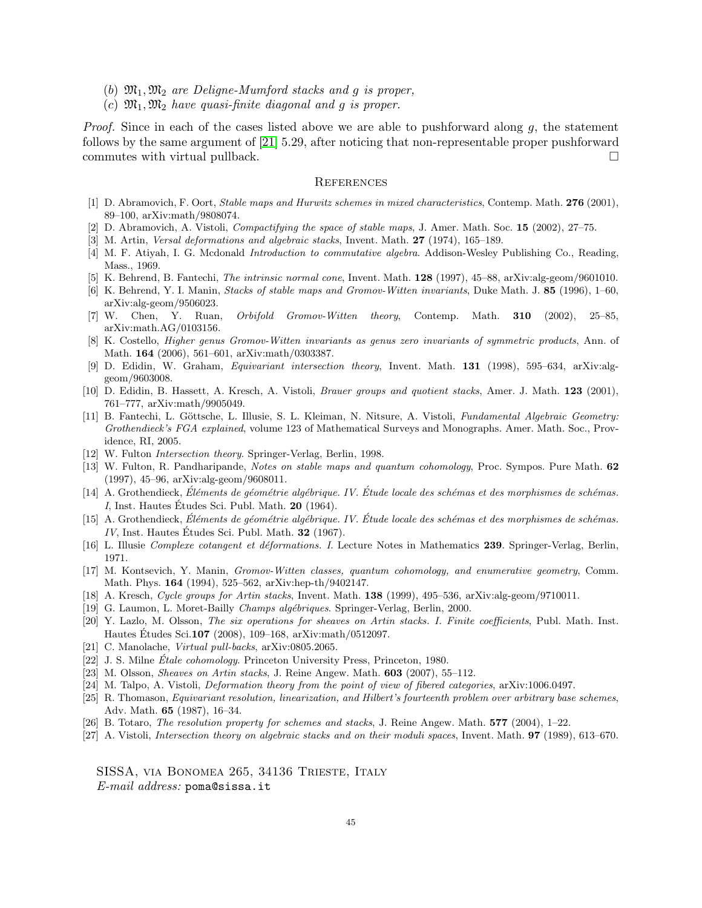(b) $\mathfrak{M}_1, \mathfrak{M}_2$ *are Deligne-Mumford stacks and $g$ is proper,*

(c) $\mathfrak{M}_1, \mathfrak{M}_2$ *have quasi-finite diagonal and $g$ is proper.*

*Proof.* Since in each of the cases listed above we are able to pushforward along $g$, the statement follows by the same argument of [21] 5.29, after noticing that non-representable proper pushforward commutes with virtual pullback. □

## References

[1] D. Abramovich, F. Oort, *Stable maps and Hurwitz schemes in mixed characteristics*, Contemp. Math. **276** (2001), 89–100, arXiv:math/9808074.

[2] D. Abramovich, A. Vistoli, *Compactifying the space of stable maps*, J. Amer. Math. Soc. **15** (2002), 27–75.

[3] M. Artin, *Versal deformations and algebraic stacks*, Invent. Math. **27** (1974), 165–189.

[4] M. F. Atiyah, I. G. Mcdonald *Introduction to commutative algebra*. Addison-Wesley Publishing Co., Reading, Mass., 1969.

[5] K. Behrend, B. Fantechi, *The intrinsic normal cone*, Invent. Math. **128** (1997), 45–88, arXiv:alg-geom/9601010.

[6] K. Behrend, Y. I. Manin, *Stacks of stable maps and Gromov-Witten invariants*, Duke Math. J. **85** (1996), 1–60, arXiv:alg-geom/9506023.

[7] W. Chen, Y. Ruan, *Orbifold Gromov-Witten theory*, Contemp. Math. **310** (2002), 25–85, arXiv:math.AG/0103156.

[8] K. Costello, *Higher genus Gromov-Witten invariants as genus zero invariants of symmetric products*, Ann. of Math. **164** (2006), 561–601, arXiv:math/0303387.

[9] D. Edidin, W. Graham, *Equivariant intersection theory*, Invent. Math. **131** (1998), 595–634, arXiv:alg-geom/9603008.

[10] D. Edidin, B. Hassett, A. Kresch, A. Vistoli, *Brauer groups and quotient stacks*, Amer. J. Math. **123** (2001), 761–777, arXiv:math/9905049.

[11] B. Fantechi, L. Göttsche, L. Illusie, S. L. Kleiman, N. Nitsure, A. Vistoli, *Fundamental Algebraic Geometry: Grothendieck's FGA explained*, volume 123 of Mathematical Surveys and Monographs. Amer. Math. Soc., Providence, RI, 2005.

[12] W. Fulton *Intersection theory*. Springer-Verlag, Berlin, 1998.

[13] W. Fulton, R. Pandharipande, *Notes on stable maps and quantum cohomology*, Proc. Sympos. Pure Math. **62** (1997), 45–96, arXiv:alg-geom/9608011.

[14] A. Grothendieck, *Éléments de géométrie algébrique. IV. Étude locale des schémas et des morphismes de schémas. I*, Inst. Hautes Études Sci. Publ. Math. **20** (1964).

[15] A. Grothendieck, *Éléments de géométrie algébrique. IV. Étude locale des schémas et des morphismes de schémas. IV*, Inst. Hautes Études Sci. Publ. Math. **32** (1967).

[16] L. Illusie *Complexe cotangent et déformations. I.* Lecture Notes in Mathematics **239**. Springer-Verlag, Berlin, 1971.

[17] M. Kontsevich, Y. Manin, *Gromov-Witten classes, quantum cohomology, and enumerative geometry*, Comm. Math. Phys. **164** (1994), 525–562, arXiv:hep-th/9402147.

[18] A. Kresch, *Cycle groups for Artin stacks*, Invent. Math. **138** (1999), 495–536, arXiv:alg-geom/9710011.

[19] G. Laumon, L. Moret-Bailly *Champs algébriques*. Springer-Verlag, Berlin, 2000.

[20] Y. Lazlo, M. Olsson, *The six operations for sheaves on Artin stacks. I. Finite coefficients*, Publ. Math. Inst. Hautes Études Sci.**107** (2008), 109–168, arXiv:math/0512097.

[21] C. Manolache, *Virtual pull-backs*, arXiv:0805.2065.

[22] J. S. Milne *Étale cohomology*. Princeton University Press, Princeton, 1980.

[23] M. Olsson, *Sheaves on Artin stacks*, J. Reine Angew. Math. **603** (2007), 55–112.

[24] M. Talpo, A. Vistoli, *Deformation theory from the point of view of fibered categories*, arXiv:1006.0497.

[25] R. Thomason, *Equivariant resolution, linearization, and Hilbert's fourteenth problem over arbitrary base schemes*, Adv. Math. **65** (1987), 16–34.

[26] B. Totaro, *The resolution property for schemes and stacks*, J. Reine Angew. Math. **577** (2004), 1–22.

[27] A. Vistoli, *Intersection theory on algebraic stacks and on their moduli spaces*, Invent. Math. **97** (1989), 613–670.

SISSA, via Bonomea 265, 34136 Trieste, Italy
*E-mail address:* poma@sissa.it